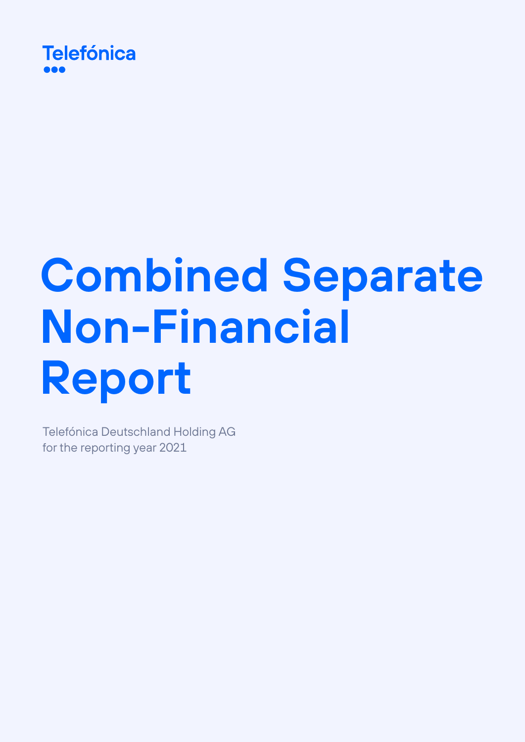Telefónica

# Combined Separate Non-Financial Report

Telefónica Deutschland Holding AG
for the reporting year 2021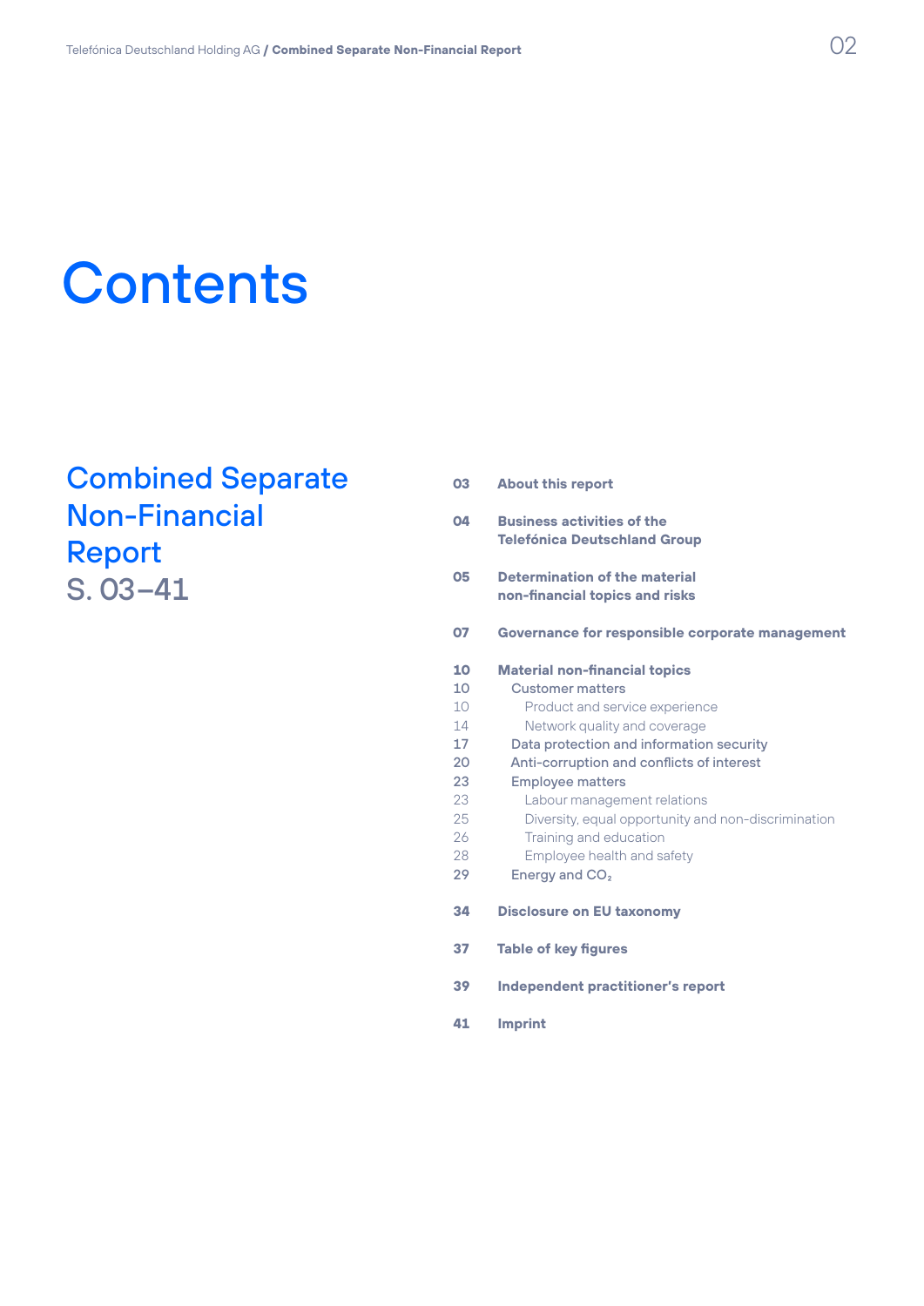# Contents

## Combined Separate Non-Financial Report
S. 03–41

| | |
|---|---|
| **03** | **About this report** |
| **04** | **Business activities of the Telefónica Deutschland Group** |
| **05** | **Determination of the material non-financial topics and risks** |
| **07** | **Governance for responsible corporate management** |
| **10** | **Material non-financial topics** |
| 10 | Customer matters |
| 10 | Product and service experience |
| 14 | Network quality and coverage |
| 17 | Data protection and information security |
| 20 | Anti-corruption and conflicts of interest |
| 23 | Employee matters |
| 23 | Labour management relations |
| 25 | Diversity, equal opportunity and non-discrimination |
| 26 | Training and education |
| 28 | Employee health and safety |
| 29 | Energy and $CO_2$ |
| **34** | **Disclosure on EU taxonomy** |
| **37** | **Table of key figures** |
| **39** | **Independent practitioner's report** |
| **41** | **Imprint** |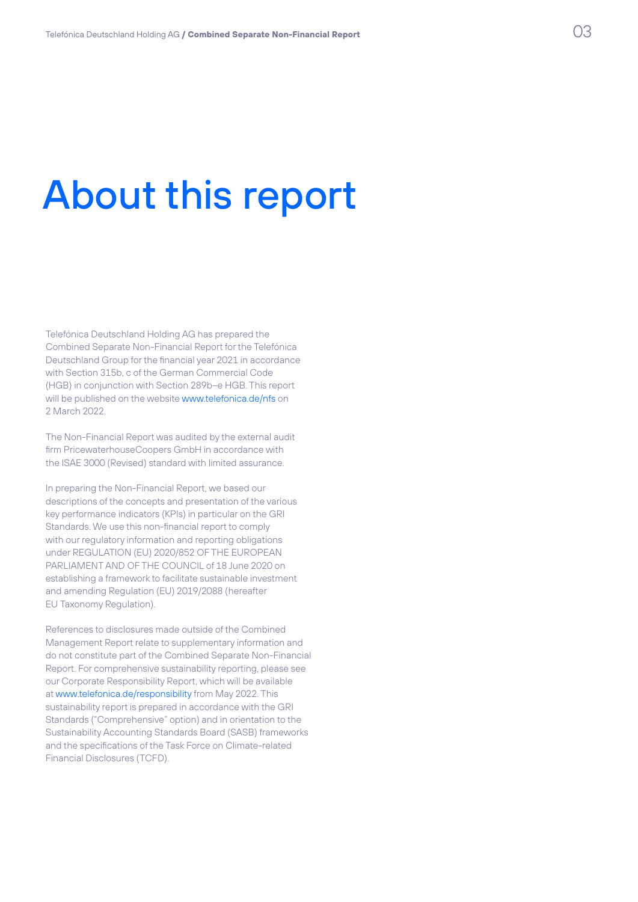# About this report

Telefónica Deutschland Holding AG has prepared the Combined Separate Non-Financial Report for the Telefónica Deutschland Group for the financial year 2021 in accordance with Section 315b, c of the German Commercial Code (HGB) in conjunction with Section 289b–e HGB. This report will be published on the website www.telefonica.de/nfs on 2 March 2022.

The Non-Financial Report was audited by the external audit firm PricewaterhouseCoopers GmbH in accordance with the ISAE 3000 (Revised) standard with limited assurance.

In preparing the Non-Financial Report, we based our descriptions of the concepts and presentation of the various key performance indicators (KPIs) in particular on the GRI Standards. We use this non-financial report to comply with our regulatory information and reporting obligations under REGULATION (EU) 2020/852 OF THE EUROPEAN PARLIAMENT AND OF THE COUNCIL of 18 June 2020 on establishing a framework to facilitate sustainable investment and amending Regulation (EU) 2019/2088 (hereafter EU Taxonomy Regulation).

References to disclosures made outside of the Combined Management Report relate to supplementary information and do not constitute part of the Combined Separate Non-Financial Report. For comprehensive sustainability reporting, please see our Corporate Responsibility Report, which will be available at www.telefonica.de/responsibility from May 2022. This sustainability report is prepared in accordance with the GRI Standards ("Comprehensive" option) and in orientation to the Sustainability Accounting Standards Board (SASB) frameworks and the specifications of the Task Force on Climate-related Financial Disclosures (TCFD).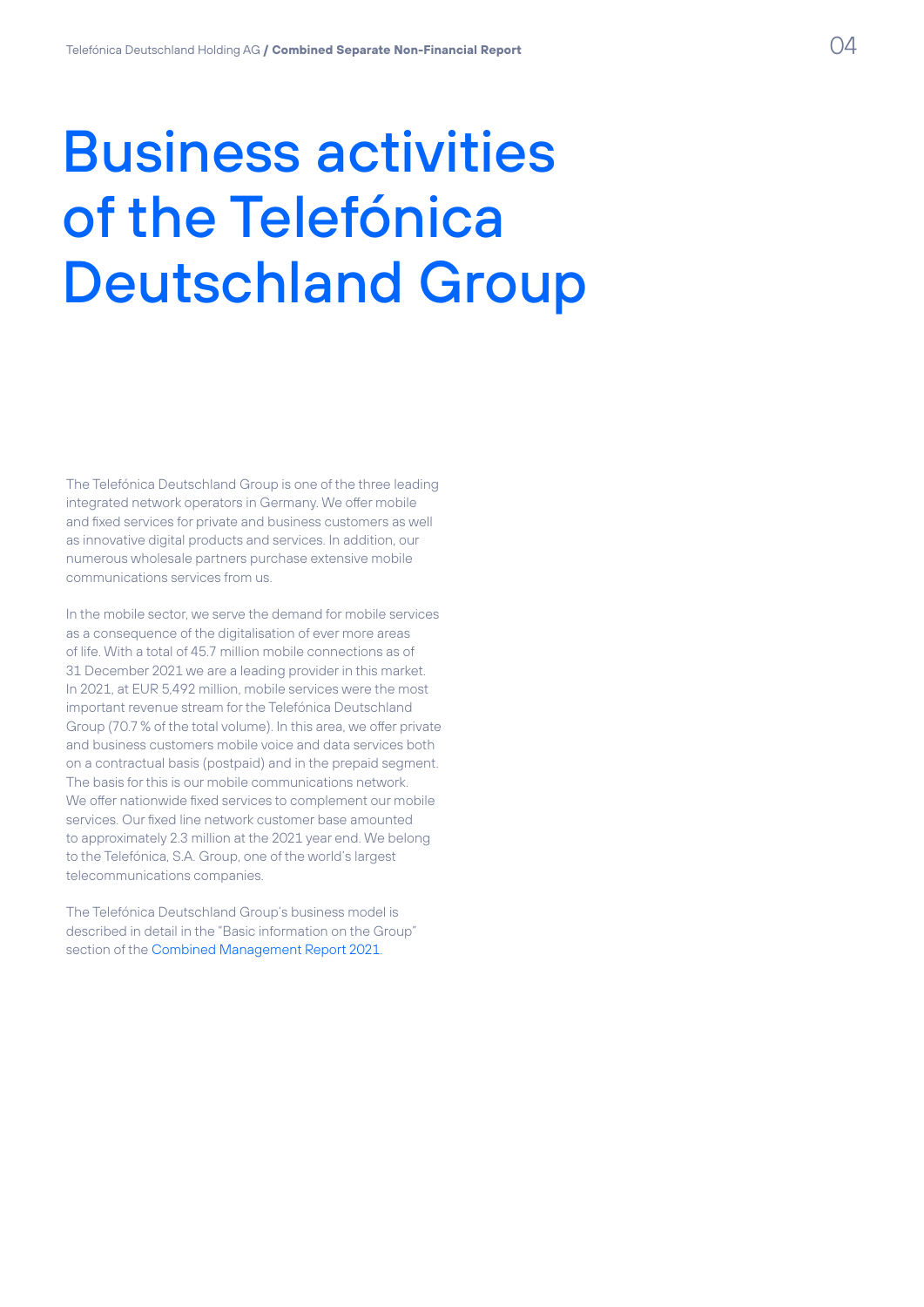# Business activities of the Telefónica Deutschland Group

The Telefónica Deutschland Group is one of the three leading integrated network operators in Germany. We offer mobile and fixed services for private and business customers as well as innovative digital products and services. In addition, our numerous wholesale partners purchase extensive mobile communications services from us.

In the mobile sector, we serve the demand for mobile services as a consequence of the digitalisation of ever more areas of life. With a total of 45.7 million mobile connections as of 31 December 2021 we are a leading provider in this market. In 2021, at EUR 5,492 million, mobile services were the most important revenue stream for the Telefónica Deutschland Group (70.7 % of the total volume). In this area, we offer private and business customers mobile voice and data services both on a contractual basis (postpaid) and in the prepaid segment. The basis for this is our mobile communications network. We offer nationwide fixed services to complement our mobile services. Our fixed line network customer base amounted to approximately 2.3 million at the 2021 year end. We belong to the Telefónica, S.A. Group, one of the world's largest telecommunications companies.

The Telefónica Deutschland Group's business model is described in detail in the "Basic information on the Group" section of the Combined Management Report 2021.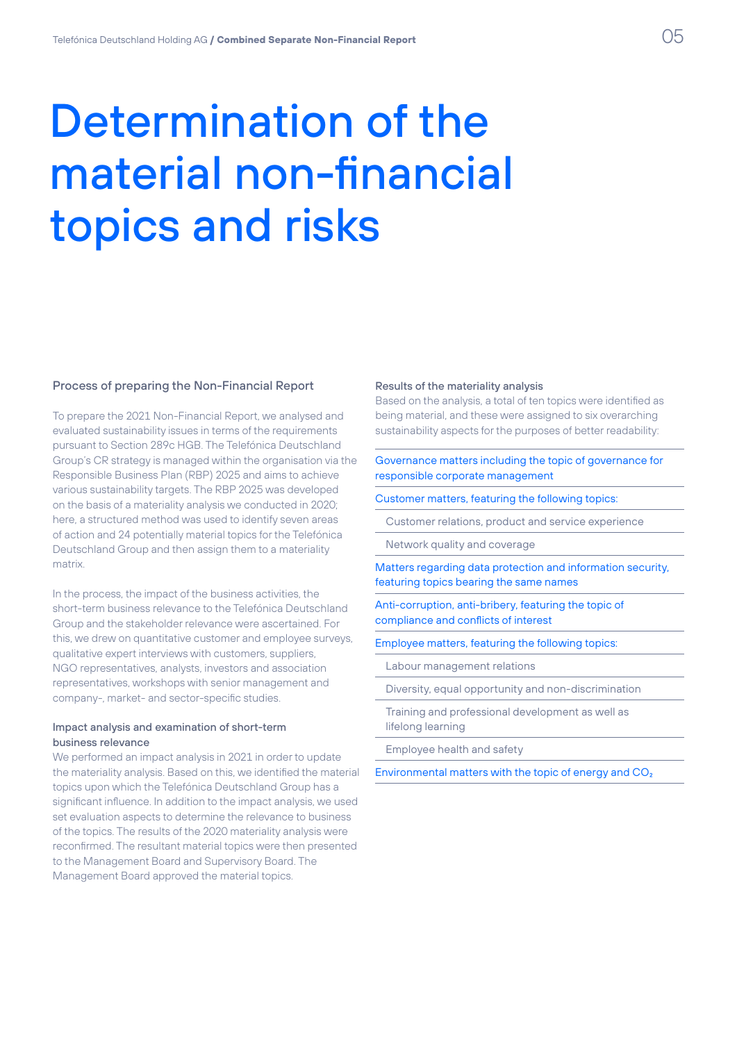# Determination of the material non-financial topics and risks

## Process of preparing the Non-Financial Report

To prepare the 2021 Non-Financial Report, we analysed and evaluated sustainability issues in terms of the requirements pursuant to Section 289c HGB. The Telefónica Deutschland Group's CR strategy is managed within the organisation via the Responsible Business Plan (RBP) 2025 and aims to achieve various sustainability targets. The RBP 2025 was developed on the basis of a materiality analysis we conducted in 2020; here, a structured method was used to identify seven areas of action and 24 potentially material topics for the Telefónica Deutschland Group and then assign them to a materiality matrix.

In the process, the impact of the business activities, the short-term business relevance to the Telefónica Deutschland Group and the stakeholder relevance were ascertained. For this, we drew on quantitative customer and employee surveys, qualitative expert interviews with customers, suppliers, NGO representatives, analysts, investors and association representatives, workshops with senior management and company-, market- and sector-specific studies.

### Impact analysis and examination of short-term business relevance

We performed an impact analysis in 2021 in order to update the materiality analysis. Based on this, we identified the material topics upon which the Telefónica Deutschland Group has a significant influence. In addition to the impact analysis, we used set evaluation aspects to determine the relevance to business of the topics. The results of the 2020 materiality analysis were reconfirmed. The resultant material topics were then presented to the Management Board and Supervisory Board. The Management Board approved the material topics.

### Results of the materiality analysis

Based on the analysis, a total of ten topics were identified as being material, and these were assigned to six overarching sustainability aspects for the purposes of better readability:

- Governance matters including the topic of governance for responsible corporate management
- Customer matters, featuring the following topics:
  - Customer relations, product and service experience
  - Network quality and coverage
- Matters regarding data protection and information security, featuring topics bearing the same names
- Anti-corruption, anti-bribery, featuring the topic of compliance and conflicts of interest
- Employee matters, featuring the following topics:
  - Labour management relations
  - Diversity, equal opportunity and non-discrimination
  - Training and professional development as well as lifelong learning
  - Employee health and safety
- Environmental matters with the topic of energy and $CO_2$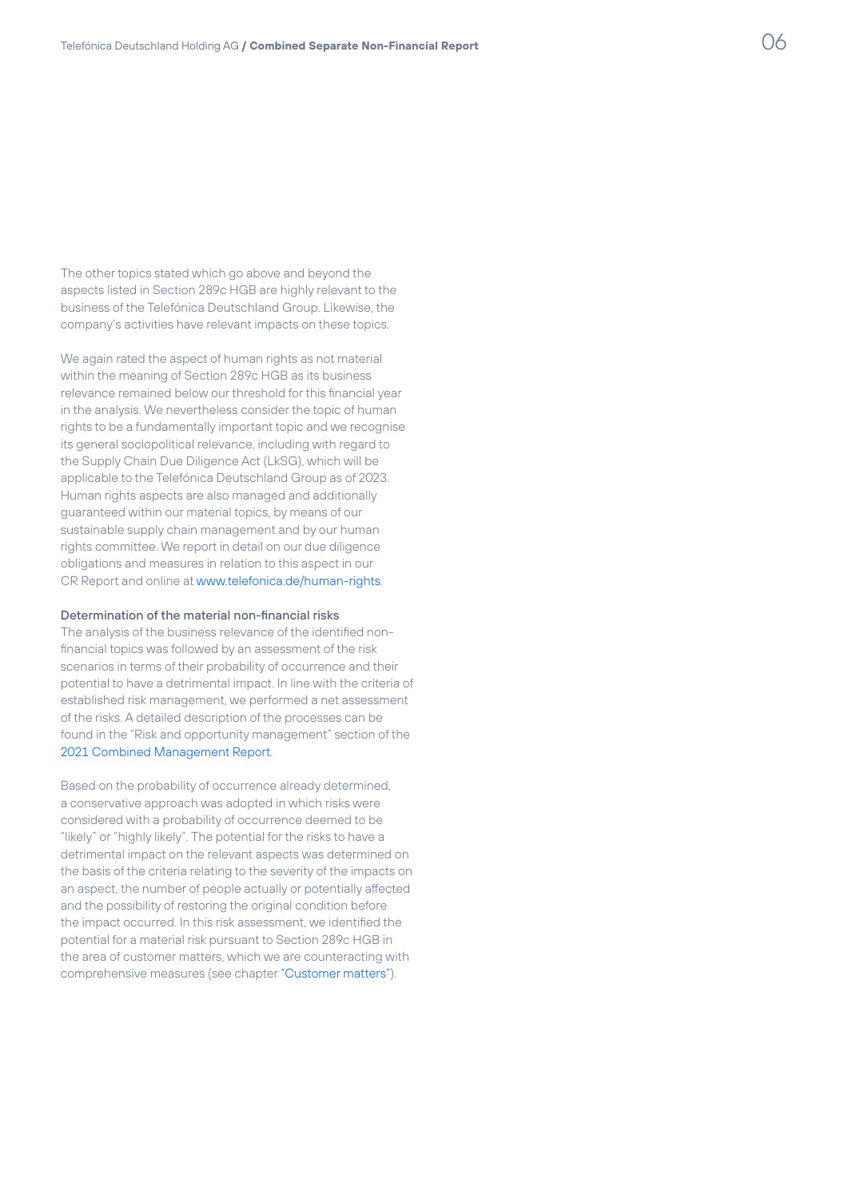The other topics stated which go above and beyond the aspects listed in Section 289c HGB are highly relevant to the business of the Telefónica Deutschland Group. Likewise, the company's activities have relevant impacts on these topics.

We again rated the aspect of human rights as not material within the meaning of Section 289c HGB as its business relevance remained below our threshold for this financial year in the analysis. We nevertheless consider the topic of human rights to be a fundamentally important topic and we recognise its general sociopolitical relevance, including with regard to the Supply Chain Due Diligence Act (LkSG), which will be applicable to the Telefónica Deutschland Group as of 2023. Human rights aspects are also managed and additionally guaranteed within our material topics, by means of our sustainable supply chain management and by our human rights committee. We report in detail on our due diligence obligations and measures in relation to this aspect in our CR Report and online at www.telefonica.de/human-rights.

### Determination of the material non-financial risks

The analysis of the business relevance of the identified non-financial topics was followed by an assessment of the risk scenarios in terms of their probability of occurrence and their potential to have a detrimental impact. In line with the criteria of established risk management, we performed a net assessment of the risks. A detailed description of the processes can be found in the "Risk and opportunity management" section of the 2021 Combined Management Report.

Based on the probability of occurrence already determined, a conservative approach was adopted in which risks were considered with a probability of occurrence deemed to be "likely" or "highly likely". The potential for the risks to have a detrimental impact on the relevant aspects was determined on the basis of the criteria relating to the severity of the impacts on an aspect, the number of people actually or potentially affected and the possibility of restoring the original condition before the impact occurred. In this risk assessment, we identified the potential for a material risk pursuant to Section 289c HGB in the area of customer matters, which we are counteracting with comprehensive measures (see chapter "Customer matters").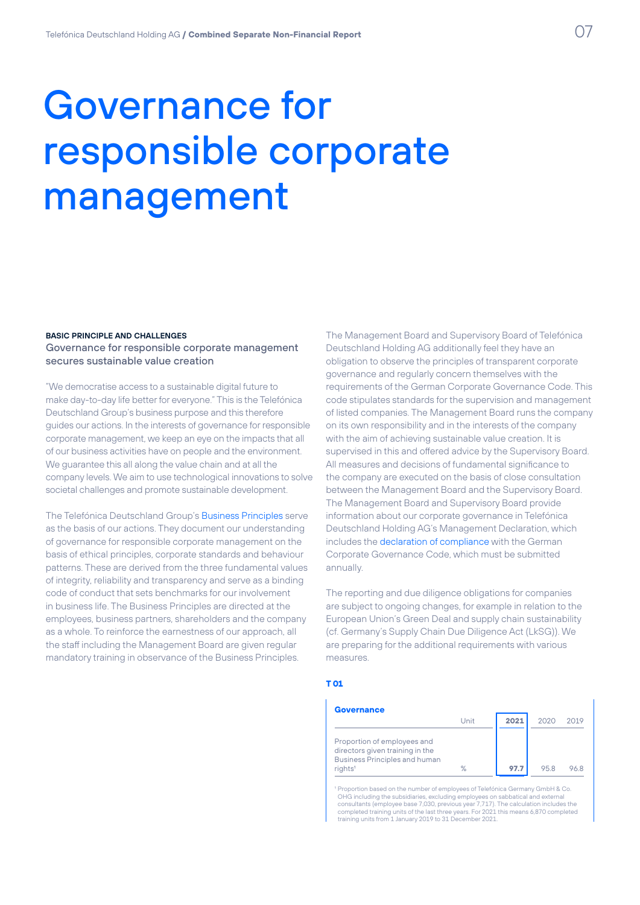# Governance for responsible corporate management

**BASIC PRINCIPLE AND CHALLENGES**

## Governance for responsible corporate management secures sustainable value creation

"We democratise access to a sustainable digital future to make day-to-day life better for everyone." This is the Telefónica Deutschland Group's business purpose and this therefore guides our actions. In the interests of governance for responsible corporate management, we keep an eye on the impacts that all of our business activities have on people and the environment. We guarantee this all along the value chain and at all the company levels. We aim to use technological innovations to solve societal challenges and promote sustainable development.

The Telefónica Deutschland Group's Business Principles serve as the basis of our actions. They document our understanding of governance for responsible corporate management on the basis of ethical principles, corporate standards and behaviour patterns. These are derived from the three fundamental values of integrity, reliability and transparency and serve as a binding code of conduct that sets benchmarks for our involvement in business life. The Business Principles are directed at the employees, business partners, shareholders and the company as a whole. To reinforce the earnestness of our approach, all the staff including the Management Board are given regular mandatory training in observance of the Business Principles.

The Management Board and Supervisory Board of Telefónica Deutschland Holding AG additionally feel they have an obligation to observe the principles of transparent corporate governance and regularly concern themselves with the requirements of the German Corporate Governance Code. This code stipulates standards for the supervision and management of listed companies. The Management Board runs the company on its own responsibility and in the interests of the company with the aim of achieving sustainable value creation. It is supervised in this and offered advice by the Supervisory Board. All measures and decisions of fundamental significance to the company are executed on the basis of close consultation between the Management Board and the Supervisory Board. The Management Board and Supervisory Board provide information about our corporate governance in Telefónica Deutschland Holding AG's Management Declaration, which includes the declaration of compliance with the German Corporate Governance Code, which must be submitted annually.

The reporting and due diligence obligations for companies are subject to ongoing changes, for example in relation to the European Union's Green Deal and supply chain sustainability (cf. Germany's Supply Chain Due Diligence Act (LkSG)). We are preparing for the additional requirements with various measures.

**T 01**

**Governance**

| | Unit | 2021 | 2020 | 2019 |
|---|---|---|---|---|
| Proportion of employees and directors given training in the Business Principles and human rights[1] | % | **97.7** | 95.8 | 96.8 |

[1] Proportion based on the number of employees of Telefónica Germany GmbH & Co. OHG including the subsidiaries, excluding employees on sabbatical and external consultants (employee base 7,030, previous year 7,717). The calculation includes the completed training units of the last three years. For 2021 this means 6,870 completed training units from 1 January 2019 to 31 December 2021.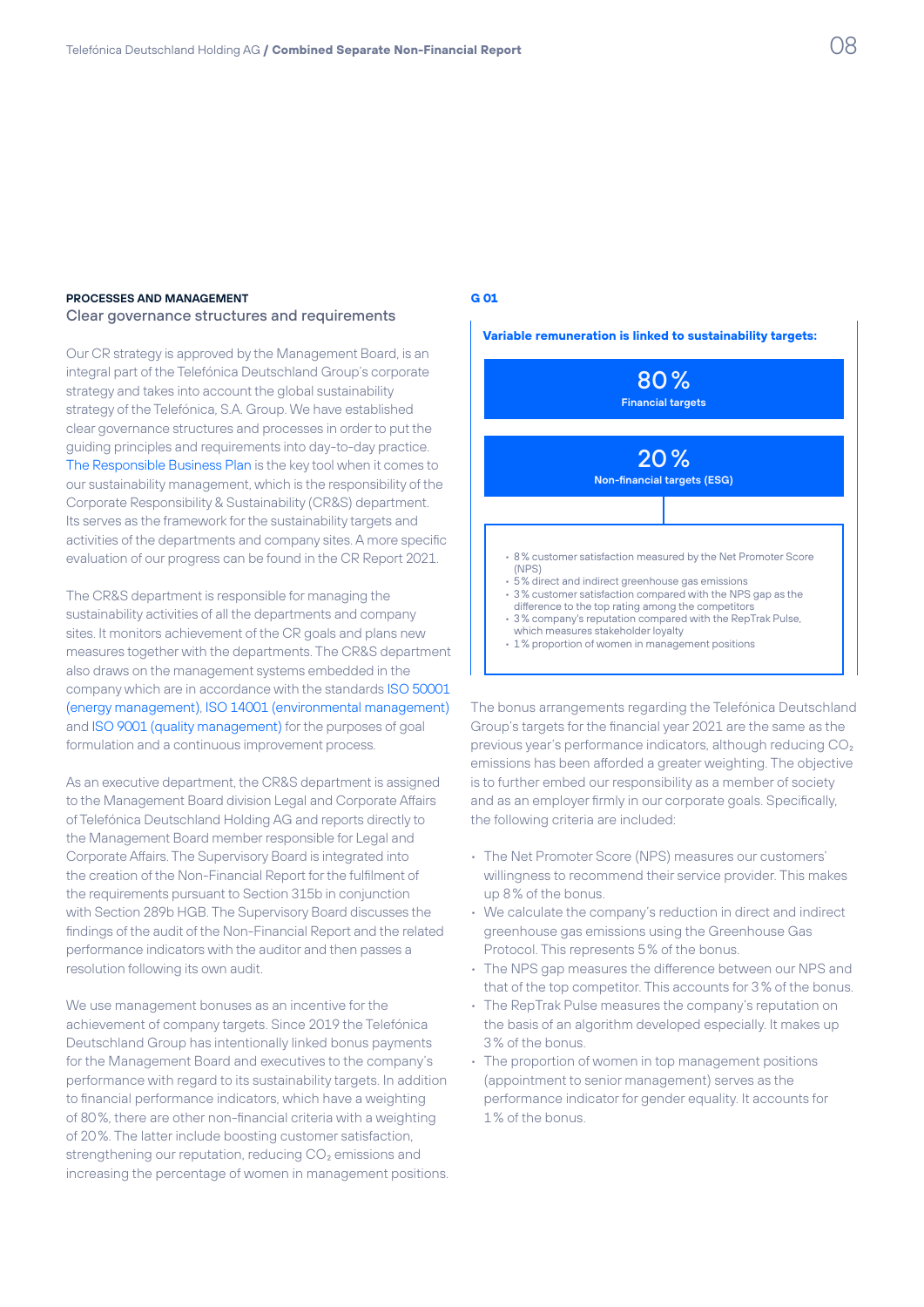PROCESSES AND MANAGEMENT

## Clear governance structures and requirements

Our CR strategy is approved by the Management Board, is an integral part of the Telefónica Deutschland Group's corporate strategy and takes into account the global sustainability strategy of the Telefónica, S.A. Group. We have established clear governance structures and processes in order to put the guiding principles and requirements into day-to-day practice. The Responsible Business Plan is the key tool when it comes to our sustainability management, which is the responsibility of the Corporate Responsibility & Sustainability (CR&S) department. Its serves as the framework for the sustainability targets and activities of the departments and company sites. A more specific evaluation of our progress can be found in the CR Report 2021.

The CR&S department is responsible for managing the sustainability activities of all the departments and company sites. It monitors achievement of the CR goals and plans new measures together with the departments. The CR&S department also draws on the management systems embedded in the company which are in accordance with the standards ISO 50001 (energy management), ISO 14001 (environmental management) and ISO 9001 (quality management) for the purposes of goal formulation and a continuous improvement process.

As an executive department, the CR&S department is assigned to the Management Board division Legal and Corporate Affairs of Telefónica Deutschland Holding AG and reports directly to the Management Board member responsible for Legal and Corporate Affairs. The Supervisory Board is integrated into the creation of the Non-Financial Report for the fulfilment of the requirements pursuant to Section 315b in conjunction with Section 289b HGB. The Supervisory Board discusses the findings of the audit of the Non-Financial Report and the related performance indicators with the auditor and then passes a resolution following its own audit.

We use management bonuses as an incentive for the achievement of company targets. Since 2019 the Telefónica Deutschland Group has intentionally linked bonus payments for the Management Board and executives to the company's performance with regard to its sustainability targets. In addition to financial performance indicators, which have a weighting of 80%, there are other non-financial criteria with a weighting of 20%. The latter include boosting customer satisfaction, strengthening our reputation, reducing $CO_2$ emissions and increasing the percentage of women in management positions.

**G 01**

**Variable remuneration is linked to sustainability targets:**

**80 %**
**Financial targets**

**20 %**
**Non-financial targets (ESG)**

- 8 % customer satisfaction measured by the Net Promoter Score (NPS)
- 5 % direct and indirect greenhouse gas emissions
- 3 % customer satisfaction compared with the NPS gap as the difference to the top rating among the competitors
- 3 % company's reputation compared with the RepTrak Pulse, which measures stakeholder loyalty
- 1 % proportion of women in management positions

The bonus arrangements regarding the Telefónica Deutschland Group's targets for the financial year 2021 are the same as the previous year's performance indicators, although reducing $CO_2$ emissions has been afforded a greater weighting. The objective is to further embed our responsibility as a member of society and as an employer firmly in our corporate goals. Specifically, the following criteria are included:

- The Net Promoter Score (NPS) measures our customers' willingness to recommend their service provider. This makes up 8 % of the bonus.
- We calculate the company's reduction in direct and indirect greenhouse gas emissions using the Greenhouse Gas Protocol. This represents 5 % of the bonus.
- The NPS gap measures the difference between our NPS and that of the top competitor. This accounts for 3 % of the bonus.
- The RepTrak Pulse measures the company's reputation on the basis of an algorithm developed especially. It makes up 3 % of the bonus.
- The proportion of women in top management positions (appointment to senior management) serves as the performance indicator for gender equality. It accounts for 1 % of the bonus.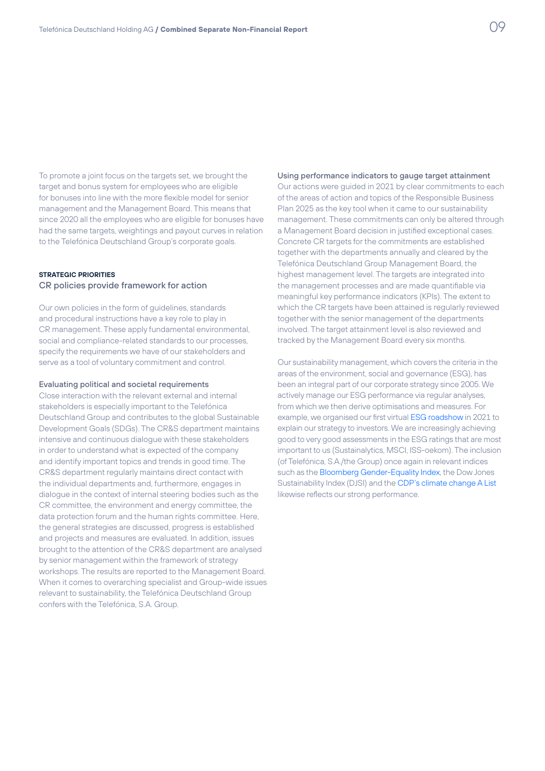To promote a joint focus on the targets set, we brought the target and bonus system for employees who are eligible for bonuses into line with the more flexible model for senior management and the Management Board. This means that since 2020 all the employees who are eligible for bonuses have had the same targets, weightings and payout curves in relation to the Telefónica Deutschland Group's corporate goals.

**STRATEGIC PRIORITIES**

## CR policies provide framework for action

Our own policies in the form of guidelines, standards and procedural instructions have a key role to play in CR management. These apply fundamental environmental, social and compliance-related standards to our processes, specify the requirements we have of our stakeholders and serve as a tool of voluntary commitment and control.

### Evaluating political and societal requirements

Close interaction with the relevant external and internal stakeholders is especially important to the Telefónica Deutschland Group and contributes to the global Sustainable Development Goals (SDGs). The CR&S department maintains intensive and continuous dialogue with these stakeholders in order to understand what is expected of the company and identify important topics and trends in good time. The CR&S department regularly maintains direct contact with the individual departments and, furthermore, engages in dialogue in the context of internal steering bodies such as the CR committee, the environment and energy committee, the data protection forum and the human rights committee. Here, the general strategies are discussed, progress is established and projects and measures are evaluated. In addition, issues brought to the attention of the CR&S department are analysed by senior management within the framework of strategy workshops. The results are reported to the Management Board. When it comes to overarching specialist and Group-wide issues relevant to sustainability, the Telefónica Deutschland Group confers with the Telefónica, S.A. Group.

### Using performance indicators to gauge target attainment

Our actions were guided in 2021 by clear commitments to each of the areas of action and topics of the Responsible Business Plan 2025 as the key tool when it came to our sustainability management. These commitments can only be altered through a Management Board decision in justified exceptional cases. Concrete CR targets for the commitments are established together with the departments annually and cleared by the Telefónica Deutschland Group Management Board, the highest management level. The targets are integrated into the management processes and are made quantifiable via meaningful key performance indicators (KPIs). The extent to which the CR targets have been attained is regularly reviewed together with the senior management of the departments involved. The target attainment level is also reviewed and tracked by the Management Board every six months.

Our sustainability management, which covers the criteria in the areas of the environment, social and governance (ESG), has been an integral part of our corporate strategy since 2005. We actively manage our ESG performance via regular analyses, from which we then derive optimisations and measures. For example, we organised our first virtual ESG roadshow in 2021 to explain our strategy to investors. We are increasingly achieving good to very good assessments in the ESG ratings that are most important to us (Sustainalytics, MSCI, ISS-oekom). The inclusion (of Telefónica, S.A./the Group) once again in relevant indices such as the Bloomberg Gender-Equality Index, the Dow Jones Sustainability Index (DJSI) and the CDP's climate change A List likewise reflects our strong performance.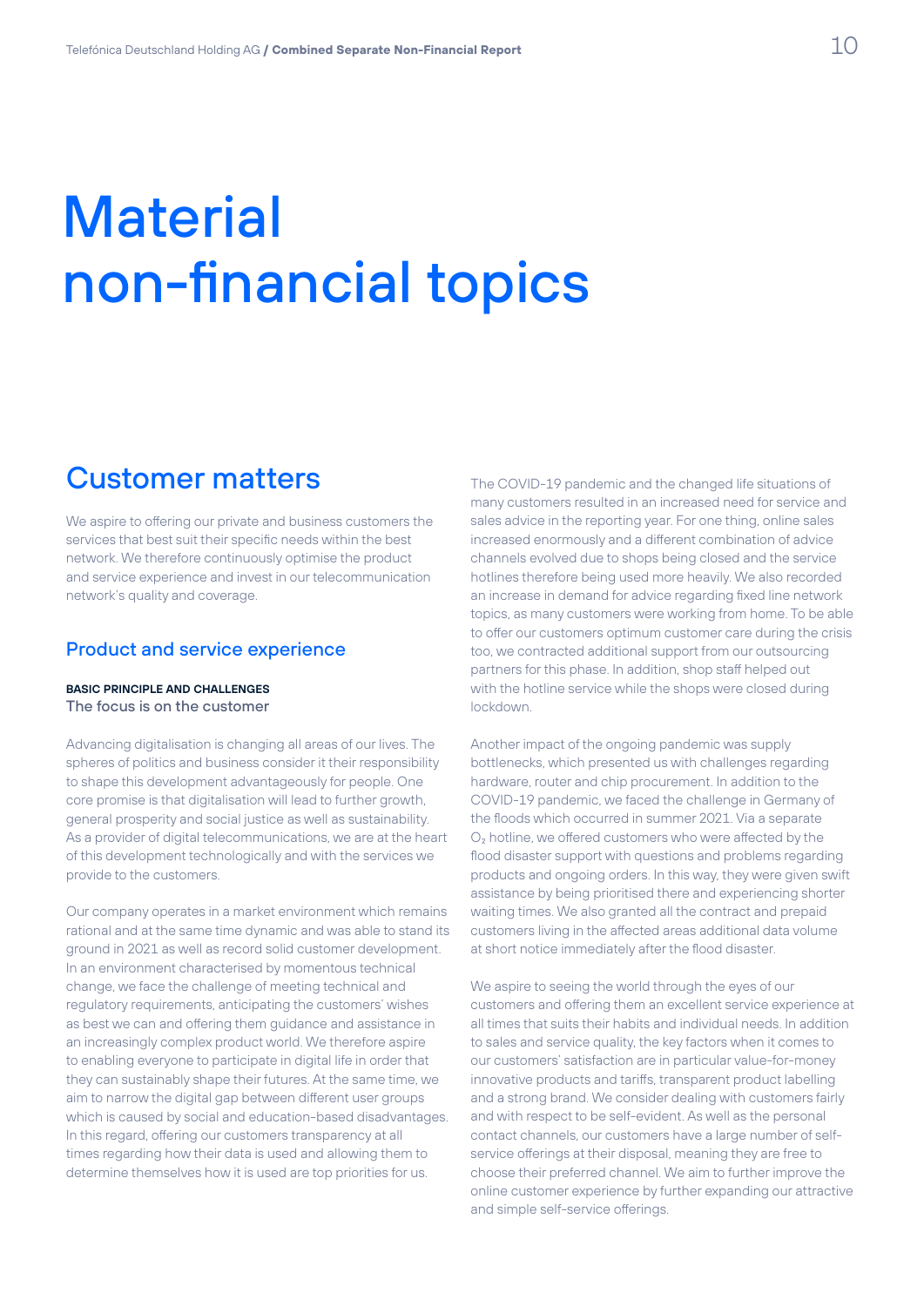# Material non-financial topics

## Customer matters

We aspire to offering our private and business customers the services that best suit their specific needs within the best network. We therefore continuously optimise the product and service experience and invest in our telecommunication network's quality and coverage.

### Product and service experience

**BASIC PRINCIPLE AND CHALLENGES**

The focus is on the customer

Advancing digitalisation is changing all areas of our lives. The spheres of politics and business consider it their responsibility to shape this development advantageously for people. One core promise is that digitalisation will lead to further growth, general prosperity and social justice as well as sustainability. As a provider of digital telecommunications, we are at the heart of this development technologically and with the services we provide to the customers.

Our company operates in a market environment which remains rational and at the same time dynamic and was able to stand its ground in 2021 as well as record solid customer development. In an environment characterised by momentous technical change, we face the challenge of meeting technical and regulatory requirements, anticipating the customers' wishes as best we can and offering them guidance and assistance in an increasingly complex product world. We therefore aspire to enabling everyone to participate in digital life in order that they can sustainably shape their futures. At the same time, we aim to narrow the digital gap between different user groups which is caused by social and education-based disadvantages. In this regard, offering our customers transparency at all times regarding how their data is used and allowing them to determine themselves how it is used are top priorities for us.

The COVID-19 pandemic and the changed life situations of many customers resulted in an increased need for service and sales advice in the reporting year. For one thing, online sales increased enormously and a different combination of advice channels evolved due to shops being closed and the service hotlines therefore being used more heavily. We also recorded an increase in demand for advice regarding fixed line network topics, as many customers were working from home. To be able to offer our customers optimum customer care during the crisis too, we contracted additional support from our outsourcing partners for this phase. In addition, shop staff helped out with the hotline service while the shops were closed during lockdown.

Another impact of the ongoing pandemic was supply bottlenecks, which presented us with challenges regarding hardware, router and chip procurement. In addition to the COVID-19 pandemic, we faced the challenge in Germany of the floods which occurred in summer 2021. Via a separate $O_2$ hotline, we offered customers who were affected by the flood disaster support with questions and problems regarding products and ongoing orders. In this way, they were given swift assistance by being prioritised there and experiencing shorter waiting times. We also granted all the contract and prepaid customers living in the affected areas additional data volume at short notice immediately after the flood disaster.

We aspire to seeing the world through the eyes of our customers and offering them an excellent service experience at all times that suits their habits and individual needs. In addition to sales and service quality, the key factors when it comes to our customers' satisfaction are in particular value-for-money innovative products and tariffs, transparent product labelling and a strong brand. We consider dealing with customers fairly and with respect to be self-evident. As well as the personal contact channels, our customers have a large number of self-service offerings at their disposal, meaning they are free to choose their preferred channel. We aim to further improve the online customer experience by further expanding our attractive and simple self-service offerings.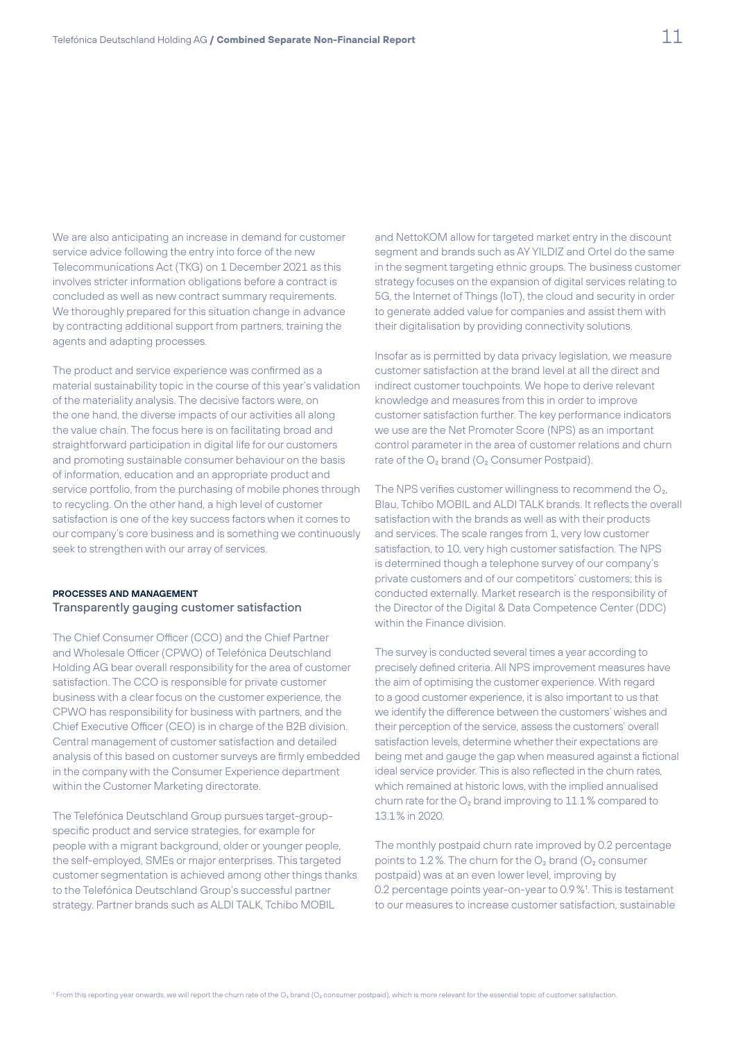We are also anticipating an increase in demand for customer service advice following the entry into force of the new Telecommunications Act (TKG) on 1 December 2021 as this involves stricter information obligations before a contract is concluded as well as new contract summary requirements. We thoroughly prepared for this situation change in advance by contracting additional support from partners, training the agents and adapting processes.

The product and service experience was confirmed as a material sustainability topic in the course of this year's validation of the materiality analysis. The decisive factors were, on the one hand, the diverse impacts of our activities all along the value chain. The focus here is on facilitating broad and straightforward participation in digital life for our customers and promoting sustainable consumer behaviour on the basis of information, education and an appropriate product and service portfolio, from the purchasing of mobile phones through to recycling. On the other hand, a high level of customer satisfaction is one of the key success factors when it comes to our company's core business and is something we continuously seek to strengthen with our array of services.

**PROCESSES AND MANAGEMENT**

## Transparently gauging customer satisfaction

The Chief Consumer Officer (CCO) and the Chief Partner and Wholesale Officer (CPWO) of Telefónica Deutschland Holding AG bear overall responsibility for the area of customer satisfaction. The CCO is responsible for private customer business with a clear focus on the customer experience, the CPWO has responsibility for business with partners, and the Chief Executive Officer (CEO) is in charge of the B2B division. Central management of customer satisfaction and detailed analysis of this based on customer surveys are firmly embedded in the company with the Consumer Experience department within the Customer Marketing directorate.

The Telefónica Deutschland Group pursues target-group-specific product and service strategies, for example for people with a migrant background, older or younger people, the self-employed, SMEs or major enterprises. This targeted customer segmentation is achieved among other things thanks to the Telefónica Deutschland Group's successful partner strategy. Partner brands such as ALDI TALK, Tchibo MOBIL and NettoKOM allow for targeted market entry in the discount segment and brands such as AY YILDIZ and Ortel do the same in the segment targeting ethnic groups. The business customer strategy focuses on the expansion of digital services relating to 5G, the Internet of Things (IoT), the cloud and security in order to generate added value for companies and assist them with their digitalisation by providing connectivity solutions.

Insofar as is permitted by data privacy legislation, we measure customer satisfaction at the brand level at all the direct and indirect customer touchpoints. We hope to derive relevant knowledge and measures from this in order to improve customer satisfaction further. The key performance indicators we use are the Net Promoter Score (NPS) as an important control parameter in the area of customer relations and churn rate of the $O_2$ brand ($O_2$ Consumer Postpaid).

The NPS verifies customer willingness to recommend the $O_2$, Blau, Tchibo MOBIL and ALDI TALK brands. It reflects the overall satisfaction with the brands as well as with their products and services. The scale ranges from 1, very low customer satisfaction, to 10, very high customer satisfaction. The NPS is determined though a telephone survey of our company's private customers and of our competitors' customers; this is conducted externally. Market research is the responsibility of the Director of the Digital & Data Competence Center (DDC) within the Finance division.

The survey is conducted several times a year according to precisely defined criteria. All NPS improvement measures have the aim of optimising the customer experience. With regard to a good customer experience, it is also important to us that we identify the difference between the customers' wishes and their perception of the service, assess the customers' overall satisfaction levels, determine whether their expectations are being met and gauge the gap when measured against a fictional ideal service provider. This is also reflected in the churn rates, which remained at historic lows, with the implied annualised churn rate for the $O_2$ brand improving to 11.1 % compared to 13.1 % in 2020.

The monthly postpaid churn rate improved by 0.2 percentage points to 1.2 %. The churn for the $O_2$ brand ($O_2$ consumer postpaid) was at an even lower level, improving by 0.2 percentage points year-on-year to 0.9 %[1]. This is testament to our measures to increase customer satisfaction, sustainable

[1] From this reporting year onwards, we will report the churn rate of the $O_2$ brand ($O_2$ consumer postpaid), which is more relevant for the essential topic of customer satisfaction.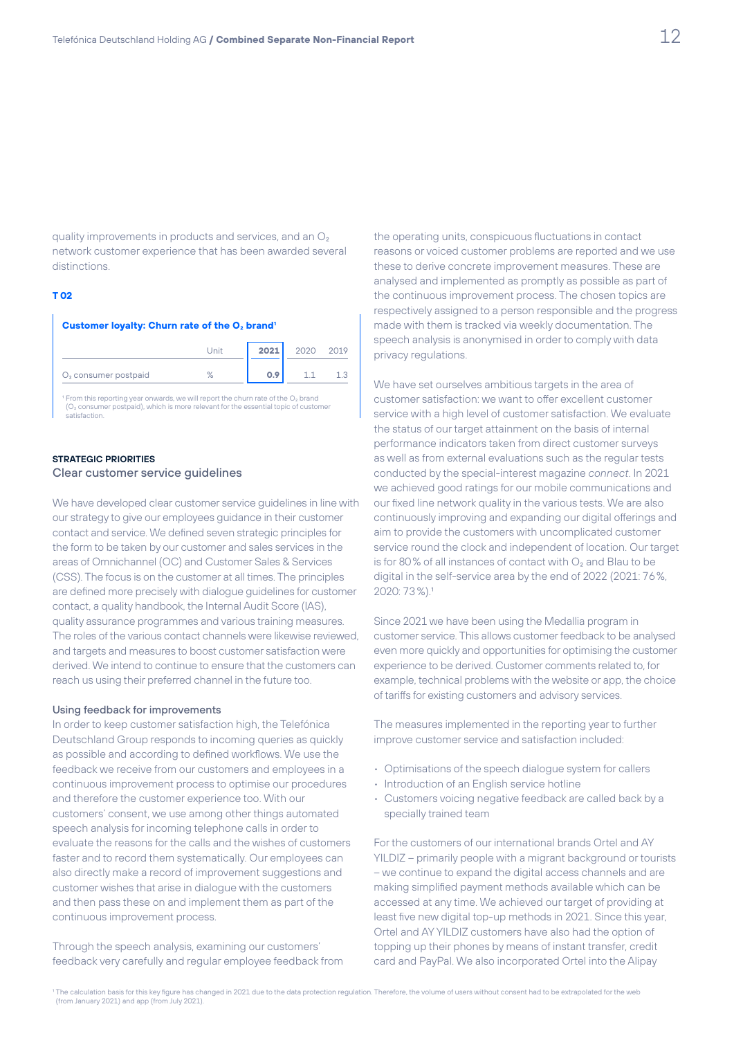quality improvements in products and services, and an $O_2$ network customer experience that has been awarded several distinctions.

**T 02**

**Customer loyalty: Churn rate of the $O_2$ brand**[1]

| | Unit | 2021 | 2020 | 2019 |
|---|---|---|---|---|
| $O_2$ consumer postpaid | % | 0.9 | 1.1 | 1.3 |

[1] From this reporting year onwards, we will report the churn rate of the $O_2$ brand ($O_2$ consumer postpaid), which is more relevant for the essential topic of customer satisfaction.

**STRATEGIC PRIORITIES**

## Clear customer service guidelines

We have developed clear customer service guidelines in line with our strategy to give our employees guidance in their customer contact and service. We defined seven strategic principles for the form to be taken by our customer and sales services in the areas of Omnichannel (OC) and Customer Sales & Services (CSS). The focus is on the customer at all times. The principles are defined more precisely with dialogue guidelines for customer contact, a quality handbook, the Internal Audit Score (IAS), quality assurance programmes and various training measures. The roles of the various contact channels were likewise reviewed, and targets and measures to boost customer satisfaction were derived. We intend to continue to ensure that the customers can reach us using their preferred channel in the future too.

### Using feedback for improvements

In order to keep customer satisfaction high, the Telefónica Deutschland Group responds to incoming queries as quickly as possible and according to defined workflows. We use the feedback we receive from our customers and employees in a continuous improvement process to optimise our procedures and therefore the customer experience too. With our customers' consent, we use among other things automated speech analysis for incoming telephone calls in order to evaluate the reasons for the calls and the wishes of customers faster and to record them systematically. Our employees can also directly make a record of improvement suggestions and customer wishes that arise in dialogue with the customers and then pass these on and implement them as part of the continuous improvement process.

Through the speech analysis, examining our customers' feedback very carefully and regular employee feedback from the operating units, conspicuous fluctuations in contact reasons or voiced customer problems are reported and we use these to derive concrete improvement measures. These are analysed and implemented as promptly as possible as part of the continuous improvement process. The chosen topics are respectively assigned to a person responsible and the progress made with them is tracked via weekly documentation. The speech analysis is anonymised in order to comply with data privacy regulations.

We have set ourselves ambitious targets in the area of customer satisfaction: we want to offer excellent customer service with a high level of customer satisfaction. We evaluate the status of our target attainment on the basis of internal performance indicators taken from direct customer surveys as well as from external evaluations such as the regular tests conducted by the special-interest magazine *connect*. In 2021 we achieved good ratings for our mobile communications and our fixed line network quality in the various tests. We are also continuously improving and expanding our digital offerings and aim to provide the customers with uncomplicated customer service round the clock and independent of location. Our target is for 80% of all instances of contact with $O_2$ and Blau to be digital in the self-service area by the end of 2022 (2021: 76%, 2020: 73%).[1]

Since 2021 we have been using the Medallia program in customer service. This allows customer feedback to be analysed even more quickly and opportunities for optimising the customer experience to be derived. Customer comments related to, for example, technical problems with the website or app, the choice of tariffs for existing customers and advisory services.

The measures implemented in the reporting year to further improve customer service and satisfaction included:

- Optimisations of the speech dialogue system for callers
- Introduction of an English service hotline
- Customers voicing negative feedback are called back by a specially trained team

For the customers of our international brands Ortel and AY YILDIZ – primarily people with a migrant background or tourists – we continue to expand the digital access channels and are making simplified payment methods available which can be accessed at any time. We achieved our target of providing at least five new digital top-up methods in 2021. Since this year, Ortel and AY YILDIZ customers have also had the option of topping up their phones by means of instant transfer, credit card and PayPal. We also incorporated Ortel into the Alipay

[1] The calculation basis for this key figure has changed in 2021 due to the data protection regulation. Therefore, the volume of users without consent had to be extrapolated for the web (from January 2021) and app (from July 2021).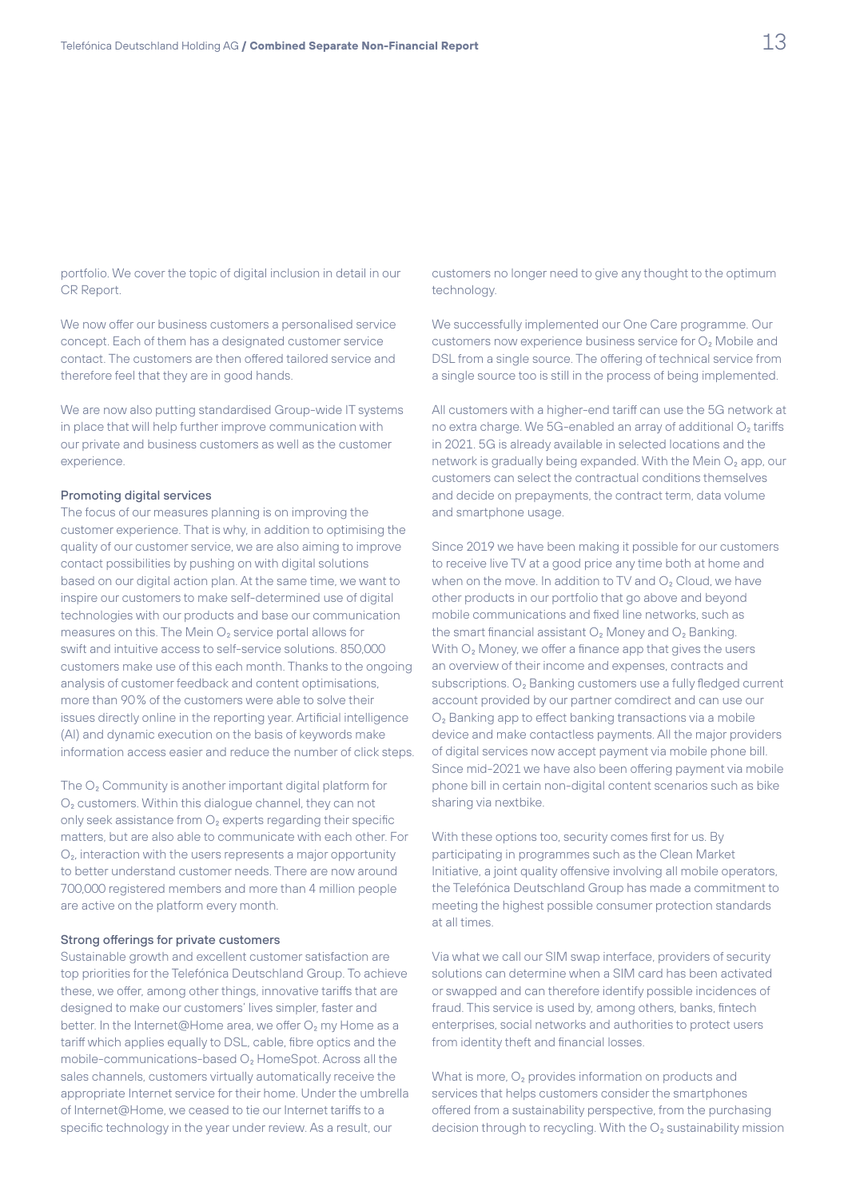portfolio. We cover the topic of digital inclusion in detail in our CR Report.

We now offer our business customers a personalised service concept. Each of them has a designated customer service contact. The customers are then offered tailored service and therefore feel that they are in good hands.

We are now also putting standardised Group-wide IT systems in place that will help further improve communication with our private and business customers as well as the customer experience.

### Promoting digital services

The focus of our measures planning is on improving the customer experience. That is why, in addition to optimising the quality of our customer service, we are also aiming to improve contact possibilities by pushing on with digital solutions based on our digital action plan. At the same time, we want to inspire our customers to make self-determined use of digital technologies with our products and base our communication measures on this. The Mein $O_2$ service portal allows for swift and intuitive access to self-service solutions. 850,000 customers make use of this each month. Thanks to the ongoing analysis of customer feedback and content optimisations, more than 90% of the customers were able to solve their issues directly online in the reporting year. Artificial intelligence (AI) and dynamic execution on the basis of keywords make information access easier and reduce the number of click steps.

The $O_2$ Community is another important digital platform for $O_2$ customers. Within this dialogue channel, they can not only seek assistance from $O_2$ experts regarding their specific matters, but are also able to communicate with each other. For $O_2$, interaction with the users represents a major opportunity to better understand customer needs. There are now around 700,000 registered members and more than 4 million people are active on the platform every month.

### Strong offerings for private customers

Sustainable growth and excellent customer satisfaction are top priorities for the Telefónica Deutschland Group. To achieve these, we offer, among other things, innovative tariffs that are designed to make our customers' lives simpler, faster and better. In the Internet@Home area, we offer $O_2$ my Home as a tariff which applies equally to DSL, cable, fibre optics and the mobile-communications-based $O_2$ HomeSpot. Across all the sales channels, customers virtually automatically receive the appropriate Internet service for their home. Under the umbrella of Internet@Home, we ceased to tie our Internet tariffs to a specific technology in the year under review. As a result, our customers no longer need to give any thought to the optimum technology.

We successfully implemented our One Care programme. Our customers now experience business service for $O_2$ Mobile and DSL from a single source. The offering of technical service from a single source too is still in the process of being implemented.

All customers with a higher-end tariff can use the 5G network at no extra charge. We 5G-enabled an array of additional $O_2$ tariffs in 2021. 5G is already available in selected locations and the network is gradually being expanded. With the Mein $O_2$ app, our customers can select the contractual conditions themselves and decide on prepayments, the contract term, data volume and smartphone usage.

Since 2019 we have been making it possible for our customers to receive live TV at a good price any time both at home and when on the move. In addition to TV and $O_2$ Cloud, we have other products in our portfolio that go above and beyond mobile communications and fixed line networks, such as the smart financial assistant $O_2$ Money and $O_2$ Banking. With $O_2$ Money, we offer a finance app that gives the users an overview of their income and expenses, contracts and subscriptions. $O_2$ Banking customers use a fully fledged current account provided by our partner comdirect and can use our $O_2$ Banking app to effect banking transactions via a mobile device and make contactless payments. All the major providers of digital services now accept payment via mobile phone bill. Since mid-2021 we have also been offering payment via mobile phone bill in certain non-digital content scenarios such as bike sharing via nextbike.

With these options too, security comes first for us. By participating in programmes such as the Clean Market Initiative, a joint quality offensive involving all mobile operators, the Telefónica Deutschland Group has made a commitment to meeting the highest possible consumer protection standards at all times.

Via what we call our SIM swap interface, providers of security solutions can determine when a SIM card has been activated or swapped and can therefore identify possible incidences of fraud. This service is used by, among others, banks, fintech enterprises, social networks and authorities to protect users from identity theft and financial losses.

What is more, $O_2$ provides information on products and services that helps customers consider the smartphones offered from a sustainability perspective, from the purchasing decision through to recycling. With the $O_2$ sustainability mission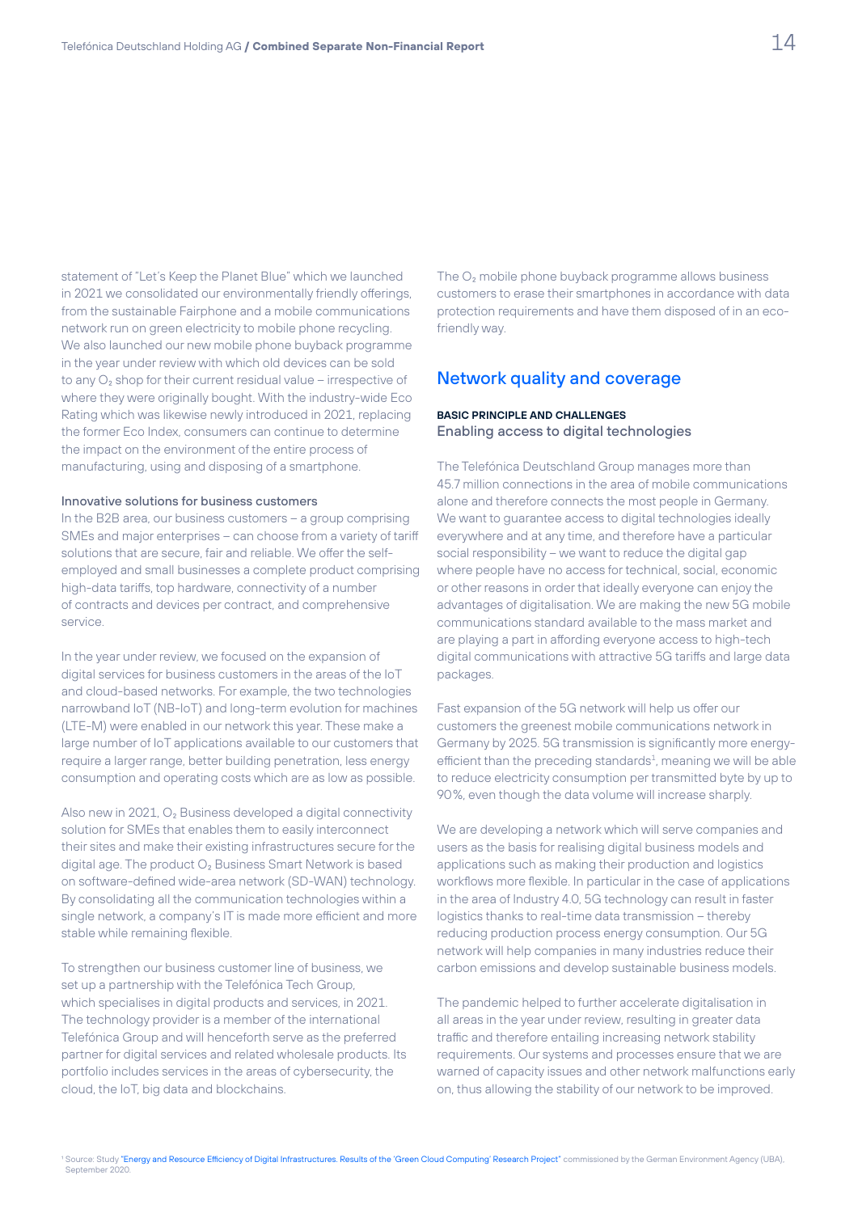statement of "Let´s Keep the Planet Blue" which we launched in 2021 we consolidated our environmentally friendly offerings, from the sustainable Fairphone and a mobile communications network run on green electricity to mobile phone recycling. We also launched our new mobile phone buyback programme in the year under review with which old devices can be sold to any $O_2$ shop for their current residual value – irrespective of where they were originally bought. With the industry-wide Eco Rating which was likewise newly introduced in 2021, replacing the former Eco Index, consumers can continue to determine the impact on the environment of the entire process of manufacturing, using and disposing of a smartphone.

#### Innovative solutions for business customers

In the B2B area, our business customers – a group comprising SMEs and major enterprises – can choose from a variety of tariff solutions that are secure, fair and reliable. We offer the self-employed and small businesses a complete product comprising high-data tariffs, top hardware, connectivity of a number of contracts and devices per contract, and comprehensive service.

In the year under review, we focused on the expansion of digital services for business customers in the areas of the IoT and cloud-based networks. For example, the two technologies narrowband IoT (NB-IoT) and long-term evolution for machines (LTE-M) were enabled in our network this year. These make a large number of IoT applications available to our customers that require a larger range, better building penetration, less energy consumption and operating costs which are as low as possible.

Also new in 2021, $O_2$ Business developed a digital connectivity solution for SMEs that enables them to easily interconnect their sites and make their existing infrastructures secure for the digital age. The product $O_2$ Business Smart Network is based on software-defined wide-area network (SD-WAN) technology. By consolidating all the communication technologies within a single network, a company's IT is made more efficient and more stable while remaining flexible.

To strengthen our business customer line of business, we set up a partnership with the Telefónica Tech Group, which specialises in digital products and services, in 2021. The technology provider is a member of the international Telefónica Group and will henceforth serve as the preferred partner for digital services and related wholesale products. Its portfolio includes services in the areas of cybersecurity, the cloud, the IoT, big data and blockchains.

The $O_2$ mobile phone buyback programme allows business customers to erase their smartphones in accordance with data protection requirements and have them disposed of in an eco-friendly way.

## Network quality and coverage

**BASIC PRINCIPLE AND CHALLENGES**

### Enabling access to digital technologies

The Telefónica Deutschland Group manages more than 45.7 million connections in the area of mobile communications alone and therefore connects the most people in Germany. We want to guarantee access to digital technologies ideally everywhere and at any time, and therefore have a particular social responsibility – we want to reduce the digital gap where people have no access for technical, social, economic or other reasons in order that ideally everyone can enjoy the advantages of digitalisation. We are making the new 5G mobile communications standard available to the mass market and are playing a part in affording everyone access to high-tech digital communications with attractive 5G tariffs and large data packages.

Fast expansion of the 5G network will help us offer our customers the greenest mobile communications network in Germany by 2025. 5G transmission is significantly more energy-efficient than the preceding standards[1], meaning we will be able to reduce electricity consumption per transmitted byte by up to 90%, even though the data volume will increase sharply.

We are developing a network which will serve companies and users as the basis for realising digital business models and applications such as making their production and logistics workflows more flexible. In particular in the case of applications in the area of Industry 4.0, 5G technology can result in faster logistics thanks to real-time data transmission – thereby reducing production process energy consumption. Our 5G network will help companies in many industries reduce their carbon emissions and develop sustainable business models.

The pandemic helped to further accelerate digitalisation in all areas in the year under review, resulting in greater data traffic and therefore entailing increasing network stability requirements. Our systems and processes ensure that we are warned of capacity issues and other network malfunctions early on, thus allowing the stability of our network to be improved.

[1] Source: Study "Energy and Resource Efficiency of Digital Infrastructures. Results of the 'Green Cloud Computing' Research Project" commissioned by the German Environment Agency (UBA), September 2020.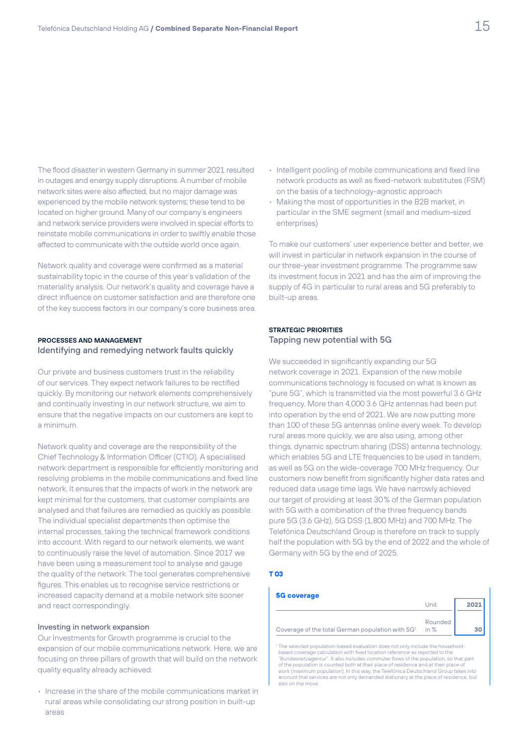The flood disaster in western Germany in summer 2021 resulted in outages and energy supply disruptions. A number of mobile network sites were also affected, but no major damage was experienced by the mobile network systems; these tend to be located on higher ground. Many of our company's engineers and network service providers were involved in special efforts to reinstate mobile communications in order to swiftly enable those affected to communicate with the outside world once again.

Network quality and coverage were confirmed as a material sustainability topic in the course of this year's validation of the materiality analysis. Our network's quality and coverage have a direct influence on customer satisfaction and are therefore one of the key success factors in our company's core business area.

#### PROCESSES AND MANAGEMENT

### Identifying and remedying network faults quickly

Our private and business customers trust in the reliability of our services. They expect network failures to be rectified quickly. By monitoring our network elements comprehensively and continually investing in our network structure, we aim to ensure that the negative impacts on our customers are kept to a minimum.

Network quality and coverage are the responsibility of the Chief Technology & Information Officer (CTIO). A specialised network department is responsible for efficiently monitoring and resolving problems in the mobile communications and fixed line network. It ensures that the impacts of work in the network are kept minimal for the customers, that customer complaints are analysed and that failures are remedied as quickly as possible. The individual specialist departments then optimise the internal processes, taking the technical framework conditions into account. With regard to our network elements, we want to continuously raise the level of automation. Since 2017 we have been using a measurement tool to analyse and gauge the quality of the network. The tool generates comprehensive figures. This enables us to recognise service restrictions or increased capacity demand at a mobile network site sooner and react correspondingly.

#### Investing in network expansion

Our Investments for Growth programme is crucial to the expansion of our mobile communications network. Here, we are focusing on three pillars of growth that will build on the network quality equality already achieved:

- Increase in the share of the mobile communications market in rural areas while consolidating our strong position in built-up areas
- Intelligent pooling of mobile communications and fixed line network products as well as fixed-network substitutes (FSM) on the basis of a technology-agnostic approach
- Making the most of opportunities in the B2B market, in particular in the SME segment (small and medium-sized enterprises)

To make our customers' user experience better and better, we will invest in particular in network expansion in the course of our three-year investment programme. The programme saw its investment focus in 2021 and has the aim of improving the supply of 4G in particular to rural areas and 5G preferably to built-up areas.

#### STRATEGIC PRIORITIES

### Tapping new potential with 5G

We succeeded in significantly expanding our 5G network coverage in 2021. Expansion of the new mobile communications technology is focused on what is known as "pure 5G", which is transmitted via the most powerful 3.6 GHz frequency. More than 4,000 3.6 GHz antennas had been put into operation by the end of 2021. We are now putting more than 100 of these 5G antennas online every week. To develop rural areas more quickly, we are also using, among other things, dynamic spectrum sharing (DSS) antenna technology, which enables 5G and LTE frequencies to be used in tandem, as well as 5G on the wide-coverage 700 MHz frequency. Our customers now benefit from significantly higher data rates and reduced data usage time lags. We have narrowly achieved our target of providing at least 30% of the German population with 5G with a combination of the three frequency bands pure 5G (3.6 GHz), 5G DSS (1,800 MHz) and 700 MHz. The Telefónica Deutschland Group is therefore on track to supply half the population with 5G by the end of 2022 and the whole of Germany with 5G by the end of 2025.

**T 03**

**5G coverage**

| | Unit | 2021 |
|---|---|---|
| Coverage of the total German population with 5G[1] | Rounded in % | 30 |

[1] The selected population-based evaluation does not only include the household-based coverage calculation with fixed location reference as reported to the "Bundesnetzagentur". It also includes commuter flows of the population, so that part of the population is counted both at their place of residence and at their place of work (maximum population). In this way, the Telefónica Deutschland Group takes into account that services are not only demanded stationary at the place of residence, but also on the move.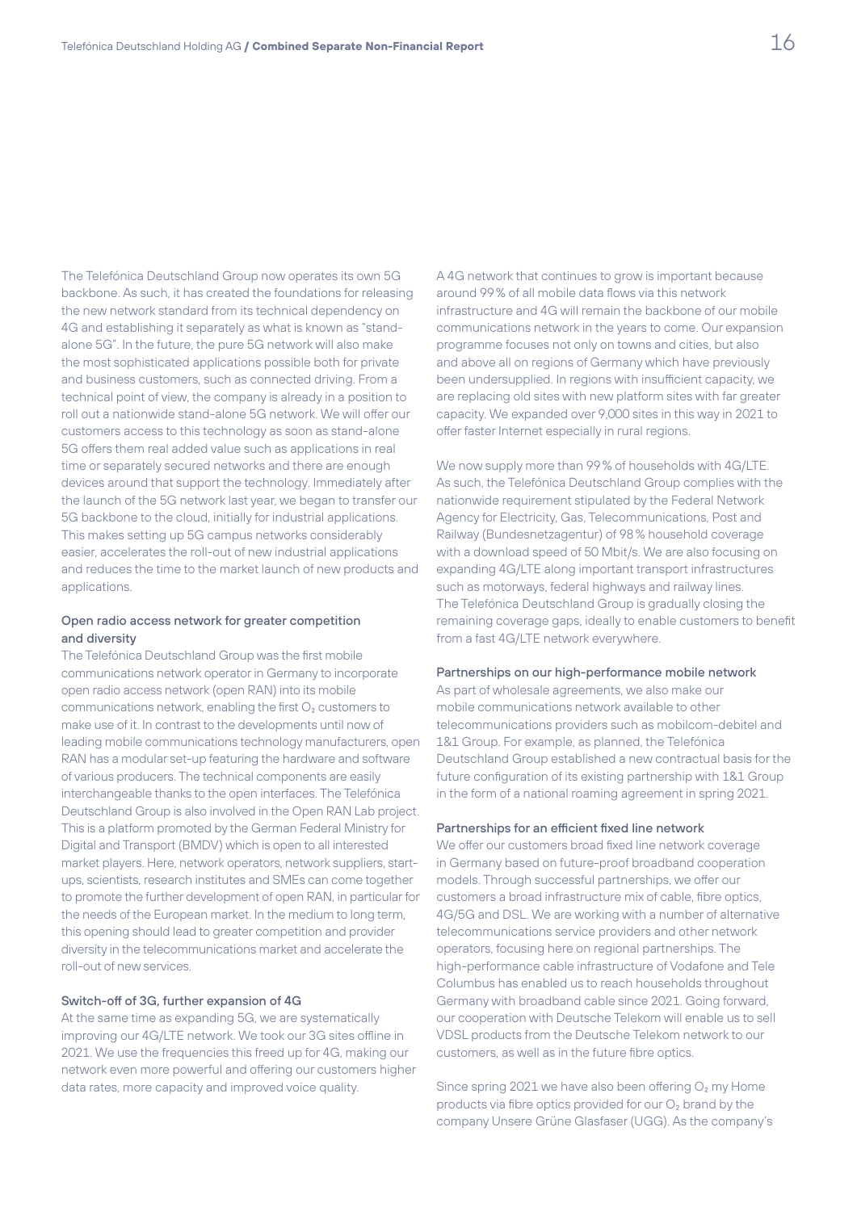The Telefónica Deutschland Group now operates its own 5G backbone. As such, it has created the foundations for releasing the new network standard from its technical dependency on 4G and establishing it separately as what is known as "stand-alone 5G". In the future, the pure 5G network will also make the most sophisticated applications possible both for private and business customers, such as connected driving. From a technical point of view, the company is already in a position to roll out a nationwide stand-alone 5G network. We will offer our customers access to this technology as soon as stand-alone 5G offers them real added value such as applications in real time or separately secured networks and there are enough devices around that support the technology. Immediately after the launch of the 5G network last year, we began to transfer our 5G backbone to the cloud, initially for industrial applications. This makes setting up 5G campus networks considerably easier, accelerates the roll-out of new industrial applications and reduces the time to the market launch of new products and applications.

### Open radio access network for greater competition and diversity

The Telefónica Deutschland Group was the first mobile communications network operator in Germany to incorporate open radio access network (open RAN) into its mobile communications network, enabling the first $O_2$ customers to make use of it. In contrast to the developments until now of leading mobile communications technology manufacturers, open RAN has a modular set-up featuring the hardware and software of various producers. The technical components are easily interchangeable thanks to the open interfaces. The Telefónica Deutschland Group is also involved in the Open RAN Lab project. This is a platform promoted by the German Federal Ministry for Digital and Transport (BMDV) which is open to all interested market players. Here, network operators, network suppliers, start-ups, scientists, research institutes and SMEs can come together to promote the further development of open RAN, in particular for the needs of the European market. In the medium to long term, this opening should lead to greater competition and provider diversity in the telecommunications market and accelerate the roll-out of new services.

### Switch-off of 3G, further expansion of 4G

At the same time as expanding 5G, we are systematically improving our 4G/LTE network. We took our 3G sites offline in 2021. We use the frequencies this freed up for 4G, making our network even more powerful and offering our customers higher data rates, more capacity and improved voice quality.

A 4G network that continues to grow is important because around 99% of all mobile data flows via this network infrastructure and 4G will remain the backbone of our mobile communications network in the years to come. Our expansion programme focuses not only on towns and cities, but also and above all on regions of Germany which have previously been undersupplied. In regions with insufficient capacity, we are replacing old sites with new platform sites with far greater capacity. We expanded over 9,000 sites in this way in 2021 to offer faster Internet especially in rural regions.

We now supply more than 99% of households with 4G/LTE. As such, the Telefónica Deutschland Group complies with the nationwide requirement stipulated by the Federal Network Agency for Electricity, Gas, Telecommunications, Post and Railway (Bundesnetzagentur) of 98% household coverage with a download speed of 50 Mbit/s. We are also focusing on expanding 4G/LTE along important transport infrastructures such as motorways, federal highways and railway lines. The Telefónica Deutschland Group is gradually closing the remaining coverage gaps, ideally to enable customers to benefit from a fast 4G/LTE network everywhere.

### Partnerships on our high-performance mobile network

As part of wholesale agreements, we also make our mobile communications network available to other telecommunications providers such as mobilcom-debitel and 1&1 Group. For example, as planned, the Telefónica Deutschland Group established a new contractual basis for the future configuration of its existing partnership with 1&1 Group in the form of a national roaming agreement in spring 2021.

### Partnerships for an efficient fixed line network

We offer our customers broad fixed line network coverage in Germany based on future-proof broadband cooperation models. Through successful partnerships, we offer our customers a broad infrastructure mix of cable, fibre optics, 4G/5G and DSL. We are working with a number of alternative telecommunications service providers and other network operators, focusing here on regional partnerships. The high-performance cable infrastructure of Vodafone and Tele Columbus has enabled us to reach households throughout Germany with broadband cable since 2021. Going forward, our cooperation with Deutsche Telekom will enable us to sell VDSL products from the Deutsche Telekom network to our customers, as well as in the future fibre optics.

Since spring 2021 we have also been offering $O_2$ my Home products via fibre optics provided for our $O_2$ brand by the company Unsere Grüne Glasfaser (UGG). As the company's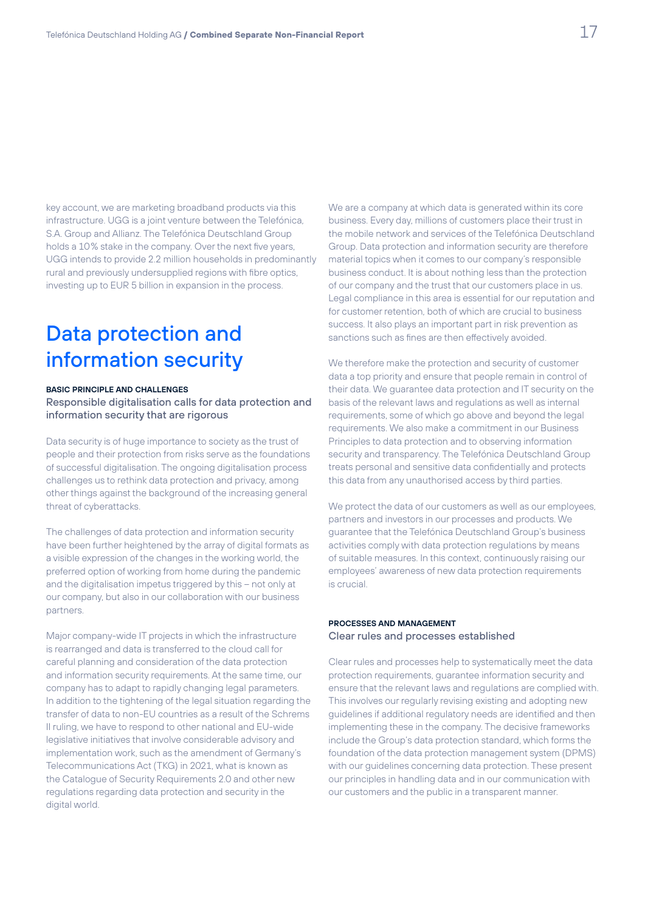key account, we are marketing broadband products via this infrastructure. UGG is a joint venture between the Telefónica, S.A. Group and Allianz. The Telefónica Deutschland Group holds a 10% stake in the company. Over the next five years, UGG intends to provide 2.2 million households in predominantly rural and previously undersupplied regions with fibre optics, investing up to EUR 5 billion in expansion in the process.

# Data protection and information security

**BASIC PRINCIPLE AND CHALLENGES**

## Responsible digitalisation calls for data protection and information security that are rigorous

Data security is of huge importance to society as the trust of people and their protection from risks serve as the foundations of successful digitalisation. The ongoing digitalisation process challenges us to rethink data protection and privacy, among other things against the background of the increasing general threat of cyberattacks.

The challenges of data protection and information security have been further heightened by the array of digital formats as a visible expression of the changes in the working world, the preferred option of working from home during the pandemic and the digitalisation impetus triggered by this – not only at our company, but also in our collaboration with our business partners.

Major company-wide IT projects in which the infrastructure is rearranged and data is transferred to the cloud call for careful planning and consideration of the data protection and information security requirements. At the same time, our company has to adapt to rapidly changing legal parameters. In addition to the tightening of the legal situation regarding the transfer of data to non-EU countries as a result of the Schrems II ruling, we have to respond to other national and EU-wide legislative initiatives that involve considerable advisory and implementation work, such as the amendment of Germany's Telecommunications Act (TKG) in 2021, what is known as the Catalogue of Security Requirements 2.0 and other new regulations regarding data protection and security in the digital world.

We are a company at which data is generated within its core business. Every day, millions of customers place their trust in the mobile network and services of the Telefónica Deutschland Group. Data protection and information security are therefore material topics when it comes to our company's responsible business conduct. It is about nothing less than the protection of our company and the trust that our customers place in us. Legal compliance in this area is essential for our reputation and for customer retention, both of which are crucial to business success. It also plays an important part in risk prevention as sanctions such as fines are then effectively avoided.

We therefore make the protection and security of customer data a top priority and ensure that people remain in control of their data. We guarantee data protection and IT security on the basis of the relevant laws and regulations as well as internal requirements, some of which go above and beyond the legal requirements. We also make a commitment in our Business Principles to data protection and to observing information security and transparency. The Telefónica Deutschland Group treats personal and sensitive data confidentially and protects this data from any unauthorised access by third parties.

We protect the data of our customers as well as our employees, partners and investors in our processes and products. We guarantee that the Telefónica Deutschland Group's business activities comply with data protection regulations by means of suitable measures. In this context, continuously raising our employees' awareness of new data protection requirements is crucial.

**PROCESSES AND MANAGEMENT**

## Clear rules and processes established

Clear rules and processes help to systematically meet the data protection requirements, guarantee information security and ensure that the relevant laws and regulations are complied with. This involves our regularly revising existing and applying new guidelines if additional regulatory needs are identified and then implementing these in the company. The decisive frameworks include the Group's data protection standard, which forms the foundation of the data protection management system (DPMS) with our guidelines concerning data protection. These present our principles in handling data and in our communication with our customers and the public in a transparent manner.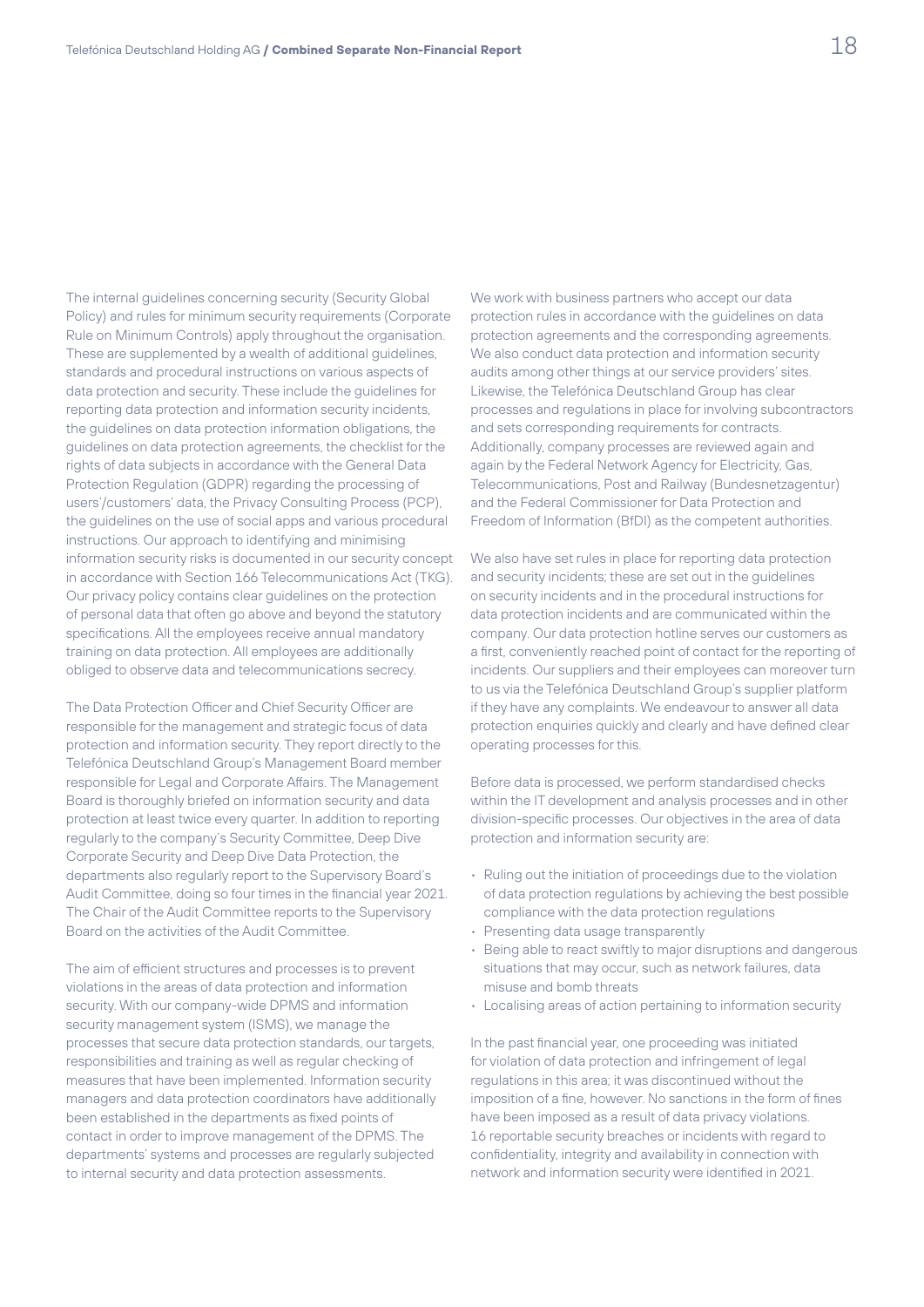The internal guidelines concerning security (Security Global Policy) and rules for minimum security requirements (Corporate Rule on Minimum Controls) apply throughout the organisation. These are supplemented by a wealth of additional guidelines, standards and procedural instructions on various aspects of data protection and security. These include the guidelines for reporting data protection and information security incidents, the guidelines on data protection information obligations, the guidelines on data protection agreements, the checklist for the rights of data subjects in accordance with the General Data Protection Regulation (GDPR) regarding the processing of users'/customers' data, the Privacy Consulting Process (PCP), the guidelines on the use of social apps and various procedural instructions. Our approach to identifying and minimising information security risks is documented in our security concept in accordance with Section 166 Telecommunications Act (TKG). Our privacy policy contains clear guidelines on the protection of personal data that often go above and beyond the statutory specifications. All the employees receive annual mandatory training on data protection. All employees are additionally obliged to observe data and telecommunications secrecy.

The Data Protection Officer and Chief Security Officer are responsible for the management and strategic focus of data protection and information security. They report directly to the Telefónica Deutschland Group's Management Board member responsible for Legal and Corporate Affairs. The Management Board is thoroughly briefed on information security and data protection at least twice every quarter. In addition to reporting regularly to the company's Security Committee, Deep Dive Corporate Security and Deep Dive Data Protection, the departments also regularly report to the Supervisory Board's Audit Committee, doing so four times in the financial year 2021. The Chair of the Audit Committee reports to the Supervisory Board on the activities of the Audit Committee.

The aim of efficient structures and processes is to prevent violations in the areas of data protection and information security. With our company-wide DPMS and information security management system (ISMS), we manage the processes that secure data protection standards, our targets, responsibilities and training as well as regular checking of measures that have been implemented. Information security managers and data protection coordinators have additionally been established in the departments as fixed points of contact in order to improve management of the DPMS. The departments' systems and processes are regularly subjected to internal security and data protection assessments.

We work with business partners who accept our data protection rules in accordance with the guidelines on data protection agreements and the corresponding agreements. We also conduct data protection and information security audits among other things at our service providers' sites. Likewise, the Telefónica Deutschland Group has clear processes and regulations in place for involving subcontractors and sets corresponding requirements for contracts. Additionally, company processes are reviewed again and again by the Federal Network Agency for Electricity, Gas, Telecommunications, Post and Railway (Bundesnetzagentur) and the Federal Commissioner for Data Protection and Freedom of Information (BfDI) as the competent authorities.

We also have set rules in place for reporting data protection and security incidents; these are set out in the guidelines on security incidents and in the procedural instructions for data protection incidents and are communicated within the company. Our data protection hotline serves our customers as a first, conveniently reached point of contact for the reporting of incidents. Our suppliers and their employees can moreover turn to us via the Telefónica Deutschland Group's supplier platform if they have any complaints. We endeavour to answer all data protection enquiries quickly and clearly and have defined clear operating processes for this.

Before data is processed, we perform standardised checks within the IT development and analysis processes and in other division-specific processes. Our objectives in the area of data protection and information security are:

- Ruling out the initiation of proceedings due to the violation of data protection regulations by achieving the best possible compliance with the data protection regulations
- Presenting data usage transparently
- Being able to react swiftly to major disruptions and dangerous situations that may occur, such as network failures, data misuse and bomb threats
- Localising areas of action pertaining to information security

In the past financial year, one proceeding was initiated for violation of data protection and infringement of legal regulations in this area; it was discontinued without the imposition of a fine, however. No sanctions in the form of fines have been imposed as a result of data privacy violations. 16 reportable security breaches or incidents with regard to confidentiality, integrity and availability in connection with network and information security were identified in 2021.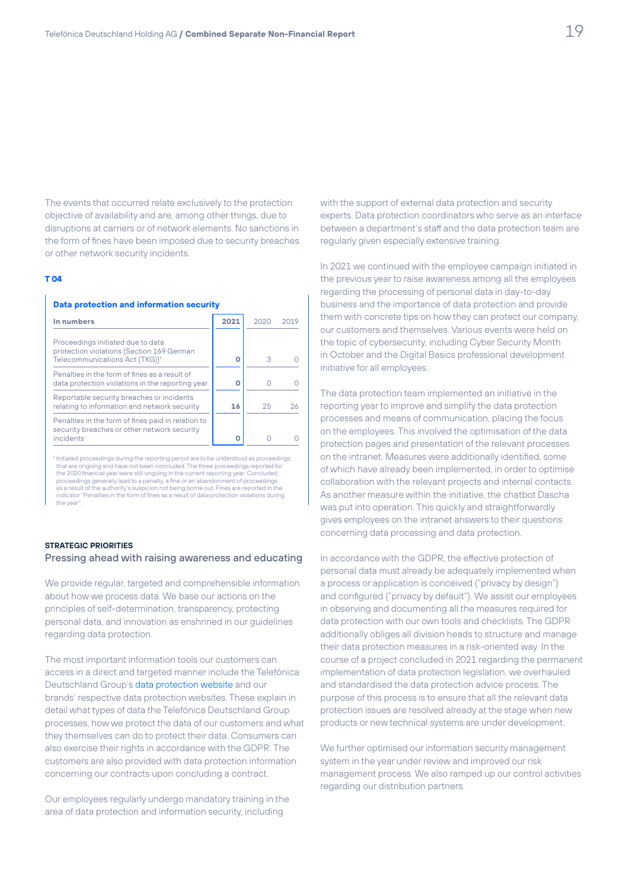The events that occurred relate exclusively to the protection objective of availability and are, among other things, due to disruptions at carriers or of network elements. No sanctions in the form of fines have been imposed due to security breaches or other network security incidents.

**T 04**

**Data protection and information security**

| In numbers | 2021 | 2020 | 2019 |
|---|---|---|---|
| Proceedings initiated due to data protection violations (Section 169 German Telecommunications Act (TKG))[1] | **0** | 3 | 0 |
| Penalties in the form of fines as a result of data protection violations in the reporting year | **0** | 0 | 0 |
| Reportable security breaches or incidents relating to information and network security | **16** | 25 | 26 |
| Penalties in the form of fines paid in relation to security breaches or other network security incidents | **0** | 0 | 0 |

[1] Initiated proceedings during the reporting period are to be understood as proceedings that are ongoing and have not been concluded. The three proceedings reported for the 2020 financial year were still ongoing in the current reporting year. Concluded proceedings generally lead to a penalty, a fine or an abandonment of proceedings as a result of the authority's suspicion not being borne out. Fines are reported in the indicator "Penalties in the form of fines as a result of data protection violations during the year".

**STRATEGIC PRIORITIES**

## Pressing ahead with raising awareness and educating

We provide regular, targeted and comprehensible information about how we process data. We base our actions on the principles of self-determination, transparency, protecting personal data, and innovation as enshrined in our guidelines regarding data protection.

The most important information tools our customers can access in a direct and targeted manner include the Telefónica Deutschland Group's data protection website and our brands' respective data protection websites. These explain in detail what types of data the Telefónica Deutschland Group processes, how we protect the data of our customers and what they themselves can do to protect their data. Consumers can also exercise their rights in accordance with the GDPR. The customers are also provided with data protection information concerning our contracts upon concluding a contract.

Our employees regularly undergo mandatory training in the area of data protection and information security, including with the support of external data protection and security experts. Data protection coordinators who serve as an interface between a department's staff and the data protection team are regularly given especially extensive training.

In 2021 we continued with the employee campaign initiated in the previous year to raise awareness among all the employees regarding the processing of personal data in day-to-day business and the importance of data protection and provide them with concrete tips on how they can protect our company, our customers and themselves. Various events were held on the topic of cybersecurity, including Cyber Security Month in October and the Digital Basics professional development initiative for all employees.

The data protection team implemented an initiative in the reporting year to improve and simplify the data protection processes and means of communication, placing the focus on the employees. This involved the optimisation of the data protection pages and presentation of the relevant processes on the intranet. Measures were additionally identified, some of which have already been implemented, in order to optimise collaboration with the relevant projects and internal contacts. As another measure within the initiative, the chatbot Dascha was put into operation. This quickly and straightforwardly gives employees on the intranet answers to their questions concerning data processing and data protection.

In accordance with the GDPR, the effective protection of personal data must already be adequately implemented when a process or application is conceived ("privacy by design") and configured ("privacy by default"). We assist our employees in observing and documenting all the measures required for data protection with our own tools and checklists. The GDPR additionally obliges all division heads to structure and manage their data protection measures in a risk-oriented way. In the course of a project concluded in 2021 regarding the permanent implementation of data protection legislation, we overhauled and standardised the data protection advice process. The purpose of this process is to ensure that all the relevant data protection issues are resolved already at the stage when new products or new technical systems are under development.

We further optimised our information security management system in the year under review and improved our risk management process. We also ramped up our control activities regarding our distribution partners.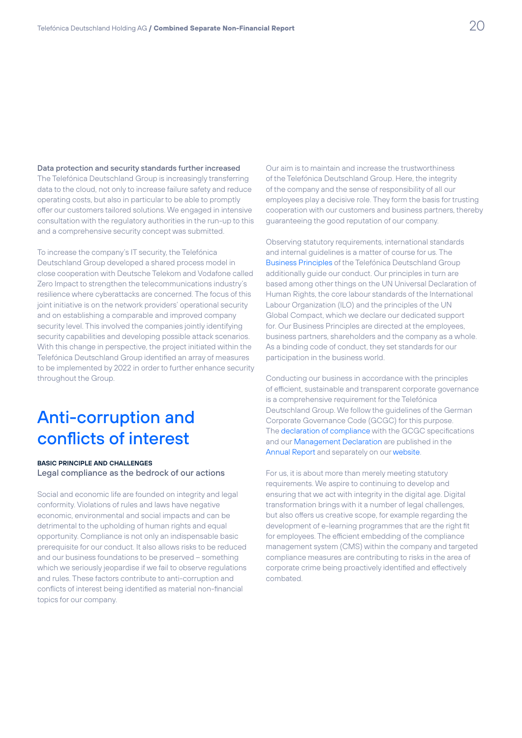**Data protection and security standards further increased**

The Telefónica Deutschland Group is increasingly transferring data to the cloud, not only to increase failure safety and reduce operating costs, but also in particular to be able to promptly offer our customers tailored solutions. We engaged in intensive consultation with the regulatory authorities in the run-up to this and a comprehensive security concept was submitted.

To increase the company's IT security, the Telefónica Deutschland Group developed a shared process model in close cooperation with Deutsche Telekom and Vodafone called Zero Impact to strengthen the telecommunications industry's resilience where cyberattacks are concerned. The focus of this joint initiative is on the network providers' operational security and on establishing a comparable and improved company security level. This involved the companies jointly identifying security capabilities and developing possible attack scenarios. With this change in perspective, the project initiated within the Telefónica Deutschland Group identified an array of measures to be implemented by 2022 in order to further enhance security throughout the Group.

# Anti-corruption and conflicts of interest

#### BASIC PRINCIPLE AND CHALLENGES

### Legal compliance as the bedrock of our actions

Social and economic life are founded on integrity and legal conformity. Violations of rules and laws have negative economic, environmental and social impacts and can be detrimental to the upholding of human rights and equal opportunity. Compliance is not only an indispensable basic prerequisite for our conduct. It also allows risks to be reduced and our business foundations to be preserved – something which we seriously jeopardise if we fail to observe regulations and rules. These factors contribute to anti-corruption and conflicts of interest being identified as material non-financial topics for our company.

Our aim is to maintain and increase the trustworthiness of the Telefónica Deutschland Group. Here, the integrity of the company and the sense of responsibility of all our employees play a decisive role. They form the basis for trusting cooperation with our customers and business partners, thereby guaranteeing the good reputation of our company.

Observing statutory requirements, international standards and internal guidelines is a matter of course for us. The Business Principles of the Telefónica Deutschland Group additionally guide our conduct. Our principles in turn are based among other things on the UN Universal Declaration of Human Rights, the core labour standards of the International Labour Organization (ILO) and the principles of the UN Global Compact, which we declare our dedicated support for. Our Business Principles are directed at the employees, business partners, shareholders and the company as a whole. As a binding code of conduct, they set standards for our participation in the business world.

Conducting our business in accordance with the principles of efficient, sustainable and transparent corporate governance is a comprehensive requirement for the Telefónica Deutschland Group. We follow the guidelines of the German Corporate Governance Code (GCGC) for this purpose. The declaration of compliance with the GCGC specifications and our Management Declaration are published in the Annual Report and separately on our website.

For us, it is about more than merely meeting statutory requirements. We aspire to continuing to develop and ensuring that we act with integrity in the digital age. Digital transformation brings with it a number of legal challenges, but also offers us creative scope, for example regarding the development of e-learning programmes that are the right fit for employees. The efficient embedding of the compliance management system (CMS) within the company and targeted compliance measures are contributing to risks in the area of corporate crime being proactively identified and effectively combated.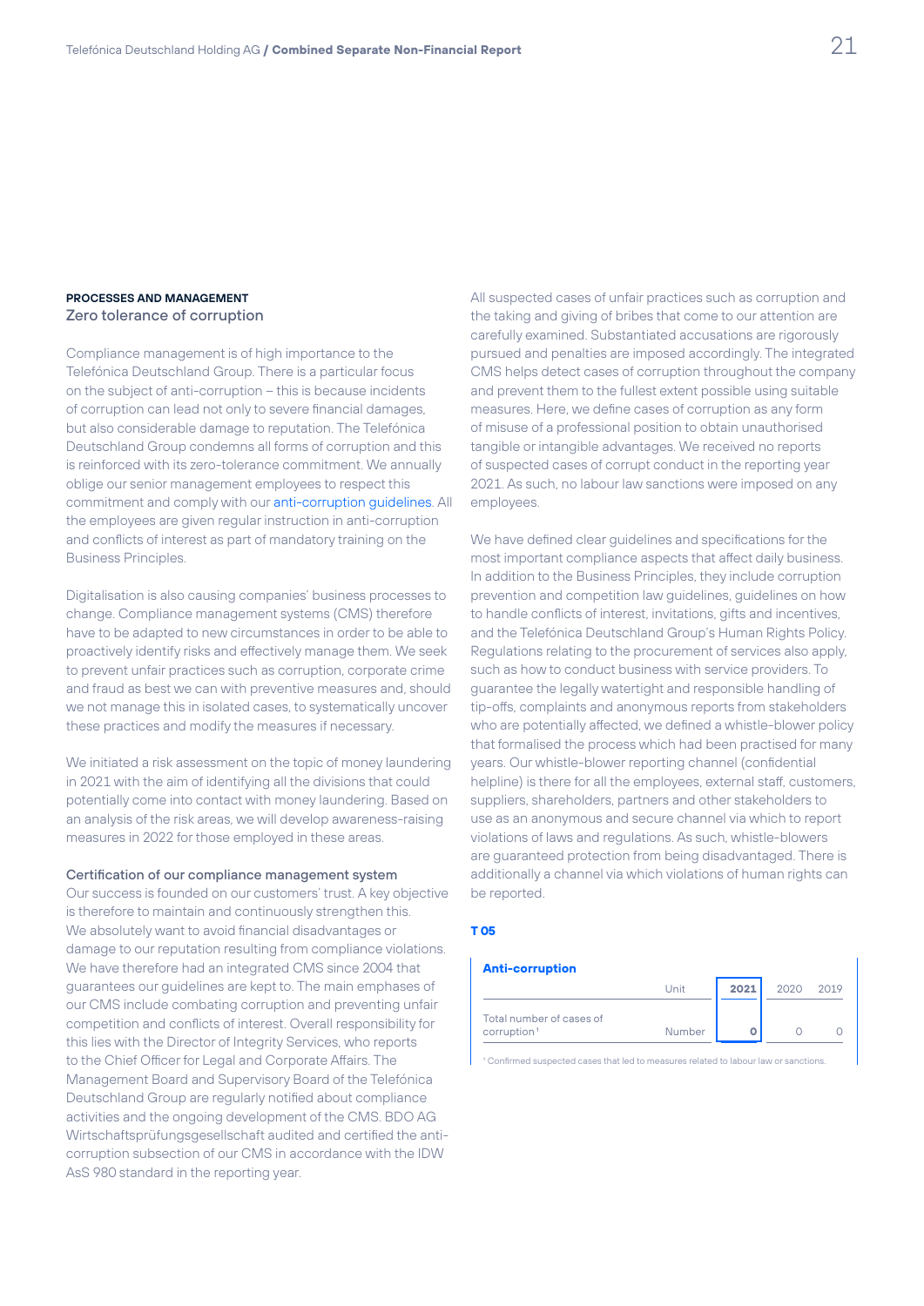**PROCESSES AND MANAGEMENT**

## Zero tolerance of corruption

Compliance management is of high importance to the Telefónica Deutschland Group. There is a particular focus on the subject of anti-corruption – this is because incidents of corruption can lead not only to severe financial damages, but also considerable damage to reputation. The Telefónica Deutschland Group condemns all forms of corruption and this is reinforced with its zero-tolerance commitment. We annually oblige our senior management employees to respect this commitment and comply with our anti-corruption guidelines. All the employees are given regular instruction in anti-corruption and conflicts of interest as part of mandatory training on the Business Principles.

Digitalisation is also causing companies' business processes to change. Compliance management systems (CMS) therefore have to be adapted to new circumstances in order to be able to proactively identify risks and effectively manage them. We seek to prevent unfair practices such as corruption, corporate crime and fraud as best we can with preventive measures and, should we not manage this in isolated cases, to systematically uncover these practices and modify the measures if necessary.

We initiated a risk assessment on the topic of money laundering in 2021 with the aim of identifying all the divisions that could potentially come into contact with money laundering. Based on an analysis of the risk areas, we will develop awareness-raising measures in 2022 for those employed in these areas.

### Certification of our compliance management system

Our success is founded on our customers' trust. A key objective is therefore to maintain and continuously strengthen this. We absolutely want to avoid financial disadvantages or damage to our reputation resulting from compliance violations. We have therefore had an integrated CMS since 2004 that guarantees our guidelines are kept to. The main emphases of our CMS include combating corruption and preventing unfair competition and conflicts of interest. Overall responsibility for this lies with the Director of Integrity Services, who reports to the Chief Officer for Legal and Corporate Affairs. The Management Board and Supervisory Board of the Telefónica Deutschland Group are regularly notified about compliance activities and the ongoing development of the CMS. BDO AG Wirtschaftsprüfungsgesellschaft audited and certified the anti-corruption subsection of our CMS in accordance with the IDW AsS 980 standard in the reporting year.

All suspected cases of unfair practices such as corruption and the taking and giving of bribes that come to our attention are carefully examined. Substantiated accusations are rigorously pursued and penalties are imposed accordingly. The integrated CMS helps detect cases of corruption throughout the company and prevent them to the fullest extent possible using suitable measures. Here, we define cases of corruption as any form of misuse of a professional position to obtain unauthorised tangible or intangible advantages. We received no reports of suspected cases of corrupt conduct in the reporting year 2021. As such, no labour law sanctions were imposed on any employees.

We have defined clear guidelines and specifications for the most important compliance aspects that affect daily business. In addition to the Business Principles, they include corruption prevention and competition law guidelines, guidelines on how to handle conflicts of interest, invitations, gifts and incentives, and the Telefónica Deutschland Group's Human Rights Policy. Regulations relating to the procurement of services also apply, such as how to conduct business with service providers. To guarantee the legally watertight and responsible handling of tip-offs, complaints and anonymous reports from stakeholders who are potentially affected, we defined a whistle-blower policy that formalised the process which had been practised for many years. Our whistle-blower reporting channel (confidential helpline) is there for all the employees, external staff, customers, suppliers, shareholders, partners and other stakeholders to use as an anonymous and secure channel via which to report violations of laws and regulations. As such, whistle-blowers are guaranteed protection from being disadvantaged. There is additionally a channel via which violations of human rights can be reported.

**T 05**

**Anti-corruption**

| | Unit | **2021** | 2020 | 2019 |
|---|---|---|---|---|
| Total number of cases of corruption[1] | Number | **0** | 0 | 0 |

[1] Confirmed suspected cases that led to measures related to labour law or sanctions.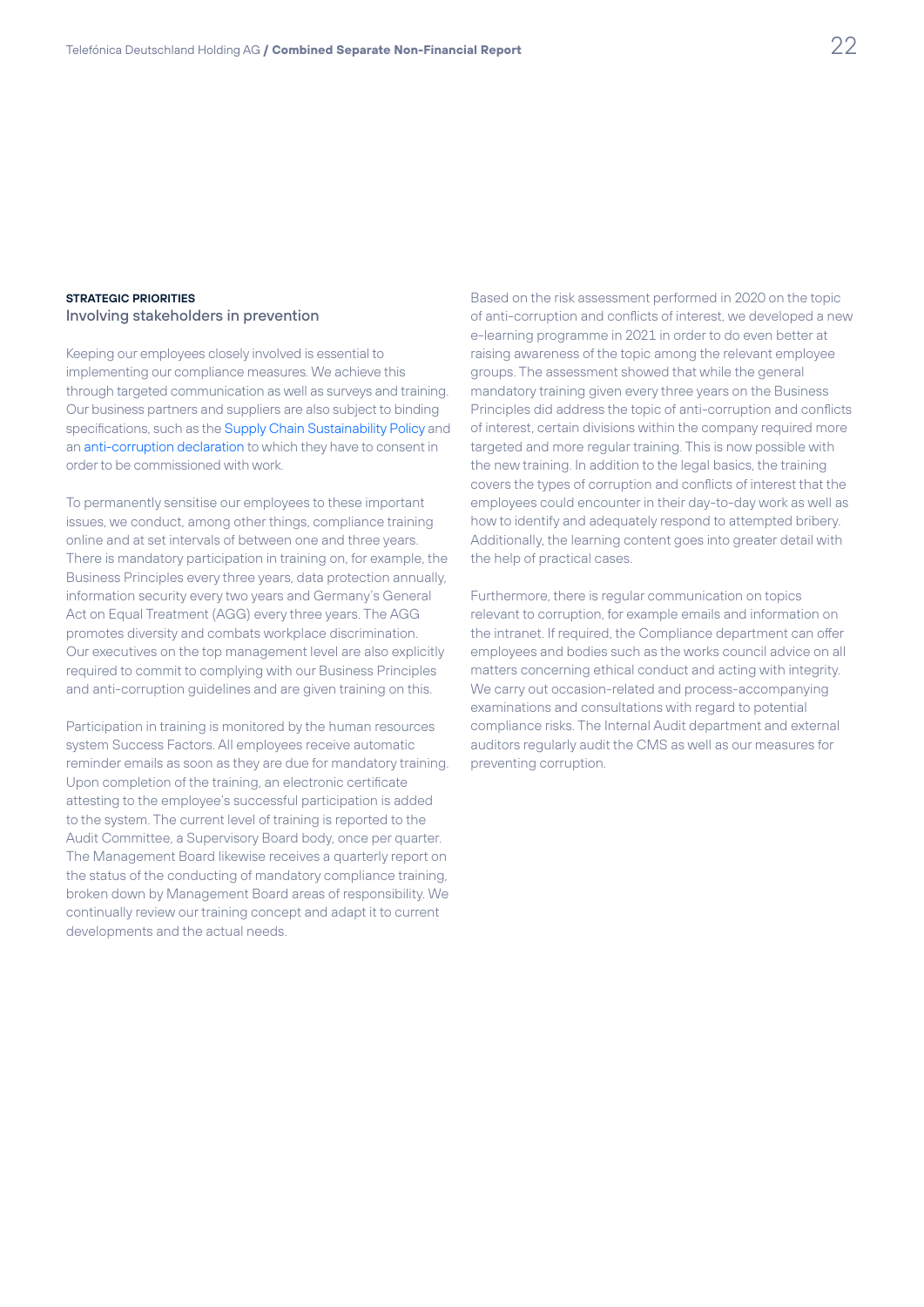**STRATEGIC PRIORITIES**

## Involving stakeholders in prevention

Keeping our employees closely involved is essential to implementing our compliance measures. We achieve this through targeted communication as well as surveys and training. Our business partners and suppliers are also subject to binding specifications, such as the Supply Chain Sustainability Policy and an anti-corruption declaration to which they have to consent in order to be commissioned with work.

To permanently sensitise our employees to these important issues, we conduct, among other things, compliance training online and at set intervals of between one and three years. There is mandatory participation in training on, for example, the Business Principles every three years, data protection annually, information security every two years and Germany's General Act on Equal Treatment (AGG) every three years. The AGG promotes diversity and combats workplace discrimination. Our executives on the top management level are also explicitly required to commit to complying with our Business Principles and anti-corruption guidelines and are given training on this.

Participation in training is monitored by the human resources system Success Factors. All employees receive automatic reminder emails as soon as they are due for mandatory training. Upon completion of the training, an electronic certificate attesting to the employee's successful participation is added to the system. The current level of training is reported to the Audit Committee, a Supervisory Board body, once per quarter. The Management Board likewise receives a quarterly report on the status of the conducting of mandatory compliance training, broken down by Management Board areas of responsibility. We continually review our training concept and adapt it to current developments and the actual needs.

Based on the risk assessment performed in 2020 on the topic of anti-corruption and conflicts of interest, we developed a new e-learning programme in 2021 in order to do even better at raising awareness of the topic among the relevant employee groups. The assessment showed that while the general mandatory training given every three years on the Business Principles did address the topic of anti-corruption and conflicts of interest, certain divisions within the company required more targeted and more regular training. This is now possible with the new training. In addition to the legal basics, the training covers the types of corruption and conflicts of interest that the employees could encounter in their day-to-day work as well as how to identify and adequately respond to attempted bribery. Additionally, the learning content goes into greater detail with the help of practical cases.

Furthermore, there is regular communication on topics relevant to corruption, for example emails and information on the intranet. If required, the Compliance department can offer employees and bodies such as the works council advice on all matters concerning ethical conduct and acting with integrity. We carry out occasion-related and process-accompanying examinations and consultations with regard to potential compliance risks. The Internal Audit department and external auditors regularly audit the CMS as well as our measures for preventing corruption.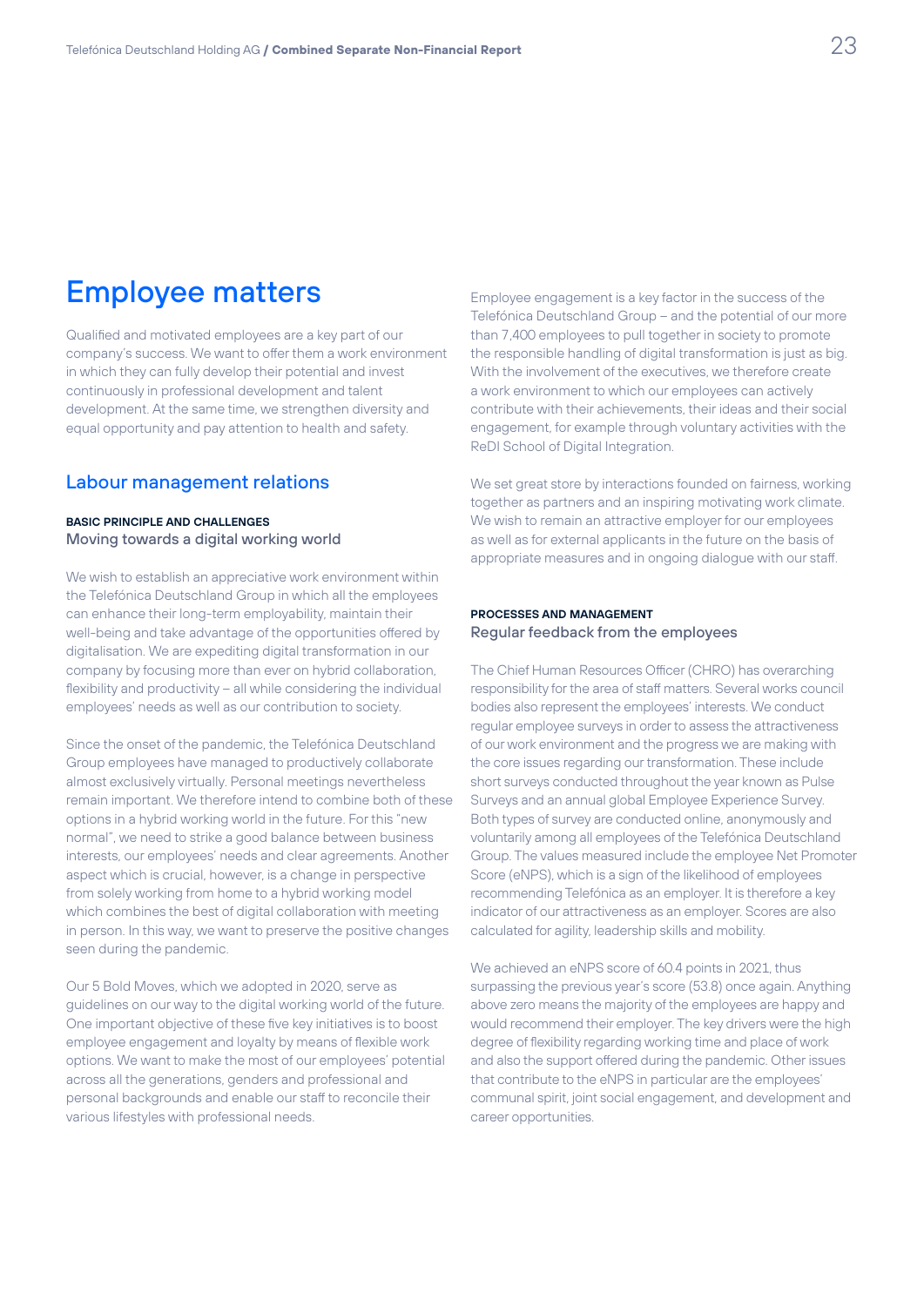# Employee matters

Qualified and motivated employees are a key part of our company's success. We want to offer them a work environment in which they can fully develop their potential and invest continuously in professional development and talent development. At the same time, we strengthen diversity and equal opportunity and pay attention to health and safety.

## Labour management relations

**BASIC PRINCIPLE AND CHALLENGES**

### Moving towards a digital working world

We wish to establish an appreciative work environment within the Telefónica Deutschland Group in which all the employees can enhance their long-term employability, maintain their well-being and take advantage of the opportunities offered by digitalisation. We are expediting digital transformation in our company by focusing more than ever on hybrid collaboration, flexibility and productivity – all while considering the individual employees' needs as well as our contribution to society.

Since the onset of the pandemic, the Telefónica Deutschland Group employees have managed to productively collaborate almost exclusively virtually. Personal meetings nevertheless remain important. We therefore intend to combine both of these options in a hybrid working world in the future. For this "new normal", we need to strike a good balance between business interests, our employees' needs and clear agreements. Another aspect which is crucial, however, is a change in perspective from solely working from home to a hybrid working model which combines the best of digital collaboration with meeting in person. In this way, we want to preserve the positive changes seen during the pandemic.

Our 5 Bold Moves, which we adopted in 2020, serve as guidelines on our way to the digital working world of the future. One important objective of these five key initiatives is to boost employee engagement and loyalty by means of flexible work options. We want to make the most of our employees' potential across all the generations, genders and professional and personal backgrounds and enable our staff to reconcile their various lifestyles with professional needs.

Employee engagement is a key factor in the success of the Telefónica Deutschland Group – and the potential of our more than 7,400 employees to pull together in society to promote the responsible handling of digital transformation is just as big. With the involvement of the executives, we therefore create a work environment to which our employees can actively contribute with their achievements, their ideas and their social engagement, for example through voluntary activities with the ReDI School of Digital Integration.

We set great store by interactions founded on fairness, working together as partners and an inspiring motivating work climate. We wish to remain an attractive employer for our employees as well as for external applicants in the future on the basis of appropriate measures and in ongoing dialogue with our staff.

**PROCESSES AND MANAGEMENT**

### Regular feedback from the employees

The Chief Human Resources Officer (CHRO) has overarching responsibility for the area of staff matters. Several works council bodies also represent the employees' interests. We conduct regular employee surveys in order to assess the attractiveness of our work environment and the progress we are making with the core issues regarding our transformation. These include short surveys conducted throughout the year known as Pulse Surveys and an annual global Employee Experience Survey. Both types of survey are conducted online, anonymously and voluntarily among all employees of the Telefónica Deutschland Group. The values measured include the employee Net Promoter Score (eNPS), which is a sign of the likelihood of employees recommending Telefónica as an employer. It is therefore a key indicator of our attractiveness as an employer. Scores are also calculated for agility, leadership skills and mobility.

We achieved an eNPS score of 60.4 points in 2021, thus surpassing the previous year's score (53.8) once again. Anything above zero means the majority of the employees are happy and would recommend their employer. The key drivers were the high degree of flexibility regarding working time and place of work and also the support offered during the pandemic. Other issues that contribute to the eNPS in particular are the employees' communal spirit, joint social engagement, and development and career opportunities.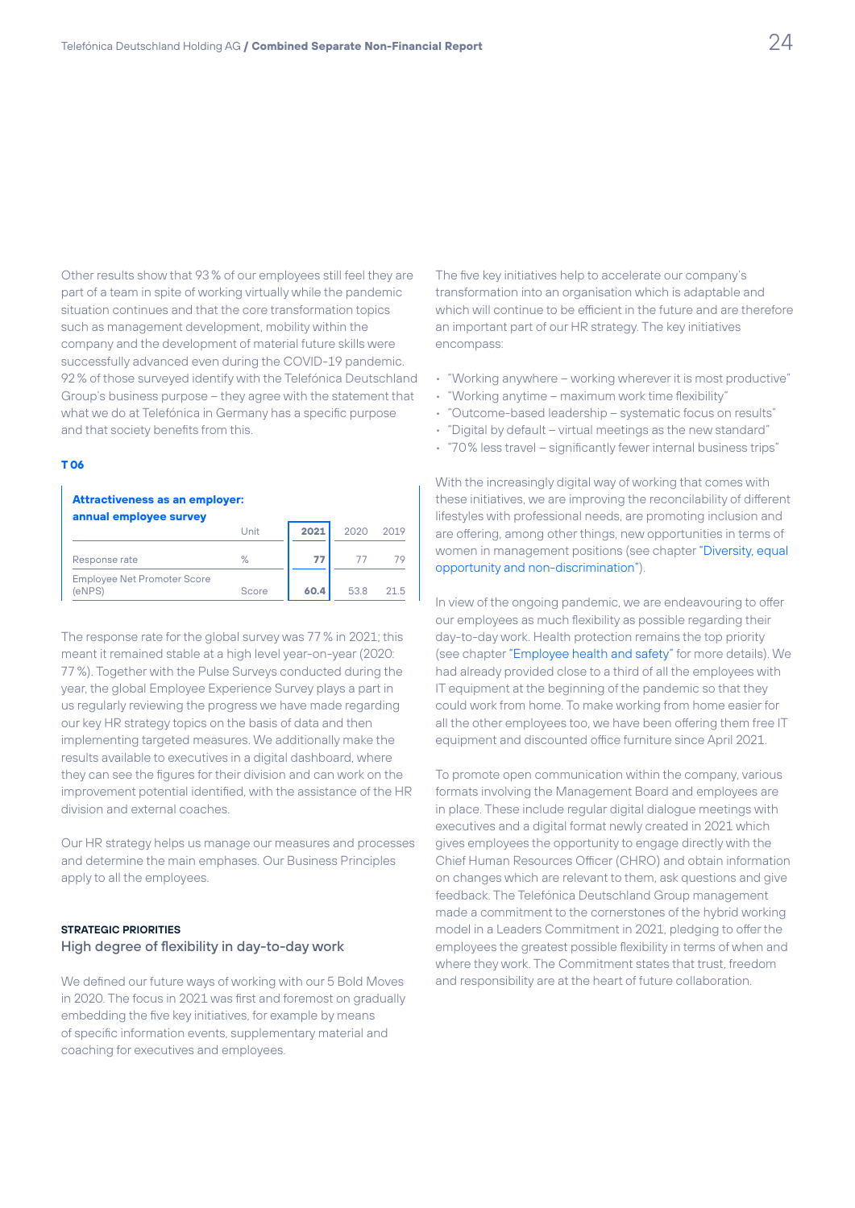Other results show that 93 % of our employees still feel they are part of a team in spite of working virtually while the pandemic situation continues and that the core transformation topics such as management development, mobility within the company and the development of material future skills were successfully advanced even during the COVID-19 pandemic. 92 % of those surveyed identify with the Telefónica Deutschland Group's business purpose – they agree with the statement that what we do at Telefónica in Germany has a specific purpose and that society benefits from this.

**T 06**

**Attractiveness as an employer: annual employee survey**

| | Unit | 2021 | 2020 | 2019 |
|---|---|---|---|---|
| Response rate | % | 77 | 77 | 79 |
| Employee Net Promoter Score (eNPS) | Score | 60.4 | 53.8 | 21.5 |

The response rate for the global survey was 77 % in 2021; this meant it remained stable at a high level year-on-year (2020: 77 %). Together with the Pulse Surveys conducted during the year, the global Employee Experience Survey plays a part in us regularly reviewing the progress we have made regarding our key HR strategy topics on the basis of data and then implementing targeted measures. We additionally make the results available to executives in a digital dashboard, where they can see the figures for their division and can work on the improvement potential identified, with the assistance of the HR division and external coaches.

Our HR strategy helps us manage our measures and processes and determine the main emphases. Our Business Principles apply to all the employees.

#### STRATEGIC PRIORITIES

### High degree of flexibility in day-to-day work

We defined our future ways of working with our 5 Bold Moves in 2020. The focus in 2021 was first and foremost on gradually embedding the five key initiatives, for example by means of specific information events, supplementary material and coaching for executives and employees.

The five key initiatives help to accelerate our company's transformation into an organisation which is adaptable and which will continue to be efficient in the future and are therefore an important part of our HR strategy. The key initiatives encompass:

- "Working anywhere – working wherever it is most productive"
- "Working anytime – maximum work time flexibility"
- "Outcome-based leadership – systematic focus on results"
- "Digital by default – virtual meetings as the new standard"
- "70% less travel – significantly fewer internal business trips"

With the increasingly digital way of working that comes with these initiatives, we are improving the reconcilability of different lifestyles with professional needs, are promoting inclusion and are offering, among other things, new opportunities in terms of women in management positions (see chapter "Diversity, equal opportunity and non-discrimination").

In view of the ongoing pandemic, we are endeavouring to offer our employees as much flexibility as possible regarding their day-to-day work. Health protection remains the top priority (see chapter "Employee health and safety" for more details). We had already provided close to a third of all the employees with IT equipment at the beginning of the pandemic so that they could work from home. To make working from home easier for all the other employees too, we have been offering them free IT equipment and discounted office furniture since April 2021.

To promote open communication within the company, various formats involving the Management Board and employees are in place. These include regular digital dialogue meetings with executives and a digital format newly created in 2021 which gives employees the opportunity to engage directly with the Chief Human Resources Officer (CHRO) and obtain information on changes which are relevant to them, ask questions and give feedback. The Telefónica Deutschland Group management made a commitment to the cornerstones of the hybrid working model in a Leaders Commitment in 2021, pledging to offer the employees the greatest possible flexibility in terms of when and where they work. The Commitment states that trust, freedom and responsibility are at the heart of future collaboration.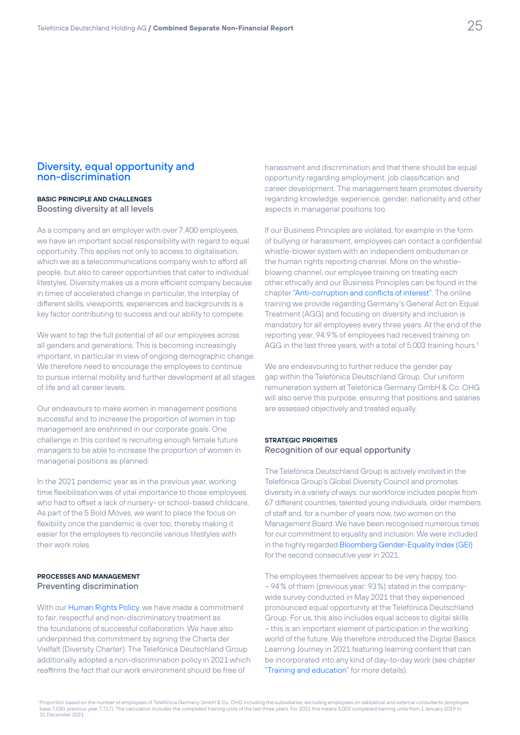## Diversity, equal opportunity and non-discrimination

**BASIC PRINCIPLE AND CHALLENGES**

### Boosting diversity at all levels

As a company and an employer with over 7,400 employees, we have an important social responsibility with regard to equal opportunity. This applies not only to access to digitalisation, which we as a telecommunications company wish to afford all people, but also to career opportunities that cater to individual lifestyles. Diversity makes us a more efficient company because in times of accelerated change in particular, the interplay of different skills, viewpoints, experiences and backgrounds is a key factor contributing to success and our ability to compete.

We want to tap the full potential of all our employees across all genders and generations. This is becoming increasingly important, in particular in view of ongoing demographic change. We therefore need to encourage the employees to continue to pursue internal mobility and further development at all stages of life and all career levels.

Our endeavours to make women in management positions successful and to increase the proportion of women in top management are enshrined in our corporate goals. One challenge in this context is recruiting enough female future managers to be able to increase the proportion of women in managerial positions as planned.

In the 2021 pandemic year as in the previous year, working time flexibilisation was of vital importance to those employees who had to offset a lack of nursery- or school-based childcare. As part of the 5 Bold Moves, we want to place the focus on flexibility once the pandemic is over too, thereby making it easier for the employees to reconcile various lifestyles with their work roles.

**PROCESSES AND MANAGEMENT**

### Preventing discrimination

With our Human Rights Policy, we have made a commitment to fair, respectful and non-discriminatory treatment as the foundations of successful collaboration. We have also underpinned this commitment by signing the Charta der Vielfalt (Diversity Charter). The Telefónica Deutschland Group additionally adopted a non-discrimination policy in 2021 which reaffirms the fact that our work environment should be free of harassment and discrimination and that there should be equal opportunity regarding employment, job classification and career development. The management team promotes diversity regarding knowledge, experience, gender, nationality and other aspects in managerial positions too.

If our Business Principles are violated, for example in the form of bullying or harassment, employees can contact a confidential whistle-blower system with an independent ombudsman or the human rights reporting channel. More on the whistle-blowing channel, our employee training on treating each other ethically and our Business Principles can be found in the chapter "Anti-corruption and conflicts of interest". The online training we provide regarding Germany's General Act on Equal Treatment (AGG) and focusing on diversity and inclusion is mandatory for all employees every three years. At the end of the reporting year, 94.9 % of employees had received training on AGG in the last three years, with a total of 5,003 training hours.[1]

We are endeavouring to further reduce the gender pay gap within the Telefónica Deutschland Group. Our uniform remuneration system at Telefónica Germany GmbH & Co. OHG will also serve this purpose, ensuring that positions and salaries are assessed objectively and treated equally.

**STRATEGIC PRIORITIES**

### Recognition of our equal opportunity

The Telefónica Deutschland Group is actively involved in the Telefónica Group's Global Diversity Council and promotes diversity in a variety of ways: our workforce includes people from 67 different countries, talented young individuals, older members of staff and, for a number of years now, two women on the Management Board. We have been recognised numerous times for our commitment to equality and inclusion. We were included in the highly regarded Bloomberg Gender-Equality Index (GEI) for the second consecutive year in 2021.

The employees themselves appear to be very happy, too – 94 % of them (previous year: 93 %) stated in the company-wide survey conducted in May 2021 that they experienced pronounced equal opportunity at the Telefónica Deutschland Group. For us, this also includes equal access to digital skills – this is an important element of participation in the working world of the future. We therefore introduced the Digital Basics Learning Journey in 2021 featuring learning content that can be incorporated into any kind of day-to-day work (see chapter "Training and education" for more details).

[1] Proportion based on the number of employees of Telefónica Germany GmbH & Co. OHG including the subsidiaries, excluding employees on sabbatical and external consultants (employee base 7,030, previous year 7,717). The calculation includes the completed training units of the last three years. For 2021 this means 5,003 completed training units from 1 January 2019 to 31 December 2021.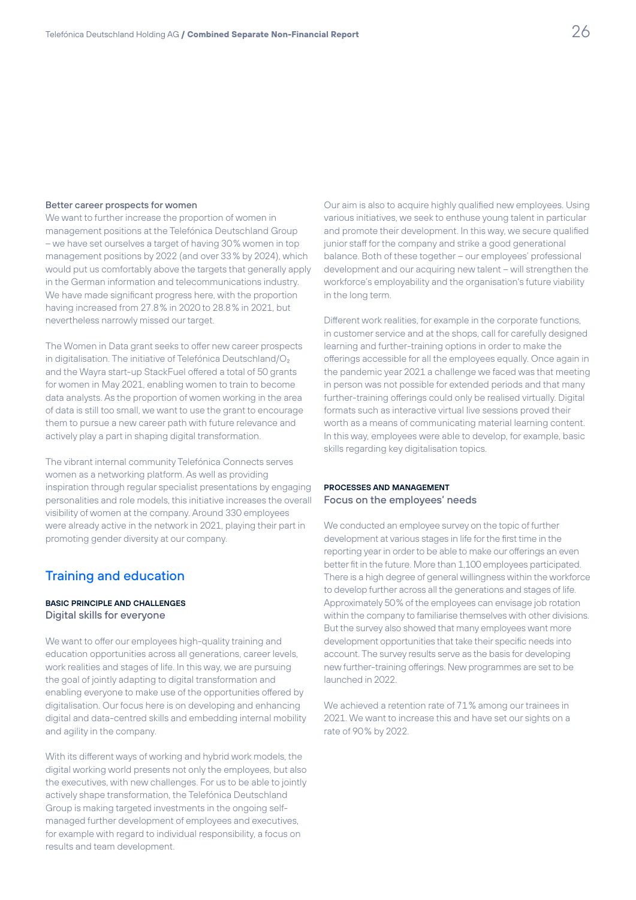### Better career prospects for women

We want to further increase the proportion of women in management positions at the Telefónica Deutschland Group – we have set ourselves a target of having 30 % women in top management positions by 2022 (and over 33 % by 2024), which would put us comfortably above the targets that generally apply in the German information and telecommunications industry. We have made significant progress here, with the proportion having increased from 27.8 % in 2020 to 28.8 % in 2021, but nevertheless narrowly missed our target.

The Women in Data grant seeks to offer new career prospects in digitalisation. The initiative of Telefónica Deutschland/$O_2$ and the Wayra start-up StackFuel offered a total of 50 grants for women in May 2021, enabling women to train to become data analysts. As the proportion of women working in the area of data is still too small, we want to use the grant to encourage them to pursue a new career path with future relevance and actively play a part in shaping digital transformation.

The vibrant internal community Telefónica Connects serves women as a networking platform. As well as providing inspiration through regular specialist presentations by engaging personalities and role models, this initiative increases the overall visibility of women at the company. Around 330 employees were already active in the network in 2021, playing their part in promoting gender diversity at our company.

## Training and education

**BASIC PRINCIPLE AND CHALLENGES**

### Digital skills for everyone

We want to offer our employees high-quality training and education opportunities across all generations, career levels, work realities and stages of life. In this way, we are pursuing the goal of jointly adapting to digital transformation and enabling everyone to make use of the opportunities offered by digitalisation. Our focus here is on developing and enhancing digital and data-centred skills and embedding internal mobility and agility in the company.

With its different ways of working and hybrid work models, the digital working world presents not only the employees, but also the executives, with new challenges. For us to be able to jointly actively shape transformation, the Telefónica Deutschland Group is making targeted investments in the ongoing self-managed further development of employees and executives, for example with regard to individual responsibility, a focus on results and team development.

Our aim is also to acquire highly qualified new employees. Using various initiatives, we seek to enthuse young talent in particular and promote their development. In this way, we secure qualified junior staff for the company and strike a good generational balance. Both of these together – our employees' professional development and our acquiring new talent – will strengthen the workforce's employability and the organisation's future viability in the long term.

Different work realities, for example in the corporate functions, in customer service and at the shops, call for carefully designed learning and further-training options in order to make the offerings accessible for all the employees equally. Once again in the pandemic year 2021 a challenge we faced was that meeting in person was not possible for extended periods and that many further-training offerings could only be realised virtually. Digital formats such as interactive virtual live sessions proved their worth as a means of communicating material learning content. In this way, employees were able to develop, for example, basic skills regarding key digitalisation topics.

**PROCESSES AND MANAGEMENT**

### Focus on the employees' needs

We conducted an employee survey on the topic of further development at various stages in life for the first time in the reporting year in order to be able to make our offerings an even better fit in the future. More than 1,100 employees participated. There is a high degree of general willingness within the workforce to develop further across all the generations and stages of life. Approximately 50 % of the employees can envisage job rotation within the company to familiarise themselves with other divisions. But the survey also showed that many employees want more development opportunities that take their specific needs into account. The survey results serve as the basis for developing new further-training offerings. New programmes are set to be launched in 2022.

We achieved a retention rate of 71 % among our trainees in 2021. We want to increase this and have set our sights on a rate of 90 % by 2022.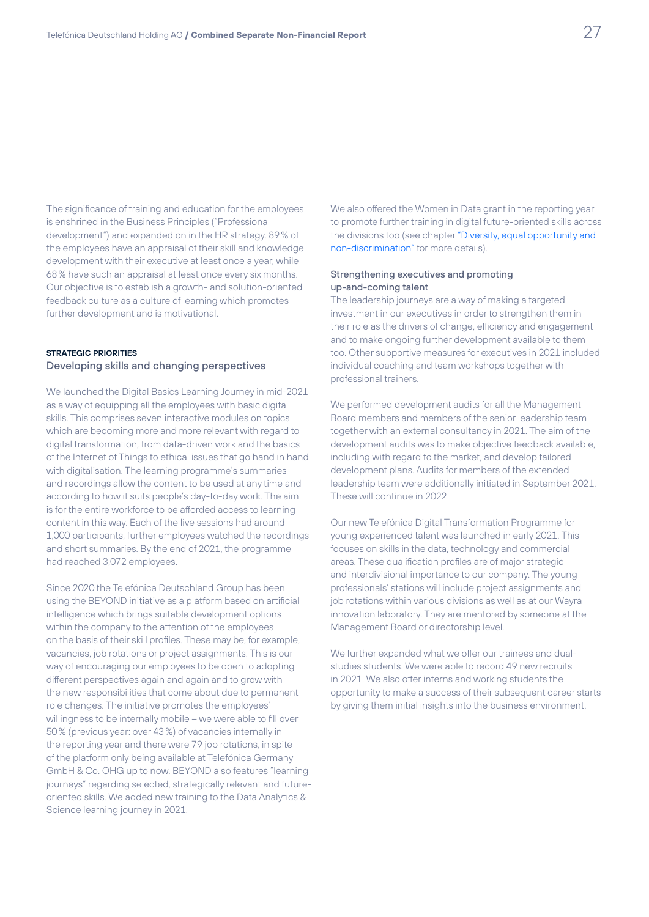The significance of training and education for the employees is enshrined in the Business Principles ("Professional development") and expanded on in the HR strategy. 89 % of the employees have an appraisal of their skill and knowledge development with their executive at least once a year, while 68 % have such an appraisal at least once every six months. Our objective is to establish a growth- and solution-oriented feedback culture as a culture of learning which promotes further development and is motivational.

**STRATEGIC PRIORITIES**

### Developing skills and changing perspectives

We launched the Digital Basics Learning Journey in mid-2021 as a way of equipping all the employees with basic digital skills. This comprises seven interactive modules on topics which are becoming more and more relevant with regard to digital transformation, from data-driven work and the basics of the Internet of Things to ethical issues that go hand in hand with digitalisation. The learning programme's summaries and recordings allow the content to be used at any time and according to how it suits people's day-to-day work. The aim is for the entire workforce to be afforded access to learning content in this way. Each of the live sessions had around 1,000 participants, further employees watched the recordings and short summaries. By the end of 2021, the programme had reached 3,072 employees.

Since 2020 the Telefónica Deutschland Group has been using the BEYOND initiative as a platform based on artificial intelligence which brings suitable development options within the company to the attention of the employees on the basis of their skill profiles. These may be, for example, vacancies, job rotations or project assignments. This is our way of encouraging our employees to be open to adopting different perspectives again and again and to grow with the new responsibilities that come about due to permanent role changes. The initiative promotes the employees' willingness to be internally mobile – we were able to fill over 50 % (previous year: over 43 %) of vacancies internally in the reporting year and there were 79 job rotations, in spite of the platform only being available at Telefónica Germany GmbH & Co. OHG up to now. BEYOND also features "learning journeys" regarding selected, strategically relevant and future-oriented skills. We added new training to the Data Analytics & Science learning journey in 2021.

We also offered the Women in Data grant in the reporting year to promote further training in digital future-oriented skills across the divisions too (see chapter "Diversity, equal opportunity and non-discrimination" for more details).

### Strengthening executives and promoting up-and-coming talent

The leadership journeys are a way of making a targeted investment in our executives in order to strengthen them in their role as the drivers of change, efficiency and engagement and to make ongoing further development available to them too. Other supportive measures for executives in 2021 included individual coaching and team workshops together with professional trainers.

We performed development audits for all the Management Board members and members of the senior leadership team together with an external consultancy in 2021. The aim of the development audits was to make objective feedback available, including with regard to the market, and develop tailored development plans. Audits for members of the extended leadership team were additionally initiated in September 2021. These will continue in 2022.

Our new Telefónica Digital Transformation Programme for young experienced talent was launched in early 2021. This focuses on skills in the data, technology and commercial areas. These qualification profiles are of major strategic and interdivisional importance to our company. The young professionals' stations will include project assignments and job rotations within various divisions as well as at our Wayra innovation laboratory. They are mentored by someone at the Management Board or directorship level.

We further expanded what we offer our trainees and dual-studies students. We were able to record 49 new recruits in 2021. We also offer interns and working students the opportunity to make a success of their subsequent career starts by giving them initial insights into the business environment.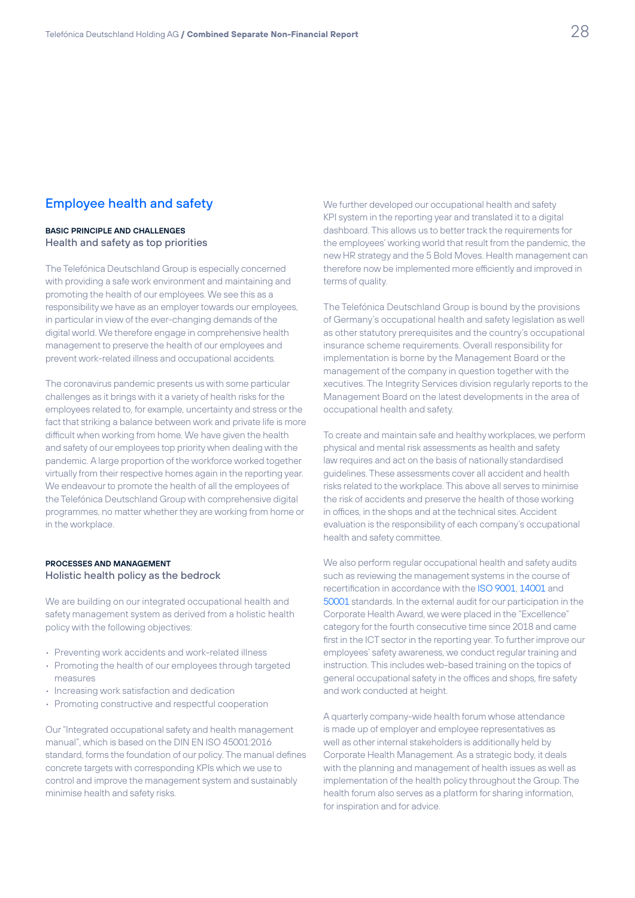## Employee health and safety

**BASIC PRINCIPLE AND CHALLENGES**

### Health and safety as top priorities

The Telefónica Deutschland Group is especially concerned with providing a safe work environment and maintaining and promoting the health of our employees. We see this as a responsibility we have as an employer towards our employees, in particular in view of the ever-changing demands of the digital world. We therefore engage in comprehensive health management to preserve the health of our employees and prevent work-related illness and occupational accidents.

The coronavirus pandemic presents us with some particular challenges as it brings with it a variety of health risks for the employees related to, for example, uncertainty and stress or the fact that striking a balance between work and private life is more difficult when working from home. We have given the health and safety of our employees top priority when dealing with the pandemic. A large proportion of the workforce worked together virtually from their respective homes again in the reporting year. We endeavour to promote the health of all the employees of the Telefónica Deutschland Group with comprehensive digital programmes, no matter whether they are working from home or in the workplace.

**PROCESSES AND MANAGEMENT**

### Holistic health policy as the bedrock

We are building on our integrated occupational health and safety management system as derived from a holistic health policy with the following objectives:

- Preventing work accidents and work-related illness
- Promoting the health of our employees through targeted measures
- Increasing work satisfaction and dedication
- Promoting constructive and respectful cooperation

Our "Integrated occupational safety and health management manual", which is based on the DIN EN ISO 45001:2016 standard, forms the foundation of our policy. The manual defines concrete targets with corresponding KPIs which we use to control and improve the management system and sustainably minimise health and safety risks.

We further developed our occupational health and safety KPI system in the reporting year and translated it to a digital dashboard. This allows us to better track the requirements for the employees' working world that result from the pandemic, the new HR strategy and the 5 Bold Moves. Health management can therefore now be implemented more efficiently and improved in terms of quality.

The Telefónica Deutschland Group is bound by the provisions of Germany's occupational health and safety legislation as well as other statutory prerequisites and the country's occupational insurance scheme requirements. Overall responsibility for implementation is borne by the Management Board or the management of the company in question together with the xecutives. The Integrity Services division regularly reports to the Management Board on the latest developments in the area of occupational health and safety.

To create and maintain safe and healthy workplaces, we perform physical and mental risk assessments as health and safety law requires and act on the basis of nationally standardised guidelines. These assessments cover all accident and health risks related to the workplace. This above all serves to minimise the risk of accidents and preserve the health of those working in offices, in the shops and at the technical sites. Accident evaluation is the responsibility of each company's occupational health and safety committee.

We also perform regular occupational health and safety audits such as reviewing the management systems in the course of recertification in accordance with the ISO 9001, 14001 and 50001 standards. In the external audit for our participation in the Corporate Health Award, we were placed in the "Excellence" category for the fourth consecutive time since 2018 and came first in the ICT sector in the reporting year. To further improve our employees' safety awareness, we conduct regular training and instruction. This includes web-based training on the topics of general occupational safety in the offices and shops, fire safety and work conducted at height.

A quarterly company-wide health forum whose attendance is made up of employer and employee representatives as well as other internal stakeholders is additionally held by Corporate Health Management. As a strategic body, it deals with the planning and management of health issues as well as implementation of the health policy throughout the Group. The health forum also serves as a platform for sharing information, for inspiration and for advice.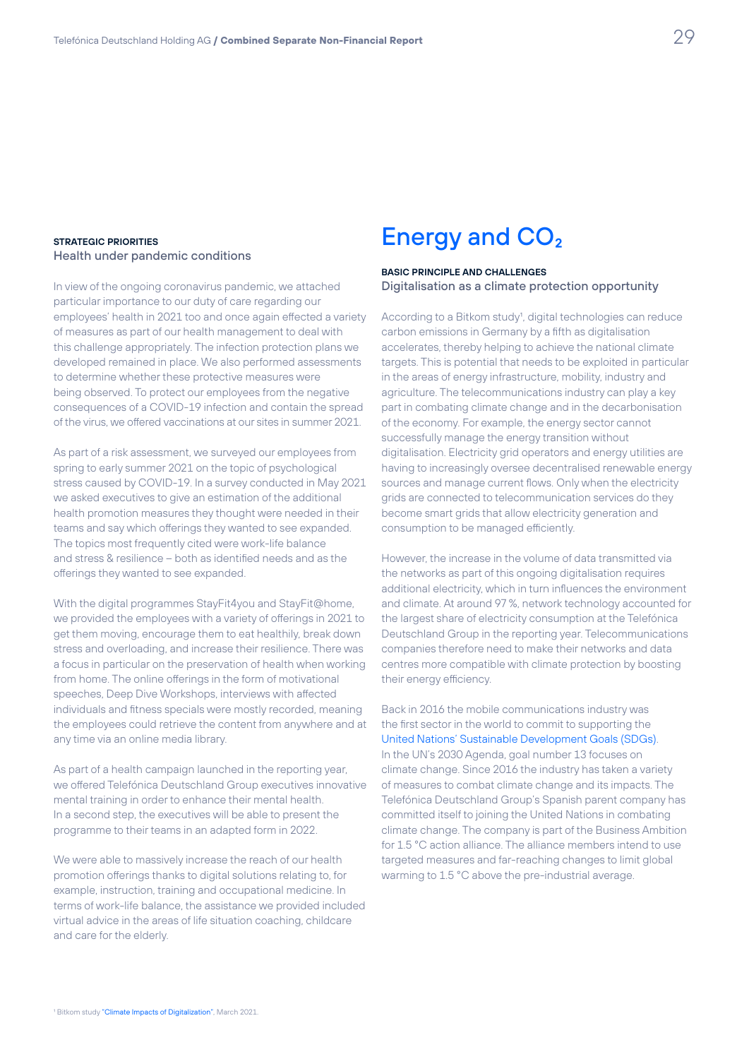**STRATEGIC PRIORITIES**

### Health under pandemic conditions

In view of the ongoing coronavirus pandemic, we attached particular importance to our duty of care regarding our employees' health in 2021 too and once again effected a variety of measures as part of our health management to deal with this challenge appropriately. The infection protection plans we developed remained in place. We also performed assessments to determine whether these protective measures were being observed. To protect our employees from the negative consequences of a COVID-19 infection and contain the spread of the virus, we offered vaccinations at our sites in summer 2021.

As part of a risk assessment, we surveyed our employees from spring to early summer 2021 on the topic of psychological stress caused by COVID-19. In a survey conducted in May 2021 we asked executives to give an estimation of the additional health promotion measures they thought were needed in their teams and say which offerings they wanted to see expanded. The topics most frequently cited were work-life balance and stress & resilience – both as identified needs and as the offerings they wanted to see expanded.

With the digital programmes StayFit4you and StayFit@home, we provided the employees with a variety of offerings in 2021 to get them moving, encourage them to eat healthily, break down stress and overloading, and increase their resilience. There was a focus in particular on the preservation of health when working from home. The online offerings in the form of motivational speeches, Deep Dive Workshops, interviews with affected individuals and fitness specials were mostly recorded, meaning the employees could retrieve the content from anywhere and at any time via an online media library.

As part of a health campaign launched in the reporting year, we offered Telefónica Deutschland Group executives innovative mental training in order to enhance their mental health. In a second step, the executives will be able to present the programme to their teams in an adapted form in 2022.

We were able to massively increase the reach of our health promotion offerings thanks to digital solutions relating to, for example, instruction, training and occupational medicine. In terms of work-life balance, the assistance we provided included virtual advice in the areas of life situation coaching, childcare and care for the elderly.

# Energy and $CO_2$

**BASIC PRINCIPLE AND CHALLENGES**

### Digitalisation as a climate protection opportunity

According to a Bitkom study[1], digital technologies can reduce carbon emissions in Germany by a fifth as digitalisation accelerates, thereby helping to achieve the national climate targets. This is potential that needs to be exploited in particular in the areas of energy infrastructure, mobility, industry and agriculture. The telecommunications industry can play a key part in combating climate change and in the decarbonisation of the economy. For example, the energy sector cannot successfully manage the energy transition without digitalisation. Electricity grid operators and energy utilities are having to increasingly oversee decentralised renewable energy sources and manage current flows. Only when the electricity grids are connected to telecommunication services do they become smart grids that allow electricity generation and consumption to be managed efficiently.

However, the increase in the volume of data transmitted via the networks as part of this ongoing digitalisation requires additional electricity, which in turn influences the environment and climate. At around 97 %, network technology accounted for the largest share of electricity consumption at the Telefónica Deutschland Group in the reporting year. Telecommunications companies therefore need to make their networks and data centres more compatible with climate protection by boosting their energy efficiency.

Back in 2016 the mobile communications industry was the first sector in the world to commit to supporting the United Nations' Sustainable Development Goals (SDGs). In the UN's 2030 Agenda, goal number 13 focuses on climate change. Since 2016 the industry has taken a variety of measures to combat climate change and its impacts. The Telefónica Deutschland Group's Spanish parent company has committed itself to joining the United Nations in combating climate change. The company is part of the Business Ambition for 1.5 °C action alliance. The alliance members intend to use targeted measures and far-reaching changes to limit global warming to 1.5 °C above the pre-industrial average.

[1] Bitkom study "Climate Impacts of Digitalization", March 2021.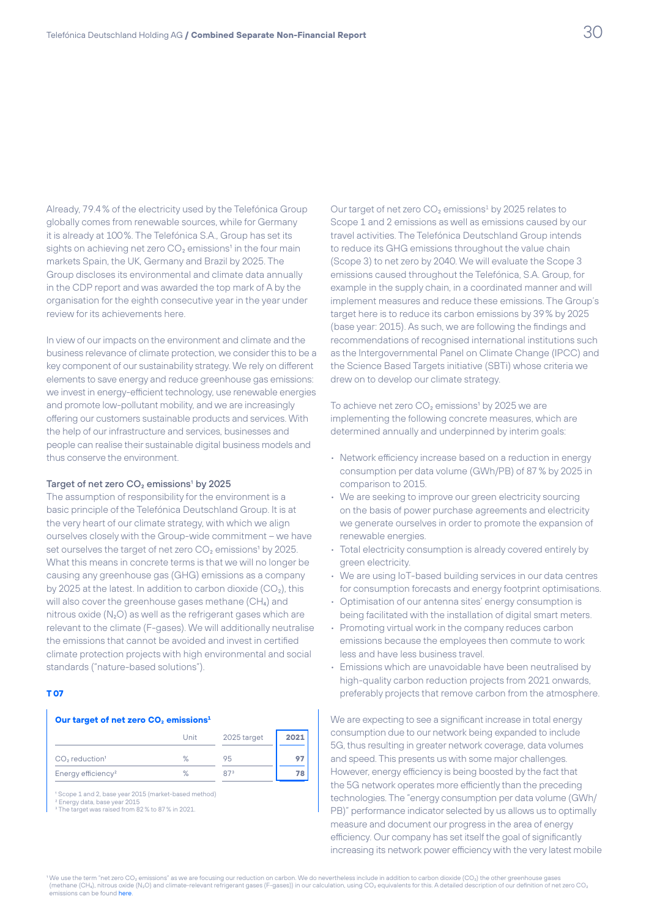Already, 79.4 % of the electricity used by the Telefónica Group globally comes from renewable sources, while for Germany it is already at 100 %. The Telefónica S.A., Group has set its sights on achieving net zero $CO_2$ emissions[1] in the four main markets Spain, the UK, Germany and Brazil by 2025. The Group discloses its environmental and climate data annually in the CDP report and was awarded the top mark of A by the organisation for the eighth consecutive year in the year under review for its achievements here.

In view of our impacts on the environment and climate and the business relevance of climate protection, we consider this to be a key component of our sustainability strategy. We rely on different elements to save energy and reduce greenhouse gas emissions: we invest in energy-efficient technology, use renewable energies and promote low-pollutant mobility, and we are increasingly offering our customers sustainable products and services. With the help of our infrastructure and services, businesses and people can realise their sustainable digital business models and thus conserve the environment.

### Target of net zero $CO_2$ emissions[1] by 2025

The assumption of responsibility for the environment is a basic principle of the Telefónica Deutschland Group. It is at the very heart of our climate strategy, with which we align ourselves closely with the Group-wide commitment – we have set ourselves the target of net zero $CO_2$ emissions[1] by 2025. What this means in concrete terms is that we will no longer be causing any greenhouse gas (GHG) emissions as a company by 2025 at the latest. In addition to carbon dioxide ($CO_2$), this will also cover the greenhouse gases methane ($CH_4$) and nitrous oxide ($N_2O$) as well as the refrigerant gases which are relevant to the climate (F-gases). We will additionally neutralise the emissions that cannot be avoided and invest in certified climate protection projects with high environmental and social standards ("nature-based solutions").

**T 07**

**Our target of net zero $CO_2$ emissions[1]**

| | Unit | 2025 target | 2021 |
|---|---|---|---|
| $CO_2$ reduction[1] | % | 95 | **97** |
| Energy efficiency[2] | % | 87[3] | **78** |

[1] Scope 1 and 2, base year 2015 (market-based method)
[2] Energy data, base year 2015
[3] The target was raised from 82 % to 87 % in 2021.

Our target of net zero $CO_2$ emissions[1] by 2025 relates to Scope 1 and 2 emissions as well as emissions caused by our travel activities. The Telefónica Deutschland Group intends to reduce its GHG emissions throughout the value chain (Scope 3) to net zero by 2040. We will evaluate the Scope 3 emissions caused throughout the Telefónica, S.A. Group, for example in the supply chain, in a coordinated manner and will implement measures and reduce these emissions. The Group's target here is to reduce its carbon emissions by 39 % by 2025 (base year: 2015). As such, we are following the findings and recommendations of recognised international institutions such as the Intergovernmental Panel on Climate Change (IPCC) and the Science Based Targets initiative (SBTi) whose criteria we drew on to develop our climate strategy.

To achieve net zero $CO_2$ emissions[1] by 2025 we are implementing the following concrete measures, which are determined annually and underpinned by interim goals:

- Network efficiency increase based on a reduction in energy consumption per data volume (GWh/PB) of 87 % by 2025 in comparison to 2015.
- We are seeking to improve our green electricity sourcing on the basis of power purchase agreements and electricity we generate ourselves in order to promote the expansion of renewable energies.
- Total electricity consumption is already covered entirely by green electricity.
- We are using IoT-based building services in our data centres for consumption forecasts and energy footprint optimisations.
- Optimisation of our antenna sites' energy consumption is being facilitated with the installation of digital smart meters.
- Promoting virtual work in the company reduces carbon emissions because the employees then commute to work less and have less business travel.
- Emissions which are unavoidable have been neutralised by high-quality carbon reduction projects from 2021 onwards, preferably projects that remove carbon from the atmosphere.

We are expecting to see a significant increase in total energy consumption due to our network being expanded to include 5G, thus resulting in greater network coverage, data volumes and speed. This presents us with some major challenges. However, energy efficiency is being boosted by the fact that the 5G network operates more efficiently than the preceding technologies. The "energy consumption per data volume (GWh/PB)" performance indicator selected by us allows us to optimally measure and document our progress in the area of energy efficiency. Our company has set itself the goal of significantly increasing its network power efficiency with the very latest mobile

[1] We use the term "net zero $CO_2$ emissions" as we are focusing our reduction on carbon. We do nevertheless include in addition to carbon dioxide ($CO_2$) the other greenhouse gases (methane ($CH_4$), nitrous oxide ($N_2O$) and climate-relevant refrigerant gases (F-gases)) in our calculation, using $CO_2$ equivalents for this. A detailed description of our definition of net zero $CO_2$ emissions can be found here.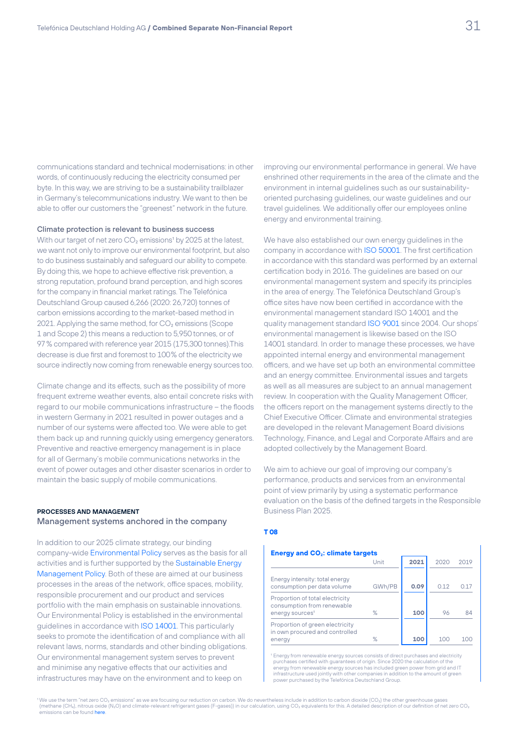communications standard and technical modernisations: in other words, of continuously reducing the electricity consumed per byte. In this way, we are striving to be a sustainability trailblazer in Germany's telecommunications industry. We want to then be able to offer our customers the "greenest" network in the future.

### Climate protection is relevant to business success

With our target of net zero $CO_2$ emissions[1] by 2025 at the latest, we want not only to improve our environmental footprint, but also to do business sustainably and safeguard our ability to compete. By doing this, we hope to achieve effective risk prevention, a strong reputation, profound brand perception, and high scores for the company in financial market ratings. The Telefónica Deutschland Group caused 6,266 (2020: 26,720) tonnes of carbon emissions according to the market-based method in 2021. Applying the same method, for $CO_2$ emissions (Scope 1 and Scope 2) this means a reduction to 5,950 tonnes, or of 97 % compared with reference year 2015 (175,300 tonnes).This decrease is due first and foremost to 100 % of the electricity we source indirectly now coming from renewable energy sources too.

Climate change and its effects, such as the possibility of more frequent extreme weather events, also entail concrete risks with regard to our mobile communications infrastructure – the floods in western Germany in 2021 resulted in power outages and a number of our systems were affected too. We were able to get them back up and running quickly using emergency generators. Preventive and reactive emergency management is in place for all of Germany's mobile communications networks in the event of power outages and other disaster scenarios in order to maintain the basic supply of mobile communications.

## PROCESSES AND MANAGEMENT

### Management systems anchored in the company

In addition to our 2025 climate strategy, our binding company-wide Environmental Policy serves as the basis for all activities and is further supported by the Sustainable Energy Management Policy. Both of these are aimed at our business processes in the areas of the network, office spaces, mobility, responsible procurement and our product and services portfolio with the main emphasis on sustainable innovations. Our Environmental Policy is established in the environmental guidelines in accordance with ISO 14001. This particularly seeks to promote the identification of and compliance with all relevant laws, norms, standards and other binding obligations. Our environmental management system serves to prevent and minimise any negative effects that our activities and infrastructures may have on the environment and to keep on improving our environmental performance in general. We have enshrined other requirements in the area of the climate and the environment in internal guidelines such as our sustainability-oriented purchasing guidelines, our waste guidelines and our travel guidelines. We additionally offer our employees online energy and environmental training.

We have also established our own energy guidelines in the company in accordance with ISO 50001. The first certification in accordance with this standard was performed by an external certification body in 2016. The guidelines are based on our environmental management system and specify its principles in the area of energy. The Telefónica Deutschland Group's office sites have now been certified in accordance with the environmental management standard ISO 14001 and the quality management standard ISO 9001 since 2004. Our shops' environmental management is likewise based on the ISO 14001 standard. In order to manage these processes, we have appointed internal energy and environmental management officers, and we have set up both an environmental committee and an energy committee. Environmental issues and targets as well as all measures are subject to an annual management review. In cooperation with the Quality Management Officer, the officers report on the management systems directly to the Chief Executive Officer. Climate and environmental strategies are developed in the relevant Management Board divisions Technology, Finance, and Legal and Corporate Affairs and are adopted collectively by the Management Board.

We aim to achieve our goal of improving our company's performance, products and services from an environmental point of view primarily by using a systematic performance evaluation on the basis of the defined targets in the Responsible Business Plan 2025.

**T 08**

**Energy and $CO_2$: climate targets**

| | Unit | 2021 | 2020 | 2019 |
|---|---|---|---|---|
| Energy intensity: total energy consumption per data volume | GWh/PB | **0.09** | 0.12 | 0.17 |
| Proportion of total electricity consumption from renewable energy sources[1] | % | **100** | 96 | 84 |
| Proportion of green electricity in own procured and controlled energy | % | **100** | 100 | 100 |

[1] Energy from renewable energy sources consists of direct purchases and electricity purchases certified with guarantees of origin. Since 2020 the calculation of the energy from renewable energy sources has included green power from grid and IT infrastructure used jointly with other companies in addition to the amount of green power purchased by the Telefónica Deutschland Group.

[1] We use the term "net zero $CO_2$ emissions" as we are focusing our reduction on carbon. We do nevertheless include in addition to carbon dioxide ($CO_2$) the other greenhouse gases (methane ($CH_4$), nitrous oxide ($N_2O$) and climate-relevant refrigerant gases (F-gases)) in our calculation, using $CO_2$ equivalents for this. A detailed description of our definition of net zero $CO_2$ emissions can be found here.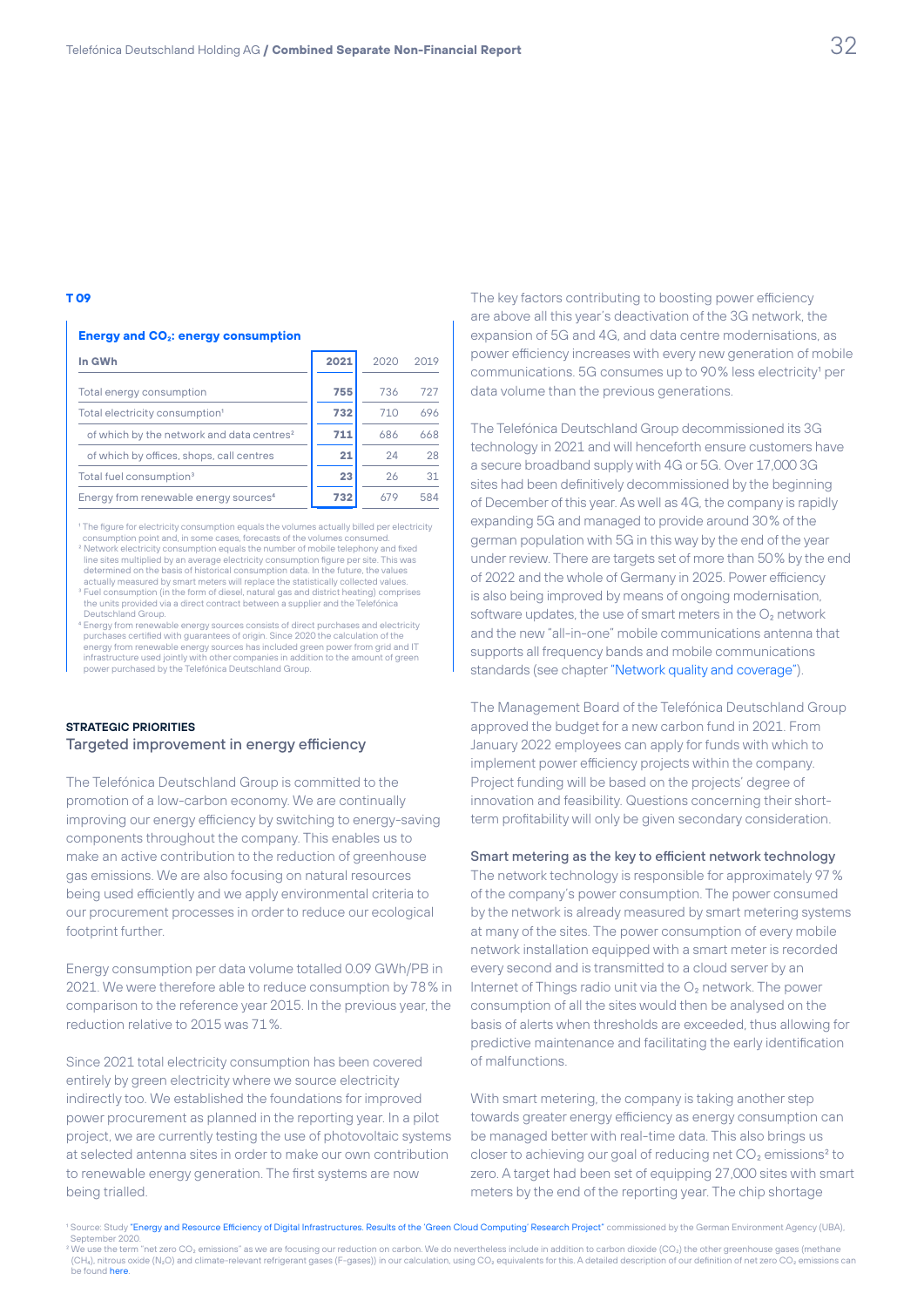**T 09**

**Energy and $CO_2$: energy consumption**

| In GWh | 2021 | 2020 | 2019 |
|---|---|---|---|
| Total energy consumption | **755** | 736 | 727 |
| Total electricity consumption[1] | **732** | 710 | 696 |
| of which by the network and data centres[2] | **711** | 686 | 668 |
| of which by offices, shops, call centres | **21** | 24 | 28 |
| Total fuel consumption[3] | **23** | 26 | 31 |
| Energy from renewable energy sources[4] | **732** | 679 | 584 |

[1] The figure for electricity consumption equals the volumes actually billed per electricity consumption point and, in some cases, forecasts of the volumes consumed.
[2] Network electricity consumption equals the number of mobile telephony and fixed line sites multiplied by an average electricity consumption figure per site. This was determined on the basis of historical consumption data. In the future, the values actually measured by smart meters will replace the statistically collected values.
[3] Fuel consumption (in the form of diesel, natural gas and district heating) comprises the units provided via a direct contract between a supplier and the Telefónica Deutschland Group.
[4] Energy from renewable energy sources consists of direct purchases and electricity purchases certified with guarantees of origin. Since 2020 the calculation of the energy from renewable energy sources has included green power from grid and IT infrastructure used jointly with other companies in addition to the amount of green power purchased by the Telefónica Deutschland Group.

**STRATEGIC PRIORITIES**

## Targeted improvement in energy efficiency

The Telefónica Deutschland Group is committed to the promotion of a low-carbon economy. We are continually improving our energy efficiency by switching to energy-saving components throughout the company. This enables us to make an active contribution to the reduction of greenhouse gas emissions. We are also focusing on natural resources being used efficiently and we apply environmental criteria to our procurement processes in order to reduce our ecological footprint further.

Energy consumption per data volume totalled 0.09 GWh/PB in 2021. We were therefore able to reduce consumption by 78% in comparison to the reference year 2015. In the previous year, the reduction relative to 2015 was 71%.

Since 2021 total electricity consumption has been covered entirely by green electricity where we source electricity indirectly too. We established the foundations for improved power procurement as planned in the reporting year. In a pilot project, we are currently testing the use of photovoltaic systems at selected antenna sites in order to make our own contribution to renewable energy generation. The first systems are now being trialled.

The key factors contributing to boosting power efficiency are above all this year's deactivation of the 3G network, the expansion of 5G and 4G, and data centre modernisations, as power efficiency increases with every new generation of mobile communications. 5G consumes up to 90% less electricity[1] per data volume than the previous generations.

The Telefónica Deutschland Group decommissioned its 3G technology in 2021 and will henceforth ensure customers have a secure broadband supply with 4G or 5G. Over 17,000 3G sites had been definitively decommissioned by the beginning of December of this year. As well as 4G, the company is rapidly expanding 5G and managed to provide around 30% of the german population with 5G in this way by the end of the year under review. There are targets set of more than 50% by the end of 2022 and the whole of Germany in 2025. Power efficiency is also being improved by means of ongoing modernisation, software updates, the use of smart meters in the $O_2$ network and the new "all-in-one" mobile communications antenna that supports all frequency bands and mobile communications standards (see chapter "Network quality and coverage").

The Management Board of the Telefónica Deutschland Group approved the budget for a new carbon fund in 2021. From January 2022 employees can apply for funds with which to implement power efficiency projects within the company. Project funding will be based on the projects' degree of innovation and feasibility. Questions concerning their short-term profitability will only be given secondary consideration.

### Smart metering as the key to efficient network technology

The network technology is responsible for approximately 97% of the company's power consumption. The power consumed by the network is already measured by smart metering systems at many of the sites. The power consumption of every mobile network installation equipped with a smart meter is recorded every second and is transmitted to a cloud server by an Internet of Things radio unit via the $O_2$ network. The power consumption of all the sites would then be analysed on the basis of alerts when thresholds are exceeded, thus allowing for predictive maintenance and facilitating the early identification of malfunctions.

With smart metering, the company is taking another step towards greater energy efficiency as energy consumption can be managed better with real-time data. This also brings us closer to achieving our goal of reducing net $CO_2$ emissions[2] to zero. A target had been set of equipping 27,000 sites with smart meters by the end of the reporting year. The chip shortage

[1] Source: Study "Energy and Resource Efficiency of Digital Infrastructures. Results of the 'Green Cloud Computing' Research Project" commissioned by the German Environment Agency (UBA), September 2020.
[2] We use the term "net zero $CO_2$ emissions" as we are focusing our reduction on carbon. We do nevertheless include in addition to carbon dioxide ($CO_2$) the other greenhouse gases (methane ($CH_4$), nitrous oxide ($N_2O$) and climate-relevant refrigerant gases (F-gases)) in our calculation, using $CO_2$ equivalents for this. A detailed description of our definition of net zero $CO_2$ emissions can be found here.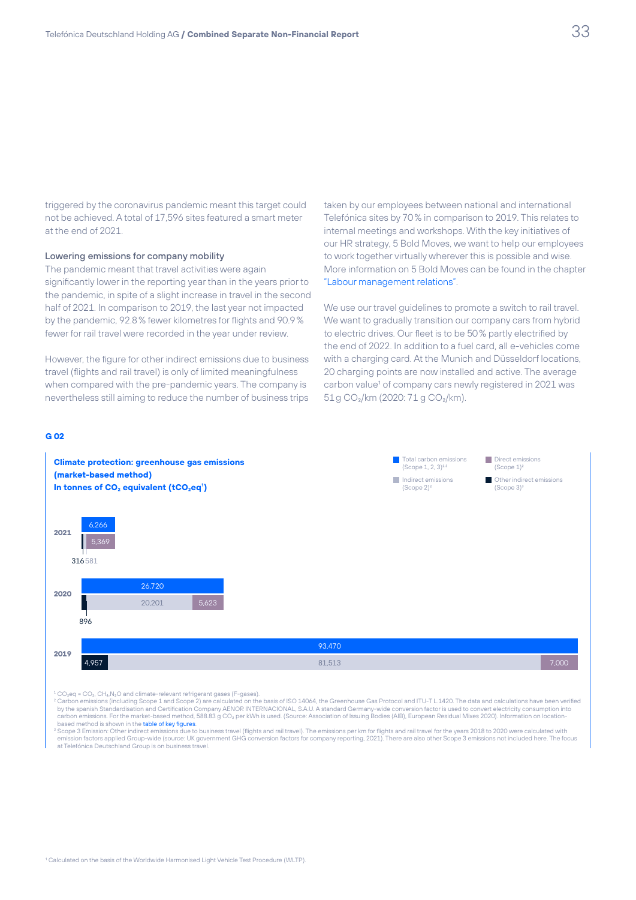triggered by the coronavirus pandemic meant this target could not be achieved. A total of 17,596 sites featured a smart meter at the end of 2021.

### Lowering emissions for company mobility

The pandemic meant that travel activities were again significantly lower in the reporting year than in the years prior to the pandemic, in spite of a slight increase in travel in the second half of 2021. In comparison to 2019, the last year not impacted by the pandemic, 92.8 % fewer kilometres for flights and 90.9 % fewer for rail travel were recorded in the year under review.

However, the figure for other indirect emissions due to business travel (flights and rail travel) is only of limited meaningfulness when compared with the pre-pandemic years. The company is nevertheless still aiming to reduce the number of business trips taken by our employees between national and international Telefónica sites by 70 % in comparison to 2019. This relates to internal meetings and workshops. With the key initiatives of our HR strategy, 5 Bold Moves, we want to help our employees to work together virtually wherever this is possible and wise. More information on 5 Bold Moves can be found in the chapter "Labour management relations".

We use our travel guidelines to promote a switch to rail travel. We want to gradually transition our company cars from hybrid to electric drives. Our fleet is to be 50 % partly electrified by the end of 2022. In addition to a fuel card, all e-vehicles come with a charging card. At the Munich and Düsseldorf locations, 20 charging points are now installed and active. The average carbon value[1] of company cars newly registered in 2021 was 51 g $CO_2$/km (2020: 71 g $CO_2$/km).

**G 02**

**Climate protection: greenhouse gas emissions (market-based method)**
**In tonnes of $CO_2$ equivalent ($tCO_2eq$[1])**

| Year | Total carbon emissions (Scope 1, 2, 3)[2,3] | Other indirect emissions (Scope 3)[3] | Indirect emissions (Scope 2)[2] | Direct emissions (Scope 1)[2] |
|---|---|---|---|---|
| 2021 | 6,266 | 316 | 581 | 5,369 |
| 2020 | 26,720 | 896 | 20,201 | 5,623 |
| 2019 | 93,470 | 4,957 | 81,513 | 7,000 |

[1] $CO_2eq = CO_2$, $CH_4$, $N_2O$ and climate-relevant refrigerant gases (F-gases).
[2] Carbon emissions (including Scope 1 and Scope 2) are calculated on the basis of ISO 14064, the Greenhouse Gas Protocol and ITU-T L.1420. The data and calculations have been verified by the spanish Standardisation and Certification Company AENOR INTERNACIONAL, S.A.U. A standard Germany-wide conversion factor is used to convert electricity consumption into carbon emissions. For the market-based method, 588.83 g $CO_2$ per kWh is used. (Source: Association of Issuing Bodies (AIB), European Residual Mixes 2020). Information on location-based method is shown in the table of key figures.
[3] Scope 3 Emission: Other indirect emissions due to business travel (flights and rail travel). The emissions per km for flights and rail travel for the years 2018 to 2020 were calculated with emission factors applied Group-wide (source: UK government GHG conversion factors for company reporting, 2021). There are also other Scope 3 emissions not included here. The focus at Telefónica Deutschland Group is on business travel.

[1] Calculated on the basis of the Worldwide Harmonised Light Vehicle Test Procedure (WLTP).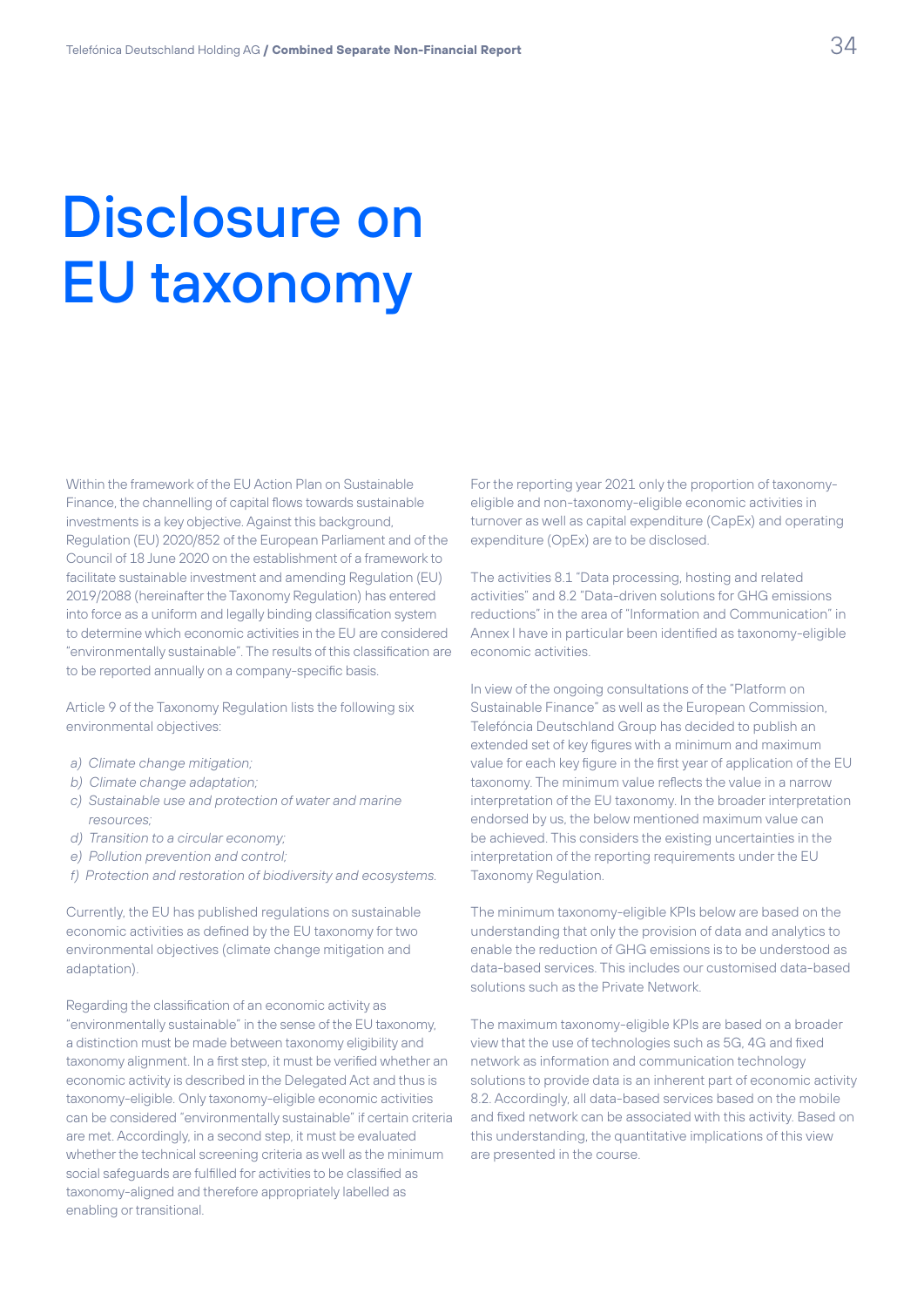# Disclosure on EU taxonomy

Within the framework of the EU Action Plan on Sustainable Finance, the channelling of capital flows towards sustainable investments is a key objective. Against this background, Regulation (EU) 2020/852 of the European Parliament and of the Council of 18 June 2020 on the establishment of a framework to facilitate sustainable investment and amending Regulation (EU) 2019/2088 (hereinafter the Taxonomy Regulation) has entered into force as a uniform and legally binding classification system to determine which economic activities in the EU are considered "environmentally sustainable". The results of this classification are to be reported annually on a company-specific basis.

Article 9 of the Taxonomy Regulation lists the following six environmental objectives:

- *a) Climate change mitigation;*
- *b) Climate change adaptation;*
- *c) Sustainable use and protection of water and marine resources;*
- *d) Transition to a circular economy;*
- *e) Pollution prevention and control;*
- *f) Protection and restoration of biodiversity and ecosystems.*

Currently, the EU has published regulations on sustainable economic activities as defined by the EU taxonomy for two environmental objectives (climate change mitigation and adaptation).

Regarding the classification of an economic activity as "environmentally sustainable" in the sense of the EU taxonomy, a distinction must be made between taxonomy eligibility and taxonomy alignment. In a first step, it must be verified whether an economic activity is described in the Delegated Act and thus is taxonomy-eligible. Only taxonomy-eligible economic activities can be considered "environmentally sustainable" if certain criteria are met. Accordingly, in a second step, it must be evaluated whether the technical screening criteria as well as the minimum social safeguards are fulfilled for activities to be classified as taxonomy-aligned and therefore appropriately labelled as enabling or transitional.

For the reporting year 2021 only the proportion of taxonomy-eligible and non-taxonomy-eligible economic activities in turnover as well as capital expenditure (CapEx) and operating expenditure (OpEx) are to be disclosed.

The activities 8.1 "Data processing, hosting and related activities" and 8.2 "Data-driven solutions for GHG emissions reductions" in the area of "Information and Communication" in Annex I have in particular been identified as taxonomy-eligible economic activities.

In view of the ongoing consultations of the "Platform on Sustainable Finance" as well as the European Commission, Telefóncia Deutschland Group has decided to publish an extended set of key figures with a minimum and maximum value for each key figure in the first year of application of the EU taxonomy. The minimum value reflects the value in a narrow interpretation of the EU taxonomy. In the broader interpretation endorsed by us, the below mentioned maximum value can be achieved. This considers the existing uncertainties in the interpretation of the reporting requirements under the EU Taxonomy Regulation.

The minimum taxonomy-eligible KPIs below are based on the understanding that only the provision of data and analytics to enable the reduction of GHG emissions is to be understood as data-based services. This includes our customised data-based solutions such as the Private Network.

The maximum taxonomy-eligible KPIs are based on a broader view that the use of technologies such as 5G, 4G and fixed network as information and communication technology solutions to provide data is an inherent part of economic activity 8.2. Accordingly, all data-based services based on the mobile and fixed network can be associated with this activity. Based on this understanding, the quantitative implications of this view are presented in the course.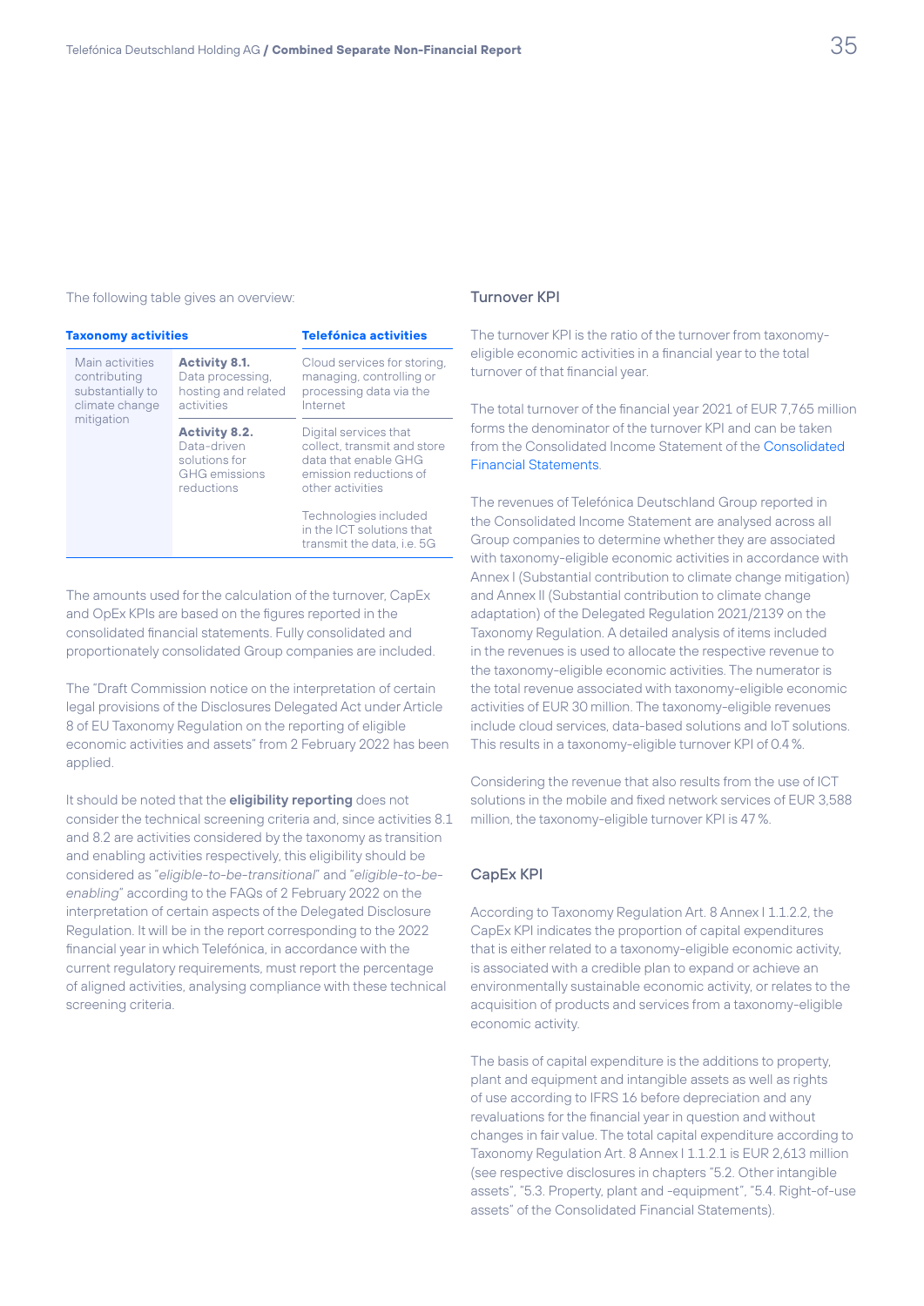The following table gives an overview:

| Taxonomy activities | | Telefónica activities |
|---|---|---|
| Main activities contributing substantially to climate change mitigation | **Activity 8.1.** Data processing, hosting and related activities | Cloud services for storing, managing, controlling or processing data via the Internet |
| | **Activity 8.2.** Data-driven solutions for GHG emissions reductions | Digital services that collect, transmit and store data that enable GHG emission reductions of other activities |
| | | Technologies included in the ICT solutions that transmit the data, i.e. 5G |

The amounts used for the calculation of the turnover, CapEx and OpEx KPIs are based on the figures reported in the consolidated financial statements. Fully consolidated and proportionately consolidated Group companies are included.

The "Draft Commission notice on the interpretation of certain legal provisions of the Disclosures Delegated Act under Article 8 of EU Taxonomy Regulation on the reporting of eligible economic activities and assets" from 2 February 2022 has been applied.

It should be noted that the **eligibility reporting** does not consider the technical screening criteria and, since activities 8.1 and 8.2 are activities considered by the taxonomy as transition and enabling activities respectively, this eligibility should be considered as "*eligible-to-be-transitional*" and "*eligible-to-be-enabling*" according to the FAQs of 2 February 2022 on the interpretation of certain aspects of the Delegated Disclosure Regulation. It will be in the report corresponding to the 2022 financial year in which Telefónica, in accordance with the current regulatory requirements, must report the percentage of aligned activities, analysing compliance with these technical screening criteria.

## Turnover KPI

The turnover KPI is the ratio of the turnover from taxonomy-eligible economic activities in a financial year to the total turnover of that financial year.

The total turnover of the financial year 2021 of EUR 7,765 million forms the denominator of the turnover KPI and can be taken from the Consolidated Income Statement of the Consolidated Financial Statements.

The revenues of Telefónica Deutschland Group reported in the Consolidated Income Statement are analysed across all Group companies to determine whether they are associated with taxonomy-eligible economic activities in accordance with Annex I (Substantial contribution to climate change mitigation) and Annex II (Substantial contribution to climate change adaptation) of the Delegated Regulation 2021/2139 on the Taxonomy Regulation. A detailed analysis of items included in the revenues is used to allocate the respective revenue to the taxonomy-eligible economic activities. The numerator is the total revenue associated with taxonomy-eligible economic activities of EUR 30 million. The taxonomy-eligible revenues include cloud services, data-based solutions and IoT solutions. This results in a taxonomy-eligible turnover KPI of 0.4 %.

Considering the revenue that also results from the use of ICT solutions in the mobile and fixed network services of EUR 3,588 million, the taxonomy-eligible turnover KPI is 47 %.

## CapEx KPI

According to Taxonomy Regulation Art. 8 Annex I 1.1.2.2, the CapEx KPI indicates the proportion of capital expenditures that is either related to a taxonomy-eligible economic activity, is associated with a credible plan to expand or achieve an environmentally sustainable economic activity, or relates to the acquisition of products and services from a taxonomy-eligible economic activity.

The basis of capital expenditure is the additions to property, plant and equipment and intangible assets as well as rights of use according to IFRS 16 before depreciation and any revaluations for the financial year in question and without changes in fair value. The total capital expenditure according to Taxonomy Regulation Art. 8 Annex I 1.1.2.1 is EUR 2,613 million (see respective disclosures in chapters "5.2. Other intangible assets", "5.3. Property, plant and -equipment", "5.4. Right-of-use assets" of the Consolidated Financial Statements).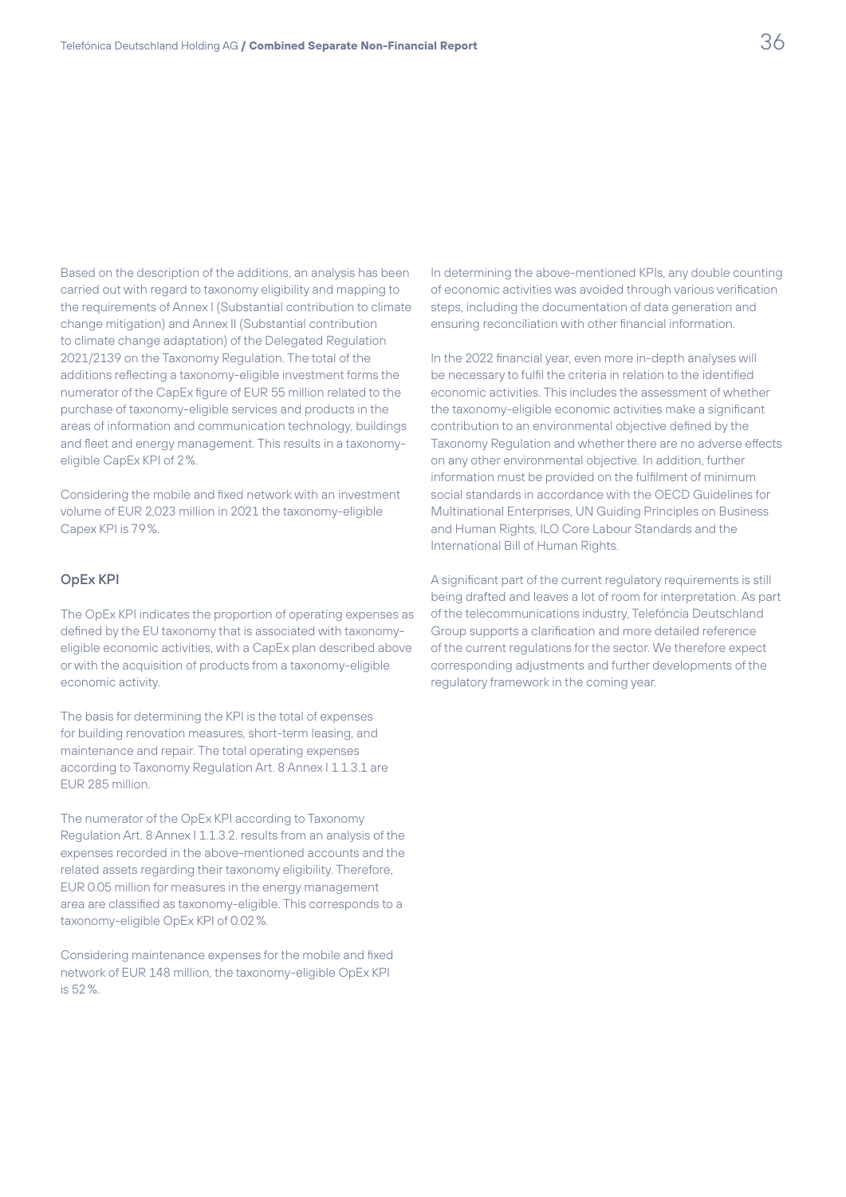Based on the description of the additions, an analysis has been carried out with regard to taxonomy eligibility and mapping to the requirements of Annex I (Substantial contribution to climate change mitigation) and Annex II (Substantial contribution to climate change adaptation) of the Delegated Regulation 2021/2139 on the Taxonomy Regulation. The total of the additions reflecting a taxonomy-eligible investment forms the numerator of the CapEx figure of EUR 55 million related to the purchase of taxonomy-eligible services and products in the areas of information and communication technology, buildings and fleet and energy management. This results in a taxonomy-eligible CapEx KPI of 2 %.

Considering the mobile and fixed network with an investment volume of EUR 2,023 million in 2021 the taxonomy-eligible Capex KPI is 79 %.

### OpEx KPI

The OpEx KPI indicates the proportion of operating expenses as defined by the EU taxonomy that is associated with taxonomy-eligible economic activities, with a CapEx plan described above or with the acquisition of products from a taxonomy-eligible economic activity.

The basis for determining the KPI is the total of expenses for building renovation measures, short-term leasing, and maintenance and repair. The total operating expenses according to Taxonomy Regulation Art. 8 Annex I 1.1.3.1 are EUR 285 million.

The numerator of the OpEx KPI according to Taxonomy Regulation Art. 8 Annex I 1.1.3.2. results from an analysis of the expenses recorded in the above-mentioned accounts and the related assets regarding their taxonomy eligibility. Therefore, EUR 0.05 million for measures in the energy management area are classified as taxonomy-eligible. This corresponds to a taxonomy-eligible OpEx KPI of 0.02 %.

Considering maintenance expenses for the mobile and fixed network of EUR 148 million, the taxonomy-eligible OpEx KPI is 52 %.

In determining the above-mentioned KPIs, any double counting of economic activities was avoided through various verification steps, including the documentation of data generation and ensuring reconciliation with other financial information.

In the 2022 financial year, even more in-depth analyses will be necessary to fulfil the criteria in relation to the identified economic activities. This includes the assessment of whether the taxonomy-eligible economic activities make a significant contribution to an environmental objective defined by the Taxonomy Regulation and whether there are no adverse effects on any other environmental objective. In addition, further information must be provided on the fulfilment of minimum social standards in accordance with the OECD Guidelines for Multinational Enterprises, UN Guiding Principles on Business and Human Rights, ILO Core Labour Standards and the International Bill of Human Rights.

A significant part of the current regulatory requirements is still being drafted and leaves a lot of room for interpretation. As part of the telecommunications industry, Telefóncia Deutschland Group supports a clarification and more detailed reference of the current regulations for the sector. We therefore expect corresponding adjustments and further developments of the regulatory framework in the coming year.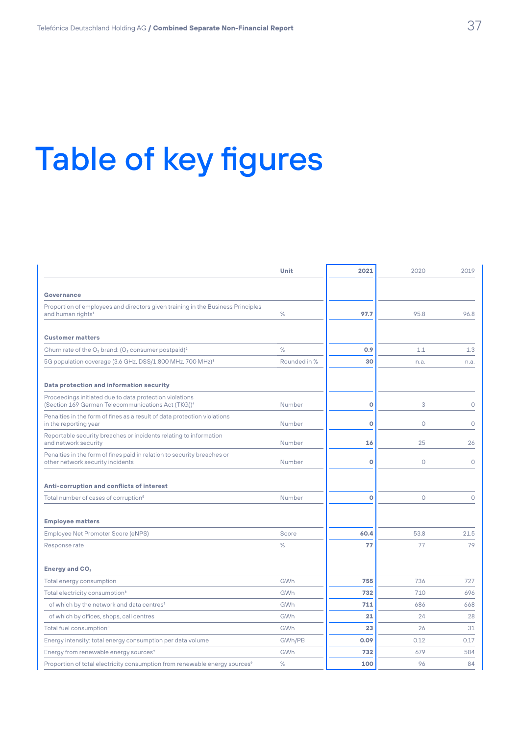# Table of key figures

| | Unit | 2021 | 2020 | 2019 |
|---|---|---|---|---|
| **Governance** | | | | |
| Proportion of employees and directors given training in the Business Principles and human rights[1] | % | **97.7** | 95.8 | 96.8 |
| **Customer matters** | | | | |
| Churn rate of the $O_2$ brand: ($O_2$ consumer postpaid)[2] | % | **0.9** | 1.1 | 1.3 |
| 5G population coverage (3.6 GHz, DSS/1,800 MHz, 700 MHz)[3] | Rounded in % | **30** | n.a. | n.a. |
| **Data protection and information security** | | | | |
| Proceedings initiated due to data protection violations (Section 169 German Telecommunications Act (TKG))[4] | Number | **0** | 3 | 0 |
| Penalties in the form of fines as a result of data protection violations in the reporting year | Number | **0** | 0 | 0 |
| Reportable security breaches or incidents relating to information and network security | Number | **16** | 25 | 26 |
| Penalties in the form of fines paid in relation to security breaches or other network security incidents | Number | **0** | 0 | 0 |
| **Anti-corruption and conflicts of interest** | | | | |
| Total number of cases of corruption[5] | Number | **0** | 0 | 0 |
| **Employee matters** | | | | |
| Employee Net Promoter Score (eNPS) | Score | **60.4** | 53.8 | 21.5 |
| Response rate | % | **77** | 77 | 79 |
| **Energy and $CO_2$** | | | | |
| Total energy consumption | GWh | **755** | 736 | 727 |
| Total electricity consumption[6] | GWh | **732** | 710 | 696 |
| of which by the network and data centres[7] | GWh | **711** | 686 | 668 |
| of which by offices, shops, call centres | GWh | **21** | 24 | 28 |
| Total fuel consumption[8] | GWh | **23** | 26 | 31 |
| Energy intensity: total energy consumption per data volume | GWh/PB | **0.09** | 0.12 | 0.17 |
| Energy from renewable energy sources[9] | GWh | **732** | 679 | 584 |
| Proportion of total electricity consumption from renewable energy sources[9] | % | **100** | 96 | 84 |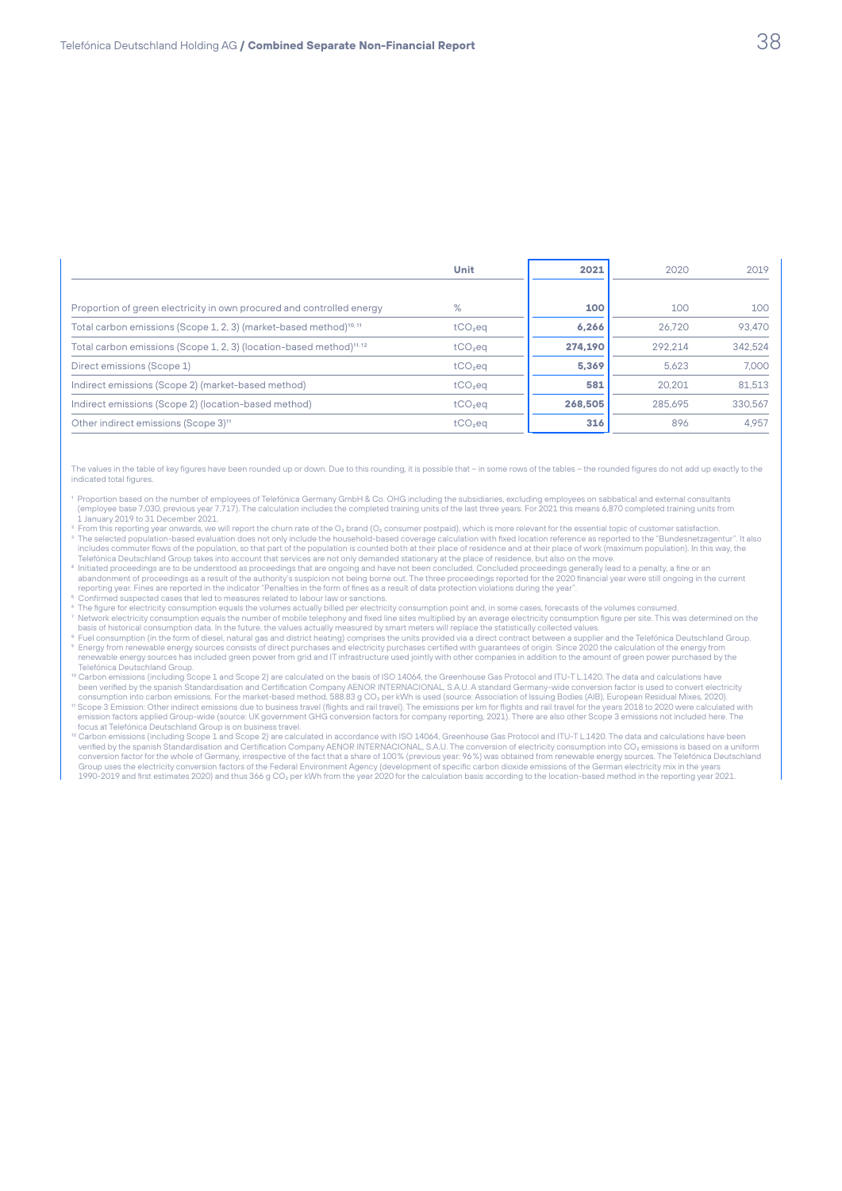| | Unit | 2021 | 2020 | 2019 |
|---|---|---|---|---|
| Proportion of green electricity in own procured and controlled energy | % | **100** | 100 | 100 |
| Total carbon emissions (Scope 1, 2, 3) (market-based method)[10, 11] | $tCO_2eq$ | **6,266** | 26,720 | 93,470 |
| Total carbon emissions (Scope 1, 2, 3) (location-based method)[11, 12] | $tCO_2eq$ | **274,190** | 292,214 | 342,524 |
| Direct emissions (Scope 1) | $tCO_2eq$ | **5,369** | 5,623 | 7,000 |
| Indirect emissions (Scope 2) (market-based method) | $tCO_2eq$ | **581** | 20,201 | 81,513 |
| Indirect emissions (Scope 2) (location-based method) | $tCO_2eq$ | **268,505** | 285,695 | 330,567 |
| Other indirect emissions (Scope 3)[11] | $tCO_2eq$ | **316** | 896 | 4,957 |

The values in the table of key figures have been rounded up or down. Due to this rounding, it is possible that – in some rows of the tables – the rounded figures do not add up exactly to the indicated total figures.

[1] Proportion based on the number of employees of Telefónica Germany GmbH & Co. OHG including the subsidiaries, excluding employees on sabbatical and external consultants (employee base 7,030, previous year 7,717). The calculation includes the completed training units of the last three years. For 2021 this means 6,870 completed training units from 1 January 2019 to 31 December 2021.

[2] From this reporting year onwards, we will report the churn rate of the $O_2$ brand ($O_2$ consumer postpaid), which is more relevant for the essential topic of customer satisfaction.

[3] The selected population-based evaluation does not only include the household-based coverage calculation with fixed location reference as reported to the "Bundesnetzagentur". It also includes commuter flows of the population, so that part of the population is counted both at their place of residence and at their place of work (maximum population). In this way, the Telefónica Deutschland Group takes into account that services are not only demanded stationary at the place of residence, but also on the move.

[4] Initiated proceedings are to be understood as proceedings that are ongoing and have not been concluded. Concluded proceedings generally lead to a penalty, a fine or an abandonment of proceedings as a result of the authority's suspicion not being borne out. The three proceedings reported for the 2020 financial year were still ongoing in the current reporting year. Fines are reported in the indicator "Penalties in the form of fines as a result of data protection violations during the year".

[5] Confirmed suspected cases that led to measures related to labour law or sanctions.

[6] The figure for electricity consumption equals the volumes actually billed per electricity consumption point and, in some cases, forecasts of the volumes consumed.

[7] Network electricity consumption equals the number of mobile telephony and fixed line sites multiplied by an average electricity consumption figure per site. This was determined on the basis of historical consumption data. In the future, the values actually measured by smart meters will replace the statistically collected values.

[8] Fuel consumption (in the form of diesel, natural gas and district heating) comprises the units provided via a direct contract between a supplier and the Telefónica Deutschland Group.

[9] Energy from renewable energy sources consists of direct purchases and electricity purchases certified with guarantees of origin. Since 2020 the calculation of the energy from renewable energy sources has included green power from grid and IT infrastructure used jointly with other companies in addition to the amount of green power purchased by the Telefónica Deutschland Group.

[10] Carbon emissions (including Scope 1 and Scope 2) are calculated on the basis of ISO 14064, the Greenhouse Gas Protocol and ITU-T L.1420. The data and calculations have been verified by the spanish Standardisation and Certification Company AENOR INTERNACIONAL, S.A.U. A standard Germany-wide conversion factor is used to convert electricity consumption into carbon emissions. For the market-based method, 588.83 g $CO_2$ per kWh is used (source: Association of Issuing Bodies (AIB), European Residual Mixes, 2020).

[11] Scope 3 Emission: Other indirect emissions due to business travel (flights and rail travel). The emissions per km for flights and rail travel for the years 2018 to 2020 were calculated with emission factors applied Group-wide (source: UK government GHG conversion factors for company reporting, 2021). There are also other Scope 3 emissions not included here. The focus at Telefónica Deutschland Group is on business travel.

[12] Carbon emissions (including Scope 1 and Scope 2) are calculated in accordance with ISO 14064, Greenhouse Gas Protocol and ITU-T L.1420. The data and calculations have been verified by the spanish Standardisation and Certification Company AENOR INTERNACIONAL, S.A.U. The conversion of electricity consumption into $CO_2$ emissions is based on a uniform conversion factor for the whole of Germany, irrespective of the fact that a share of 100% (previous year: 96%) was obtained from renewable energy sources. The Telefónica Deutschland Group uses the electricity conversion factors of the Federal Environment Agency (development of specific carbon dioxide emissions of the German electricity mix in the years 1990-2019 and first estimates 2020) and thus 366 g $CO_2$ per kWh from the year 2020 for the calculation basis according to the location-based method in the reporting year 2021.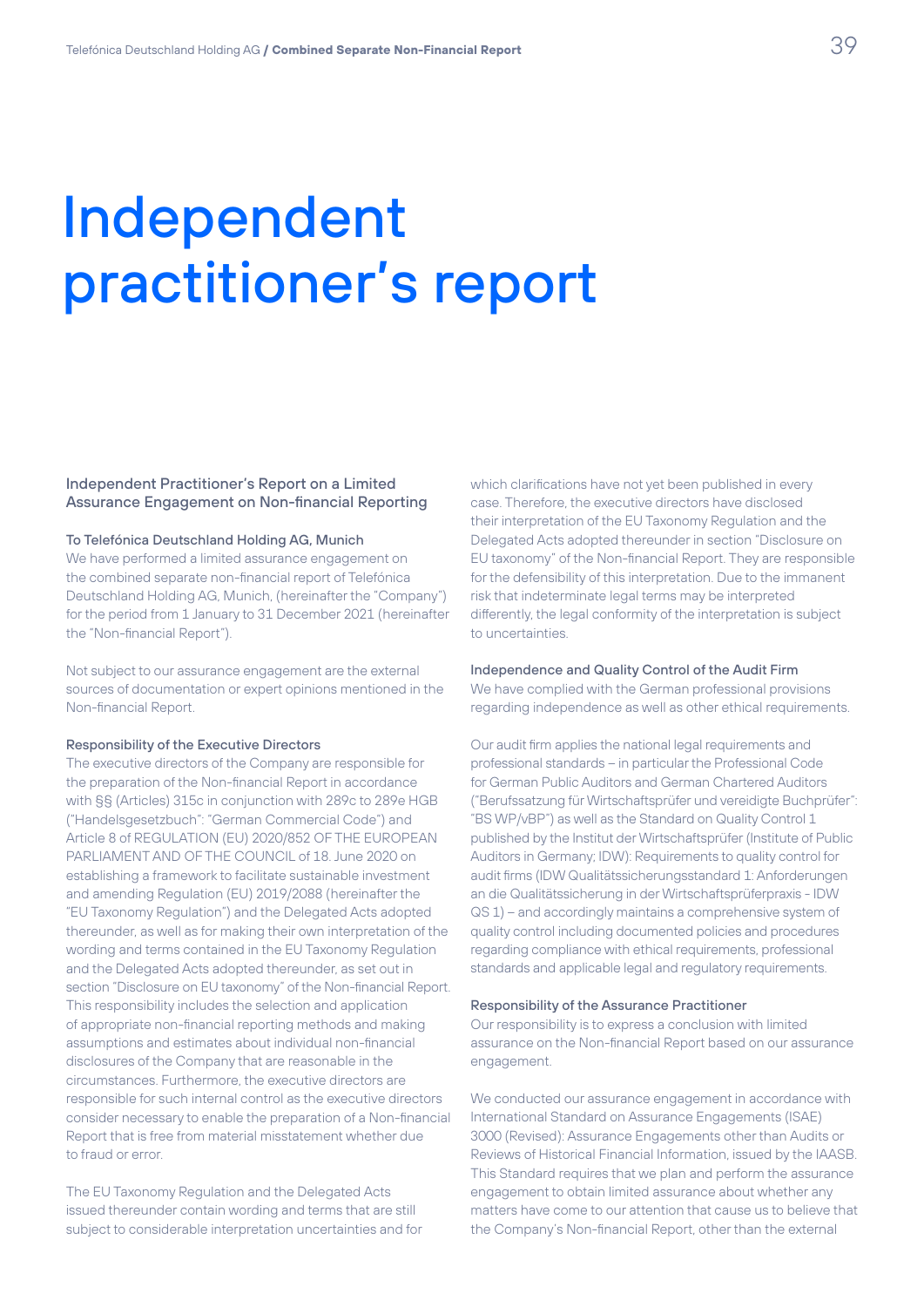# Independent practitioner's report

## Independent Practitioner's Report on a Limited Assurance Engagement on Non-financial Reporting

### To Telefónica Deutschland Holding AG, Munich

We have performed a limited assurance engagement on the combined separate non-financial report of Telefónica Deutschland Holding AG, Munich, (hereinafter the "Company") for the period from 1 January to 31 December 2021 (hereinafter the "Non-financial Report").

Not subject to our assurance engagement are the external sources of documentation or expert opinions mentioned in the Non-financial Report.

### Responsibility of the Executive Directors

The executive directors of the Company are responsible for the preparation of the Non-financial Report in accordance with §§ (Articles) 315c in conjunction with 289c to 289e HGB ("Handelsgesetzbuch": "German Commercial Code") and Article 8 of REGULATION (EU) 2020/852 OF THE EUROPEAN PARLIAMENT AND OF THE COUNCIL of 18. June 2020 on establishing a framework to facilitate sustainable investment and amending Regulation (EU) 2019/2088 (hereinafter the "EU Taxonomy Regulation") and the Delegated Acts adopted thereunder, as well as for making their own interpretation of the wording and terms contained in the EU Taxonomy Regulation and the Delegated Acts adopted thereunder, as set out in section "Disclosure on EU taxonomy" of the Non-financial Report. This responsibility includes the selection and application of appropriate non-financial reporting methods and making assumptions and estimates about individual non-financial disclosures of the Company that are reasonable in the circumstances. Furthermore, the executive directors are responsible for such internal control as the executive directors consider necessary to enable the preparation of a Non-financial Report that is free from material misstatement whether due to fraud or error.

The EU Taxonomy Regulation and the Delegated Acts issued thereunder contain wording and terms that are still subject to considerable interpretation uncertainties and for which clarifications have not yet been published in every case. Therefore, the executive directors have disclosed their interpretation of the EU Taxonomy Regulation and the Delegated Acts adopted thereunder in section "Disclosure on EU taxonomy" of the Non-financial Report. They are responsible for the defensibility of this interpretation. Due to the immanent risk that indeterminate legal terms may be interpreted differently, the legal conformity of the interpretation is subject to uncertainties.

### Independence and Quality Control of the Audit Firm

We have complied with the German professional provisions regarding independence as well as other ethical requirements.

Our audit firm applies the national legal requirements and professional standards – in particular the Professional Code for German Public Auditors and German Chartered Auditors ("Berufssatzung für Wirtschaftsprüfer und vereidigte Buchprüfer": "BS WP/vBP") as well as the Standard on Quality Control 1 published by the Institut der Wirtschaftsprüfer (Institute of Public Auditors in Germany; IDW): Requirements to quality control for audit firms (IDW Qualitätssicherungsstandard 1: Anforderungen an die Qualitätssicherung in der Wirtschaftsprüferpraxis - IDW QS 1) – and accordingly maintains a comprehensive system of quality control including documented policies and procedures regarding compliance with ethical requirements, professional standards and applicable legal and regulatory requirements.

### Responsibility of the Assurance Practitioner

Our responsibility is to express a conclusion with limited assurance on the Non-financial Report based on our assurance engagement.

We conducted our assurance engagement in accordance with International Standard on Assurance Engagements (ISAE) 3000 (Revised): Assurance Engagements other than Audits or Reviews of Historical Financial Information, issued by the IAASB. This Standard requires that we plan and perform the assurance engagement to obtain limited assurance about whether any matters have come to our attention that cause us to believe that the Company's Non-financial Report, other than the external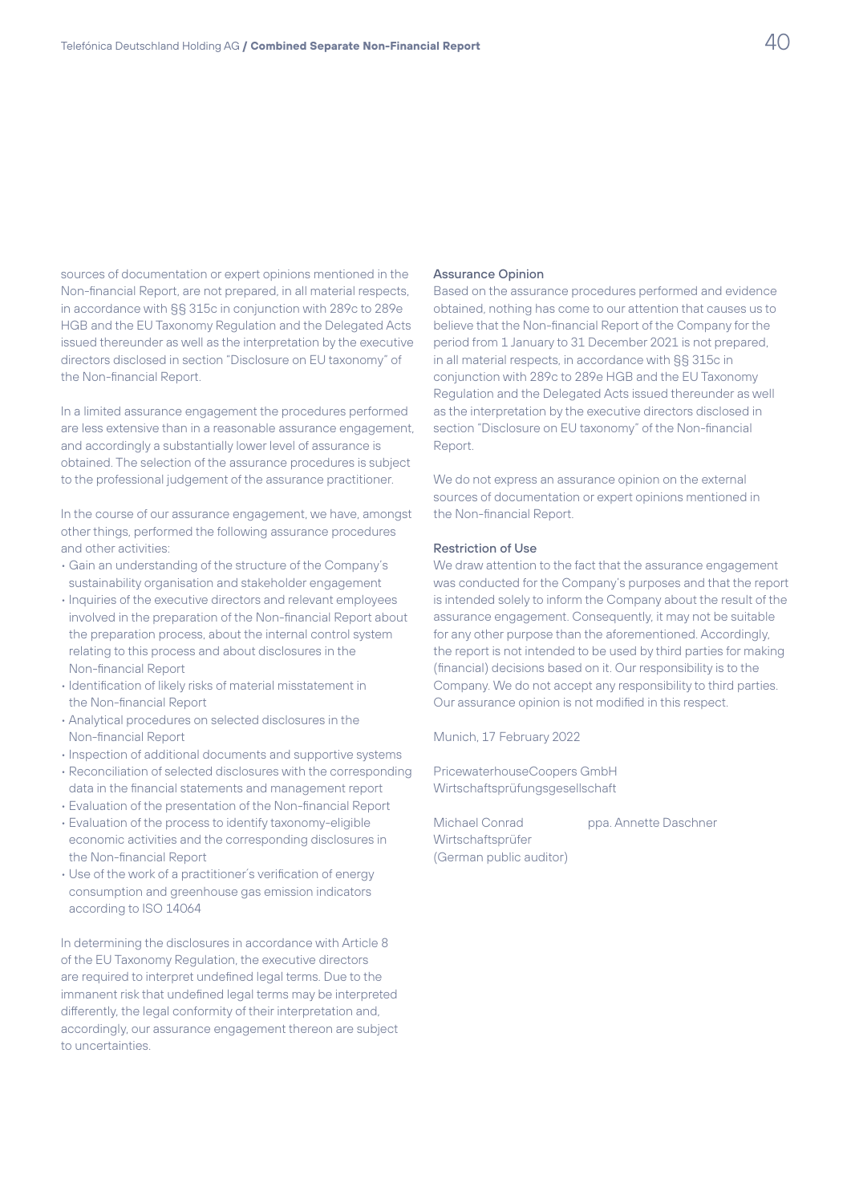sources of documentation or expert opinions mentioned in the Non-financial Report, are not prepared, in all material respects, in accordance with §§ 315c in conjunction with 289c to 289e HGB and the EU Taxonomy Regulation and the Delegated Acts issued thereunder as well as the interpretation by the executive directors disclosed in section "Disclosure on EU taxonomy" of the Non-financial Report.

In a limited assurance engagement the procedures performed are less extensive than in a reasonable assurance engagement, and accordingly a substantially lower level of assurance is obtained. The selection of the assurance procedures is subject to the professional judgement of the assurance practitioner.

In the course of our assurance engagement, we have, amongst other things, performed the following assurance procedures and other activities:

- Gain an understanding of the structure of the Company's sustainability organisation and stakeholder engagement
- Inquiries of the executive directors and relevant employees involved in the preparation of the Non-financial Report about the preparation process, about the internal control system relating to this process and about disclosures in the Non-financial Report
- Identification of likely risks of material misstatement in the Non-financial Report
- Analytical procedures on selected disclosures in the Non-financial Report
- Inspection of additional documents and supportive systems
- Reconciliation of selected disclosures with the corresponding data in the financial statements and management report
- Evaluation of the presentation of the Non-financial Report
- Evaluation of the process to identify taxonomy-eligible economic activities and the corresponding disclosures in the Non-financial Report
- Use of the work of a practitioner's verification of energy consumption and greenhouse gas emission indicators according to ISO 14064

In determining the disclosures in accordance with Article 8 of the EU Taxonomy Regulation, the executive directors are required to interpret undefined legal terms. Due to the immanent risk that undefined legal terms may be interpreted differently, the legal conformity of their interpretation and, accordingly, our assurance engagement thereon are subject to uncertainties.

### Assurance Opinion

Based on the assurance procedures performed and evidence obtained, nothing has come to our attention that causes us to believe that the Non-financial Report of the Company for the period from 1 January to 31 December 2021 is not prepared, in all material respects, in accordance with §§ 315c in conjunction with 289c to 289e HGB and the EU Taxonomy Regulation and the Delegated Acts issued thereunder as well as the interpretation by the executive directors disclosed in section "Disclosure on EU taxonomy" of the Non-financial Report.

We do not express an assurance opinion on the external sources of documentation or expert opinions mentioned in the Non-financial Report.

### Restriction of Use

We draw attention to the fact that the assurance engagement was conducted for the Company's purposes and that the report is intended solely to inform the Company about the result of the assurance engagement. Consequently, it may not be suitable for any other purpose than the aforementioned. Accordingly, the report is not intended to be used by third parties for making (financial) decisions based on it. Our responsibility is to the Company. We do not accept any responsibility to third parties. Our assurance opinion is not modified in this respect.

Munich, 17 February 2022

PricewaterhouseCoopers GmbH
Wirtschaftsprüfungsgesellschaft

Michael Conrad
Wirtschaftsprüfer
(German public auditor)

ppa. Annette Daschner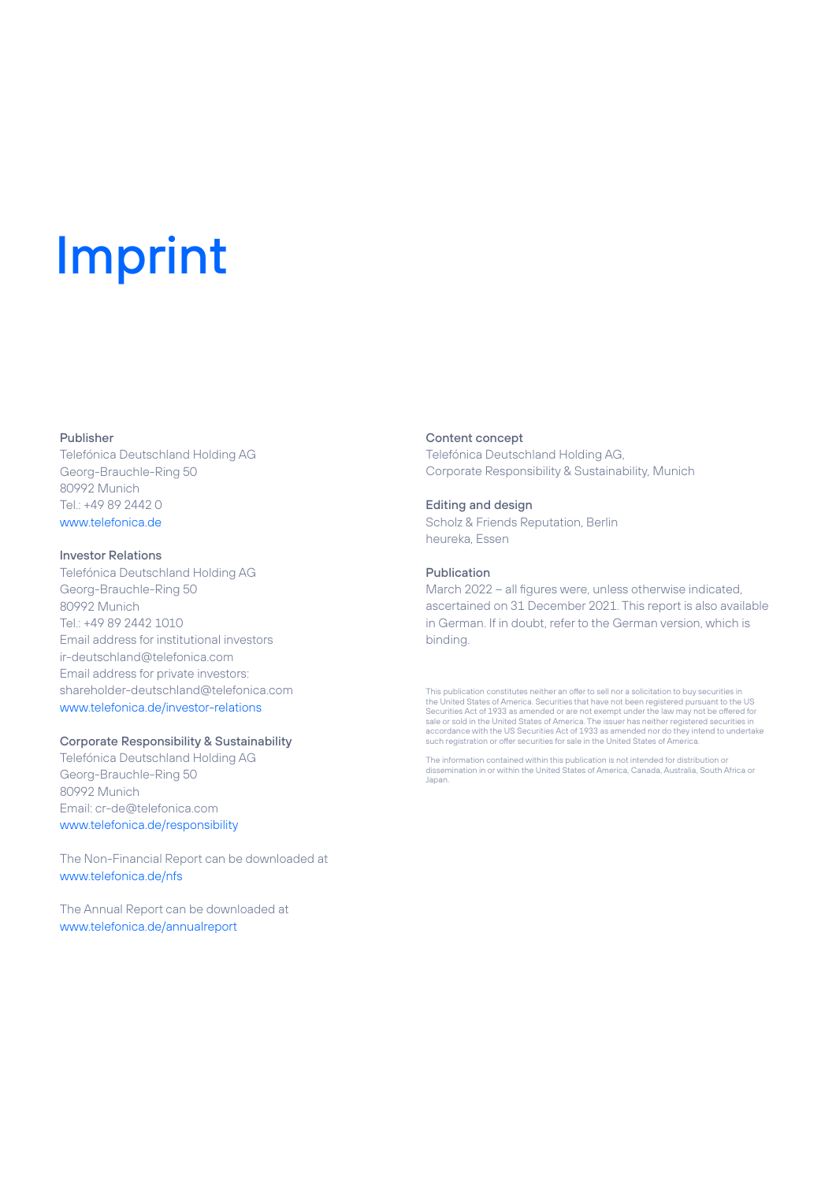# Imprint

**Publisher**
Telefónica Deutschland Holding AG
Georg-Brauchle-Ring 50
80992 Munich
Tel.: +49 89 2442 0
www.telefonica.de

**Investor Relations**
Telefónica Deutschland Holding AG
Georg-Brauchle-Ring 50
80992 Munich
Tel.: +49 89 2442 1010
Email address for institutional investors
ir-deutschland@telefonica.com
Email address for private investors:
shareholder-deutschland@telefonica.com
www.telefonica.de/investor-relations

**Corporate Responsibility & Sustainability**
Telefónica Deutschland Holding AG
Georg-Brauchle-Ring 50
80992 Munich
Email: cr-de@telefonica.com
www.telefonica.de/responsibility

The Non-Financial Report can be downloaded at
www.telefonica.de/nfs

The Annual Report can be downloaded at
www.telefonica.de/annualreport

**Content concept**
Telefónica Deutschland Holding AG,
Corporate Responsibility & Sustainability, Munich

**Editing and design**
Scholz & Friends Reputation, Berlin
heureka, Essen

**Publication**
March 2022 – all figures were, unless otherwise indicated, ascertained on 31 December 2021. This report is also available in German. If in doubt, refer to the German version, which is binding.

This publication constitutes neither an offer to sell nor a solicitation to buy securities in the United States of America. Securities that have not been registered pursuant to the US Securities Act of 1933 as amended or are not exempt under the law may not be offered for sale or sold in the United States of America. The issuer has neither registered securities in accordance with the US Securities Act of 1933 as amended nor do they intend to undertake such registration or offer securities for sale in the United States of America.

The information contained within this publication is not intended for distribution or dissemination in or within the United States of America, Canada, Australia, South Africa or Japan.